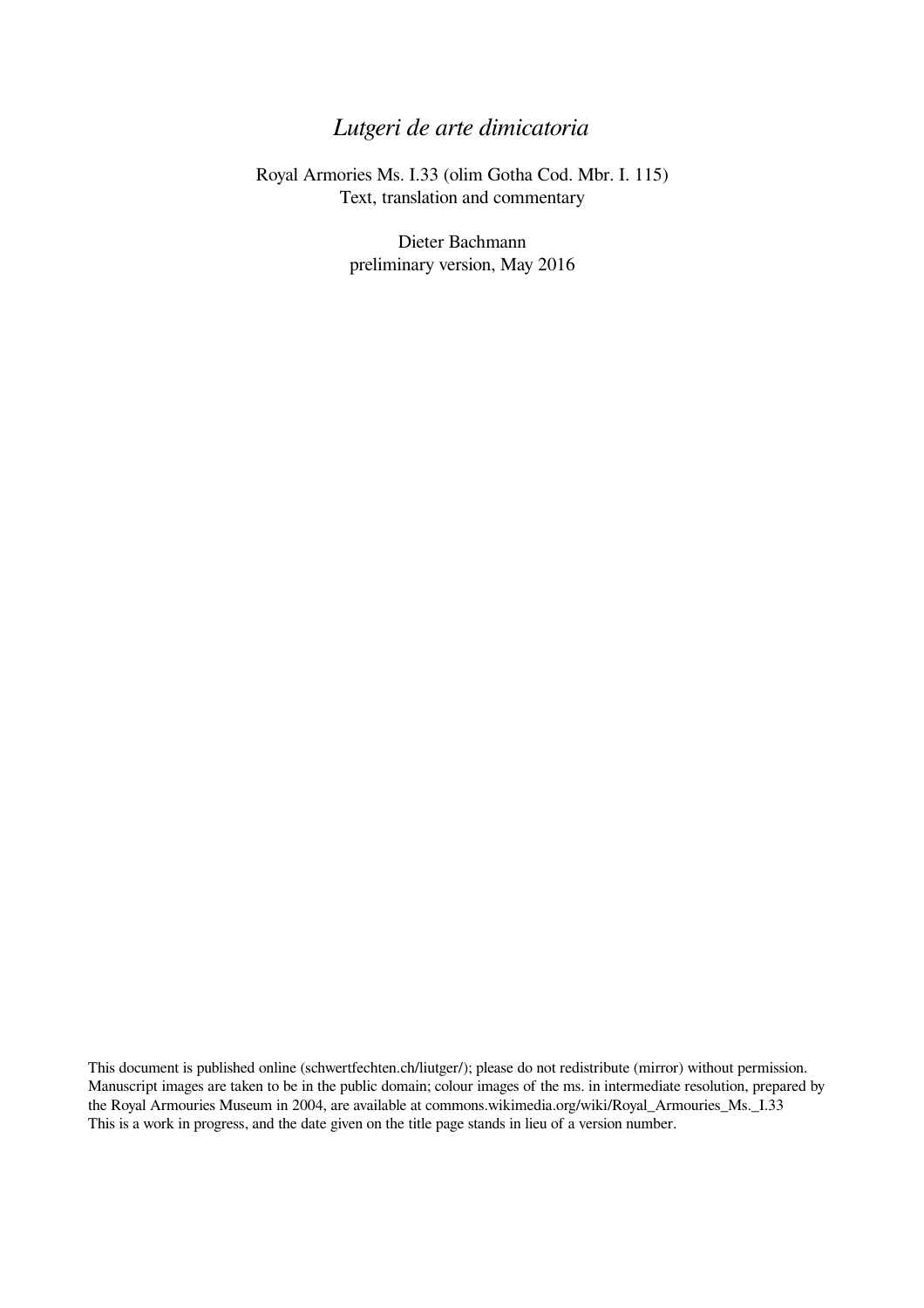# *Lutgeri de arte dimicatoria*

Royal Armories Ms. I.33 (olim Gotha Cod. Mbr. I. 115)
Text, translation and commentary

Dieter Bachmann
preliminary version, May 2016

This document is published online (schwertfechten.ch/liutger/); please do not redistribute (mirror) without permission.
Manuscript images are taken to be in the public domain; colour images of the ms. in intermediate resolution, prepared by the Royal Armouries Museum in 2004, are available at commons.wikimedia.org/wiki/Royal_Armouries_Ms._I.33
This is a work in progress, and the date given on the title page stands in lieu of a version number.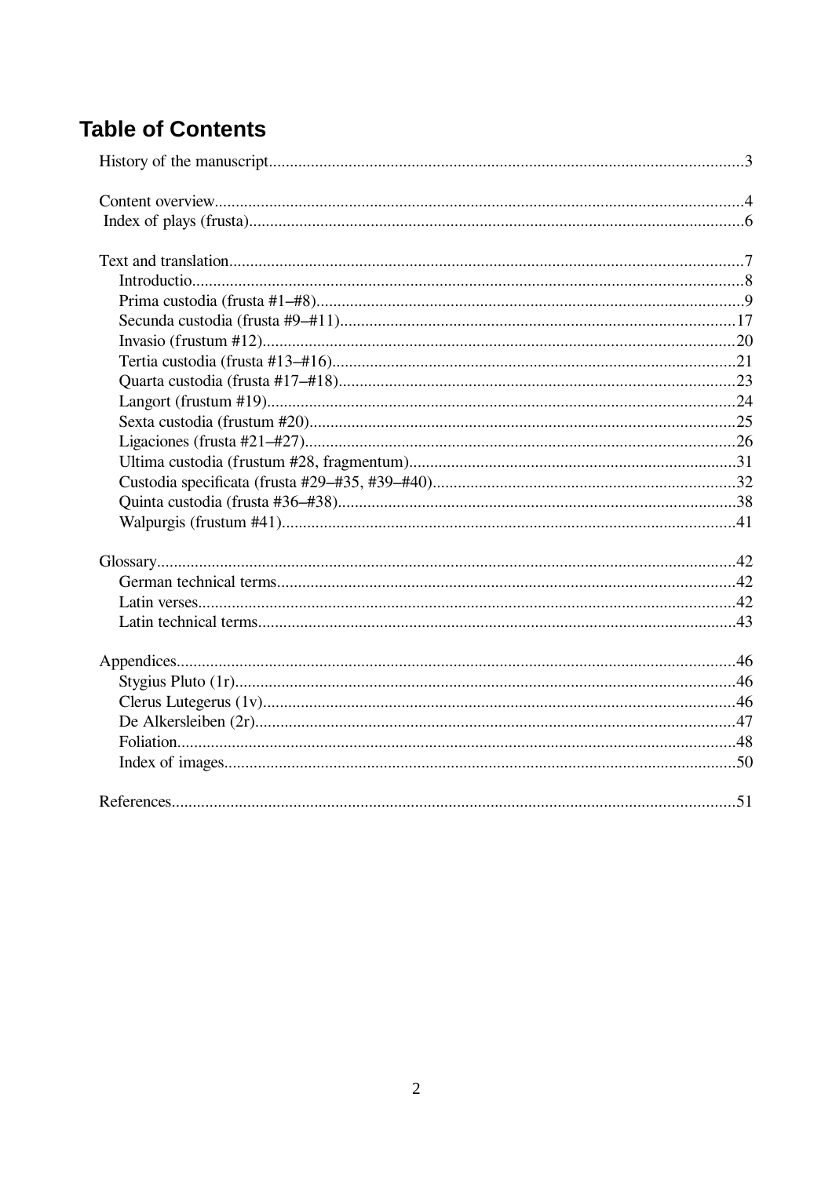# Table of Contents

History of the manuscript ... 3

Content overview ... 4
Index of plays (frusta) ... 6

Text and translation ... 7
- Introductio ... 8
- Prima custodia (frusta #1–#8) ... 9
- Secunda custodia (frusta #9–#11) ... 17
- Invasio (frustum #12) ... 20
- Tertia custodia (frusta #13–#16) ... 21
- Quarta custodia (frusta #17–#18) ... 23
- Langort (frustum #19) ... 24
- Sexta custodia (frustum #20) ... 25
- Ligaciones (frusta #21–#27) ... 26
- Ultima custodia (frustum #28, fragmentum) ... 31
- Custodia specificata (frusta #29–#35, #39–#40) ... 32
- Quinta custodia (frusta #36–#38) ... 38
- Walpurgis (frustum #41) ... 41

Glossary ... 42
- German technical terms ... 42
- Latin verses ... 42
- Latin technical terms ... 43

Appendices ... 46
- Stygius Pluto (1r) ... 46
- Clerus Lutegerus (1v) ... 46
- De Alkersleiben (2r) ... 47
- Foliation ... 48
- Index of images ... 50

References ... 51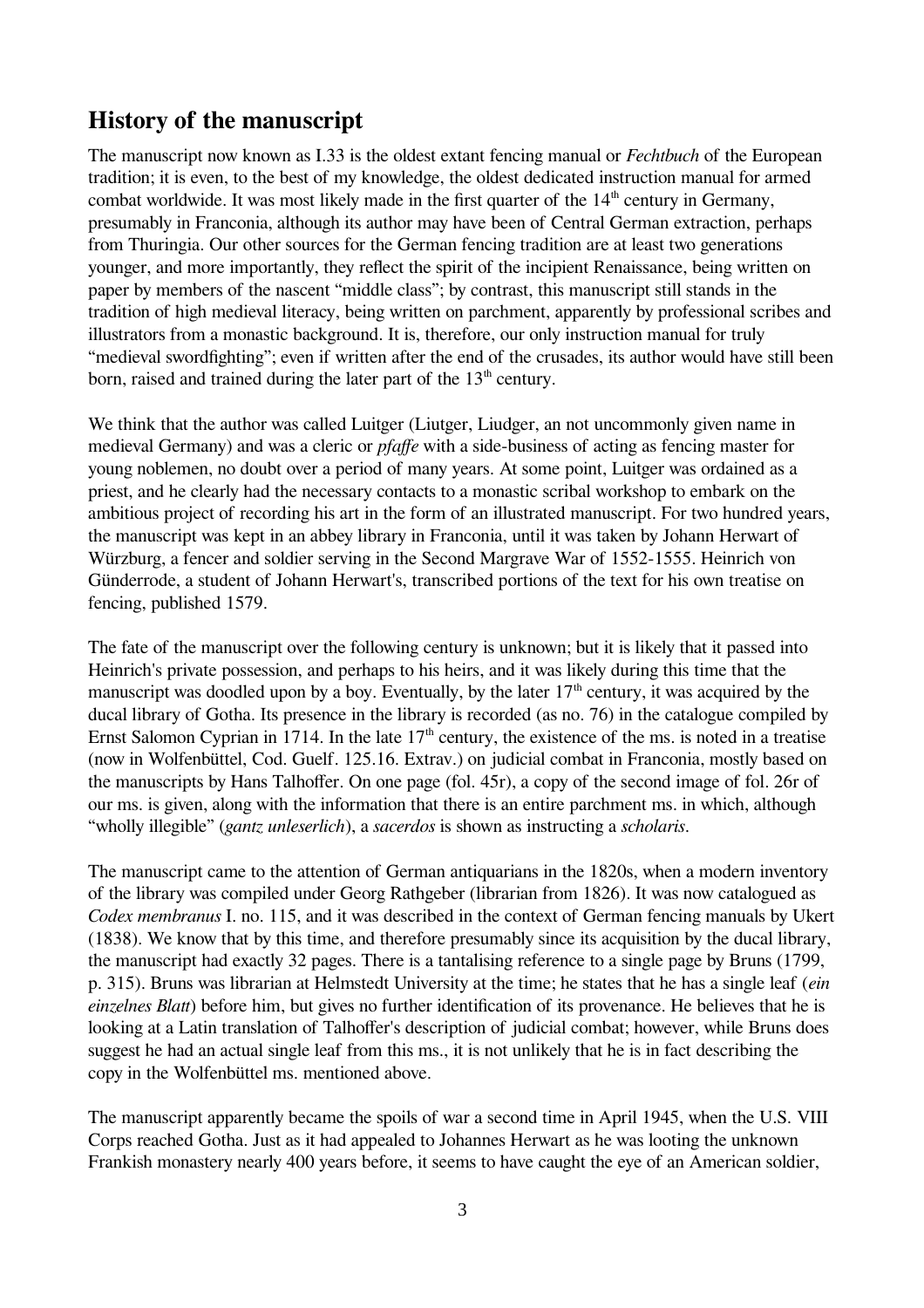## History of the manuscript

The manuscript now known as I.33 is the oldest extant fencing manual or *Fechtbuch* of the European tradition; it is even, to the best of my knowledge, the oldest dedicated instruction manual for armed combat worldwide. It was most likely made in the first quarter of the 14th century in Germany, presumably in Franconia, although its author may have been of Central German extraction, perhaps from Thuringia. Our other sources for the German fencing tradition are at least two generations younger, and more importantly, they reflect the spirit of the incipient Renaissance, being written on paper by members of the nascent "middle class"; by contrast, this manuscript still stands in the tradition of high medieval literacy, being written on parchment, apparently by professional scribes and illustrators from a monastic background. It is, therefore, our only instruction manual for truly "medieval swordfighting"; even if written after the end of the crusades, its author would have still been born, raised and trained during the later part of the 13th century.

We think that the author was called Luitger (Liutger, Liudger, an not uncommonly given name in medieval Germany) and was a cleric or *pfaffe* with a side-business of acting as fencing master for young noblemen, no doubt over a period of many years. At some point, Luitger was ordained as a priest, and he clearly had the necessary contacts to a monastic scribal workshop to embark on the ambitious project of recording his art in the form of an illustrated manuscript. For two hundred years, the manuscript was kept in an abbey library in Franconia, until it was taken by Johann Herwart of Würzburg, a fencer and soldier serving in the Second Margrave War of 1552-1555. Heinrich von Günderrode, a student of Johann Herwart's, transcribed portions of the text for his own treatise on fencing, published 1579.

The fate of the manuscript over the following century is unknown; but it is likely that it passed into Heinrich's private possession, and perhaps to his heirs, and it was likely during this time that the manuscript was doodled upon by a boy. Eventually, by the later 17th century, it was acquired by the ducal library of Gotha. Its presence in the library is recorded (as no. 76) in the catalogue compiled by Ernst Salomon Cyprian in 1714. In the late 17th century, the existence of the ms. is noted in a treatise (now in Wolfenbüttel, Cod. Guelf. 125.16. Extrav.) on judicial combat in Franconia, mostly based on the manuscripts by Hans Talhoffer. On one page (fol. 45r), a copy of the second image of fol. 26r of our ms. is given, along with the information that there is an entire parchment ms. in which, although "wholly illegible" (*gantz unleserlich*), a *sacerdos* is shown as instructing a *scholaris*.

The manuscript came to the attention of German antiquarians in the 1820s, when a modern inventory of the library was compiled under Georg Rathgeber (librarian from 1826). It was now catalogued as *Codex membranus* I. no. 115, and it was described in the context of German fencing manuals by Ukert (1838). We know that by this time, and therefore presumably since its acquisition by the ducal library, the manuscript had exactly 32 pages. There is a tantalising reference to a single page by Bruns (1799, p. 315). Bruns was librarian at Helmstedt University at the time; he states that he has a single leaf (*ein einzelnes Blatt*) before him, but gives no further identification of its provenance. He believes that he is looking at a Latin translation of Talhoffer's description of judicial combat; however, while Bruns does suggest he had an actual single leaf from this ms., it is not unlikely that he is in fact describing the copy in the Wolfenbüttel ms. mentioned above.

The manuscript apparently became the spoils of war a second time in April 1945, when the U.S. VIII Corps reached Gotha. Just as it had appealed to Johannes Herwart as he was looting the unknown Frankish monastery nearly 400 years before, it seems to have caught the eye of an American soldier,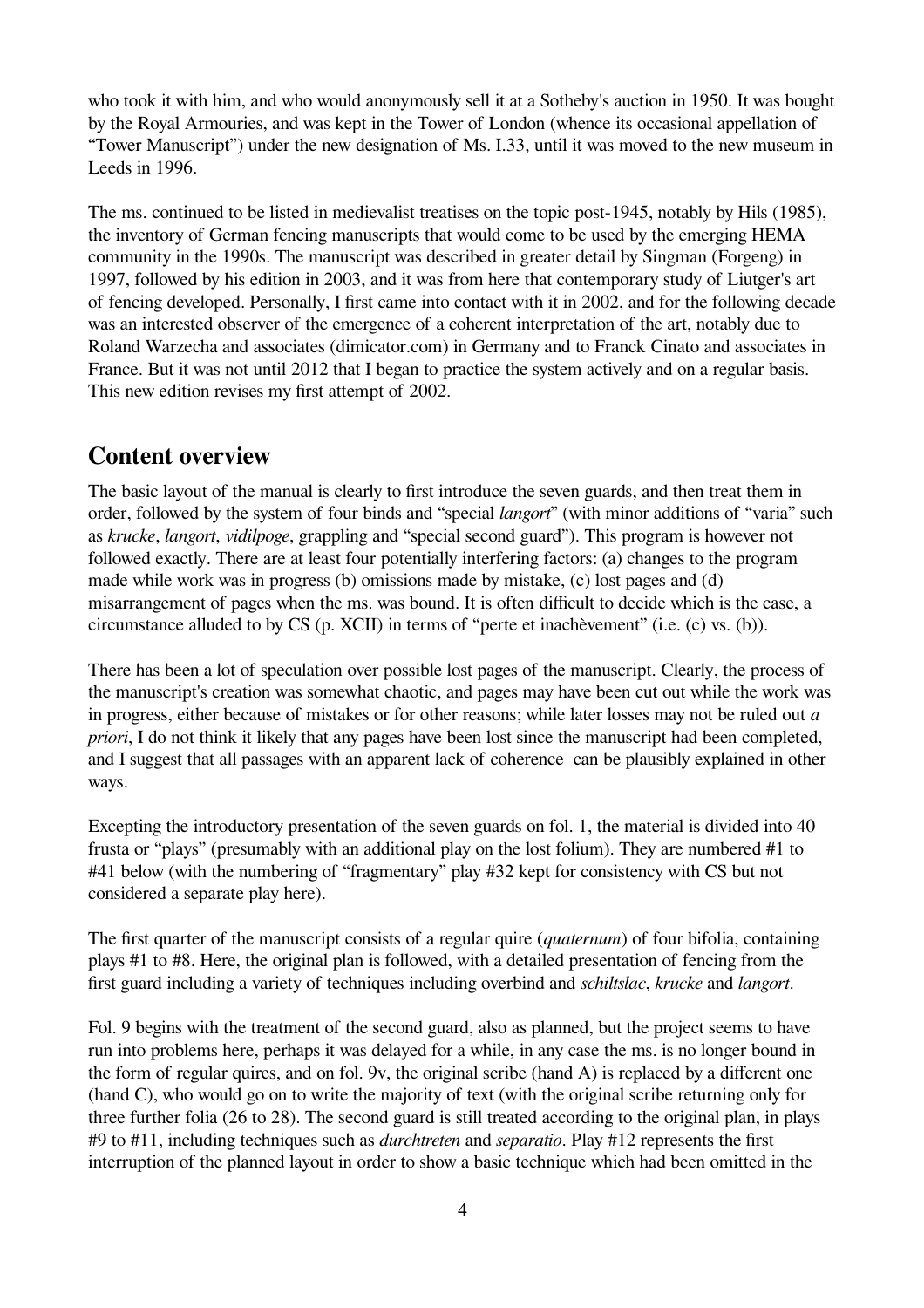who took it with him, and who would anonymously sell it at a Sotheby's auction in 1950. It was bought by the Royal Armouries, and was kept in the Tower of London (whence its occasional appellation of "Tower Manuscript") under the new designation of Ms. I.33, until it was moved to the new museum in Leeds in 1996.

The ms. continued to be listed in medievalist treatises on the topic post-1945, notably by Hils (1985), the inventory of German fencing manuscripts that would come to be used by the emerging HEMA community in the 1990s. The manuscript was described in greater detail by Singman (Forgeng) in 1997, followed by his edition in 2003, and it was from here that contemporary study of Liutger's art of fencing developed. Personally, I first came into contact with it in 2002, and for the following decade was an interested observer of the emergence of a coherent interpretation of the art, notably due to Roland Warzecha and associates (dimicator.com) in Germany and to Franck Cinato and associates in France. But it was not until 2012 that I began to practice the system actively and on a regular basis. This new edition revises my first attempt of 2002.

## Content overview

The basic layout of the manual is clearly to first introduce the seven guards, and then treat them in order, followed by the system of four binds and "special *langort*" (with minor additions of "varia" such as *krucke*, *langort*, *vidilpoge*, grappling and "special second guard"). This program is however not followed exactly. There are at least four potentially interfering factors: (a) changes to the program made while work was in progress (b) omissions made by mistake, (c) lost pages and (d) misarrangement of pages when the ms. was bound. It is often difficult to decide which is the case, a circumstance alluded to by CS (p. XCII) in terms of "perte et inachèvement" (i.e. (c) vs. (b)).

There has been a lot of speculation over possible lost pages of the manuscript. Clearly, the process of the manuscript's creation was somewhat chaotic, and pages may have been cut out while the work was in progress, either because of mistakes or for other reasons; while later losses may not be ruled out *a priori*, I do not think it likely that any pages have been lost since the manuscript had been completed, and I suggest that all passages with an apparent lack of coherence can be plausibly explained in other ways.

Excepting the introductory presentation of the seven guards on fol. 1, the material is divided into 40 frusta or "plays" (presumably with an additional play on the lost folium). They are numbered #1 to #41 below (with the numbering of "fragmentary" play #32 kept for consistency with CS but not considered a separate play here).

The first quarter of the manuscript consists of a regular quire (*quaternum*) of four bifolia, containing plays #1 to #8. Here, the original plan is followed, with a detailed presentation of fencing from the first guard including a variety of techniques including overbind and *schiltslac*, *krucke* and *langort*.

Fol. 9 begins with the treatment of the second guard, also as planned, but the project seems to have run into problems here, perhaps it was delayed for a while, in any case the ms. is no longer bound in the form of regular quires, and on fol. 9v, the original scribe (hand A) is replaced by a different one (hand C), who would go on to write the majority of text (with the original scribe returning only for three further folia (26 to 28). The second guard is still treated according to the original plan, in plays #9 to #11, including techniques such as *durchtreten* and *separatio*. Play #12 represents the first interruption of the planned layout in order to show a basic technique which had been omitted in the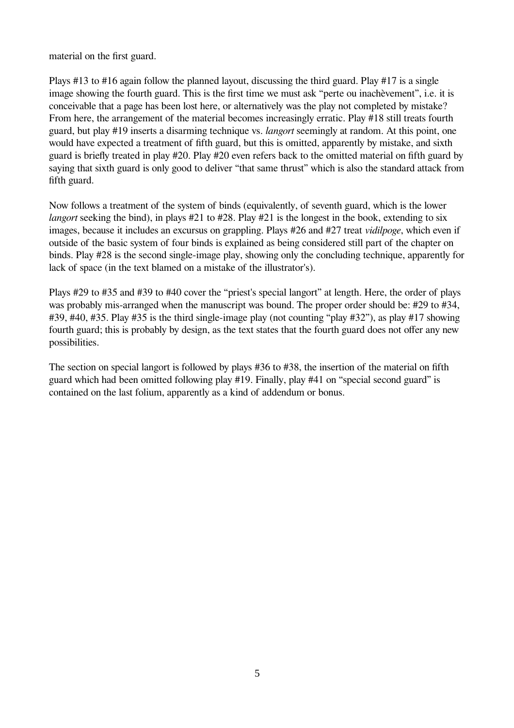material on the first guard.

Plays #13 to #16 again follow the planned layout, discussing the third guard. Play #17 is a single image showing the fourth guard. This is the first time we must ask "perte ou inachèvement", i.e. it is conceivable that a page has been lost here, or alternatively was the play not completed by mistake? From here, the arrangement of the material becomes increasingly erratic. Play #18 still treats fourth guard, but play #19 inserts a disarming technique vs. *langort* seemingly at random. At this point, one would have expected a treatment of fifth guard, but this is omitted, apparently by mistake, and sixth guard is briefly treated in play #20. Play #20 even refers back to the omitted material on fifth guard by saying that sixth guard is only good to deliver "that same thrust" which is also the standard attack from fifth guard.

Now follows a treatment of the system of binds (equivalently, of seventh guard, which is the lower *langort* seeking the bind), in plays #21 to #28. Play #21 is the longest in the book, extending to six images, because it includes an excursus on grappling. Plays #26 and #27 treat *vidilpoge*, which even if outside of the basic system of four binds is explained as being considered still part of the chapter on binds. Play #28 is the second single-image play, showing only the concluding technique, apparently for lack of space (in the text blamed on a mistake of the illustrator's).

Plays #29 to #35 and #39 to #40 cover the "priest's special langort" at length. Here, the order of plays was probably mis-arranged when the manuscript was bound. The proper order should be: #29 to #34, #39, #40, #35. Play #35 is the third single-image play (not counting "play #32"), as play #17 showing fourth guard; this is probably by design, as the text states that the fourth guard does not offer any new possibilities.

The section on special langort is followed by plays #36 to #38, the insertion of the material on fifth guard which had been omitted following play #19. Finally, play #41 on "special second guard" is contained on the last folium, apparently as a kind of addendum or bonus.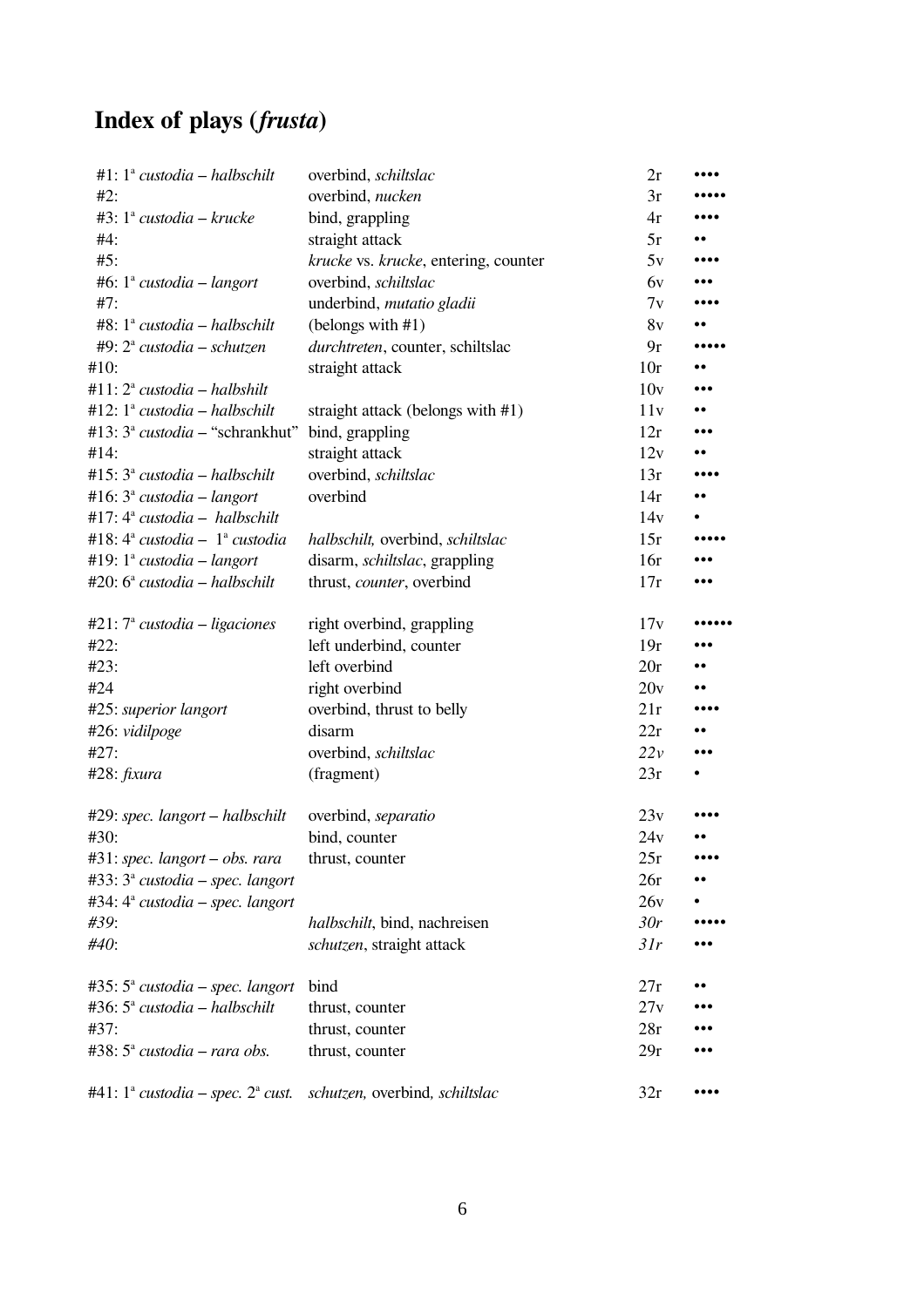# Index of plays (*frusta*)

| | | | |
|---|---|---|---|
| #1: 1ª *custodia – halbschilt* | overbind, *schiltslac* | 2r | •••• |
| #2: | overbind, *nucken* | 3r | ••••• |
| #3: 1ª *custodia – krucke* | bind, grappling | 4r | •••• |
| #4: | straight attack | 5r | •• |
| #5: | *krucke* vs. *krucke*, entering, counter | 5v | •••• |
| #6: 1ª *custodia – langort* | overbind, *schiltslac* | 6v | ••• |
| #7: | underbind, *mutatio gladii* | 7v | •••• |
| #8: 1ª *custodia – halbschilt* | (belongs with #1) | 8v | •• |
| #9: 2ª *custodia – schutzen* | *durchtreten*, counter, schiltslac | 9r | ••••• |
| #10: | straight attack | 10r | •• |
| #11: 2ª *custodia – halbshilt* | | 10v | ••• |
| #12: 1ª *custodia – halbschilt* | straight attack (belongs with #1) | 11v | •• |
| #13: 3ª *custodia* – "schrankhut" | bind, grappling | 12r | ••• |
| #14: | straight attack | 12v | •• |
| #15: 3ª *custodia – halbschilt* | overbind, *schiltslac* | 13r | •••• |
| #16: 3ª *custodia – langort* | overbind | 14r | •• |
| #17: 4ª *custodia – halbschilt* | | 14v | • |
| #18: 4ª *custodia –* 1ª *custodia* | *halbschilt,* overbind, *schiltslac* | 15r | ••••• |
| #19: 1ª *custodia – langort* | disarm, *schiltslac*, grappling | 16r | ••• |
| #20: 6ª *custodia – halbschilt* | thrust, *counter*, overbind | 17r | ••• |
| | | | |
| #21: 7ª *custodia – ligaciones* | right overbind, grappling | 17v | •••••• |
| #22: | left underbind, counter | 19r | ••• |
| #23: | left overbind | 20r | •• |
| #24 | right overbind | 20v | •• |
| #25: *superior langort* | overbind, thrust to belly | 21r | •••• |
| #26: *vidilpoge* | disarm | 22r | •• |
| #27: | overbind, *schiltslac* | *22v* | ••• |
| #28: *fixura* | (fragment) | 23r | • |
| | | | |
| #29: *spec. langort – halbschilt* | overbind, *separatio* | 23v | •••• |
| #30: | bind, counter | 24v | •• |
| #31: *spec. langort – obs. rara* | thrust, counter | 25r | •••• |
| #33: 3ª *custodia – spec. langort* | | 26r | •• |
| #34: 4ª *custodia – spec. langort* | | 26v | • |
| *#39*: | *halbschilt*, bind, nachreisen | *30r* | ••••• |
| *#40*: | *schutzen*, straight attack | *31r* | ••• |
| | | | |
| #35: 5ª *custodia – spec. langort* | bind | 27r | •• |
| #36: 5ª *custodia – halbschilt* | thrust, counter | 27v | ••• |
| #37: | thrust, counter | 28r | ••• |
| #38: 5ª *custodia – rara obs.* | thrust, counter | 29r | ••• |
| | | | |
| #41: 1ª *custodia – spec.* 2ª *cust.* | *schutzen,* overbind*, schiltslac* | 32r | •••• |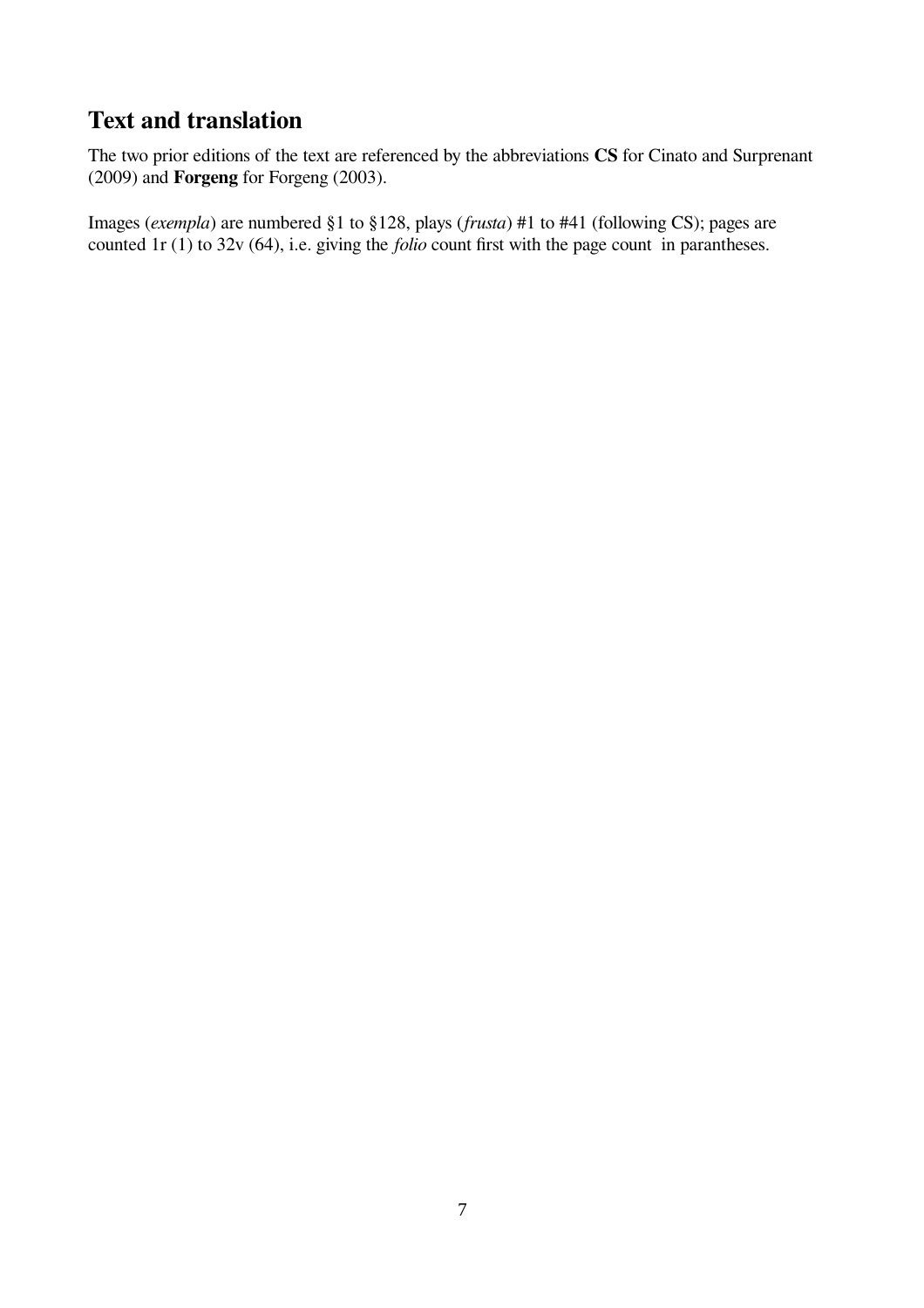## Text and translation

The two prior editions of the text are referenced by the abbreviations **CS** for Cinato and Surprenant (2009) and **Forgeng** for Forgeng (2003).

Images (*exempla*) are numbered §1 to §128, plays (*frusta*) #1 to #41 (following CS); pages are counted 1r (1) to 32v (64), i.e. giving the *folio* count first with the page count in parantheses.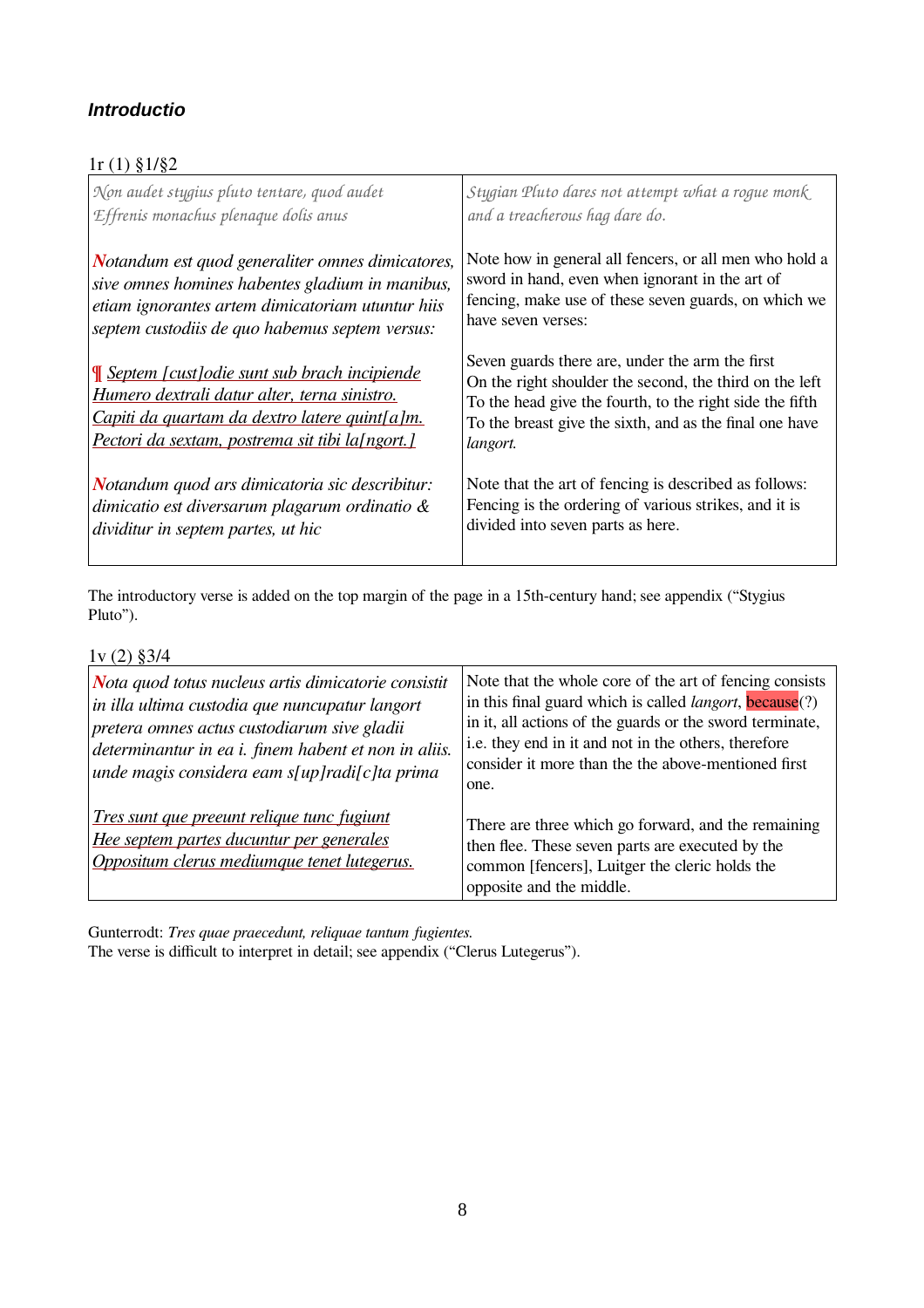### *Introductio*

1r (1) §1/§2

| | |
|---|---|
| *Non audet stygius pluto tentare, quod audet*<br>*Effrenis monachus plenaque dolis anus* | *Stygian Pluto dares not attempt what a rogue monk and a treacherous hag dare do.* |
| *Notandum est quod generaliter omnes dimicatores, sive omnes homines habentes gladium in manibus, etiam ignorantes artem dimicatoriam utuntur hiis septem custodiis de quo habemus septem versus:* | Note how in general all fencers, or all men who hold a sword in hand, even when ignorant in the art of fencing, make use of these seven guards, on which we have seven verses: |
| ¶ *Septem [cust]odie sunt sub brach incipiende*<br>*Humero dextrali datur alter, terna sinistro.*<br>*Capiti da quartam da dextro latere quint[a]m.*<br>*Pectori da sextam, postrema sit tibi la[ngort.]* | Seven guards there are, under the arm the first<br>On the right shoulder the second, the third on the left<br>To the head give the fourth, to the right side the fifth<br>To the breast give the sixth, and as the final one have *langort.* |
| *Notandum quod ars dimicatoria sic describitur: dimicatio est diversarum plagarum ordinatio & dividitur in septem partes, ut hic* | Note that the art of fencing is described as follows: Fencing is the ordering of various strikes, and it is divided into seven parts as here. |

The introductory verse is added on the top margin of the page in a 15th-century hand; see appendix ("Stygius Pluto").

1v (2) §3/4

| | |
|---|---|
| *Nota quod totus nucleus artis dimicatorie consistit in illa ultima custodia que nuncupatur langort pretera omnes actus custodiarum sive gladii determinantur in ea i. finem habent et non in aliis. unde magis considera eam s[up]radi[c]ta prima* | Note that the whole core of the art of fencing consists in this final guard which is called *langort*, because(?) in it, all actions of the guards or the sword terminate, i.e. they end in it and not in the others, therefore consider it more than the the above-mentioned first one. |
| *Tres sunt que preeunt relique tunc fugiunt*<br>*Hee septem partes ducuntur per generales*<br>*Oppositum clerus mediumque tenet lutegerus.* | There are three which go forward, and the remaining then flee. These seven parts are executed by the common [fencers], Luitger the cleric holds the opposite and the middle. |

Gunterrodt: *Tres quae praecedunt, reliquae tantum fugientes.*
The verse is difficult to interpret in detail; see appendix ("Clerus Lutegerus").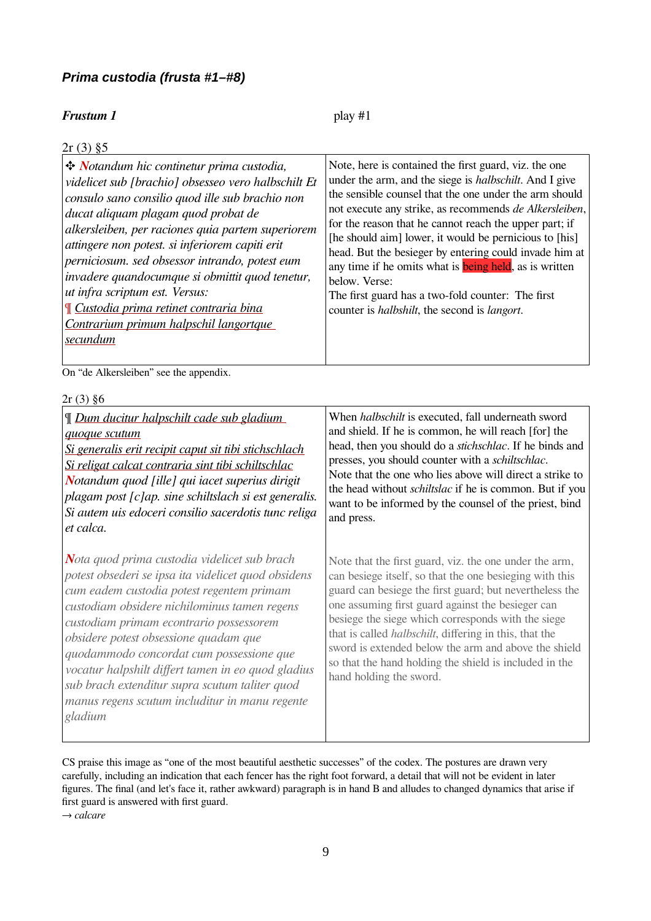### *Prima custodia (frusta #1–#8)*

***Frustum 1*** play #1

2r (3) §5

| *✣ Notandum hic continetur prima custodia, videlicet sub [brachio] obsesseo vero halbschilt Et consulo sano consilio quod ille sub brachio non ducat aliquam plagam quod probat de alkersleiben, per raciones quia partem superiorem attingere non potest. si inferiorem capiti erit perniciosum. sed obsessor intrando, potest eum invadere quandocumque si obmittit quod tenetur, ut infra scriptum est. Versus:*<br>¶ *Custodia prima retinet contraria bina*<br>*Contrarium primum halpschil langortque secundum* | Note, here is contained the first guard, viz. the one under the arm, and the siege is *halbschilt*. And I give the sensible counsel that the one under the arm should not execute any strike, as recommends *de Alkersleiben*, for the reason that he cannot reach the upper part; if [he should aim] lower, it would be pernicious to [his] head. But the besieger by entering could invade him at any time if he omits what is being held, as is written below. Verse:<br>The first guard has a two-fold counter: The first counter is *halbshilt*, the second is *langort*. |
|---|---|

On "de Alkersleiben" see the appendix.

2r (3) §6

| ¶ *Dum ducitur halpschilt cade sub gladium quoque scutum*<br>*Si generalis erit recipit caput sit tibi stichschlach*<br>*Si religat calcat contraria sint tibi schiltschlac*<br>*Notandum quod [ille] qui iacet superius dirigit plagam post [c]ap. sine schiltslach si est generalis. Si autem uis edoceri consilio sacerdotis tunc religa et calca.* | When *halbschilt* is executed, fall underneath sword and shield. If he is common, he will reach [for] the head, then you should do a *stichschlac*. If he binds and presses, you should counter with a *schiltschlac*.<br>Note that the one who lies above will direct a strike to the head without *schiltslac* if he is common. But if you want to be informed by the counsel of the priest, bind and press. |
|---|---|
| *Nota quod prima custodia videlicet sub brach potest obsederi se ipsa ita videlicet quod obsidens cum eadem custodia potest regentem primam custodiam obsidere nichilominus tamen regens custodiam primam econtrario possessorem obsidere potest obsessione quadam que quodammodo concordat cum possessione que vocatur halpshilt differt tamen in eo quod gladius sub brach extenditur supra scutum taliter quod manus regens scutum includitur in manu regente gladium* | Note that the first guard, viz. the one under the arm, can besiege itself, so that the one besieging with this guard can besiege the first guard; but nevertheless the one assuming first guard against the besieger can besiege the siege which corresponds with the siege that is called *halbschilt*, differing in this, that the sword is extended below the arm and above the shield so that the hand holding the shield is included in the hand holding the sword. |

CS praise this image as "one of the most beautiful aesthetic successes" of the codex. The postures are drawn very carefully, including an indication that each fencer has the right foot forward, a detail that will not be evident in later figures. The final (and let's face it, rather awkward) paragraph is in hand B and alludes to changed dynamics that arise if first guard is answered with first guard.
→ *calcare*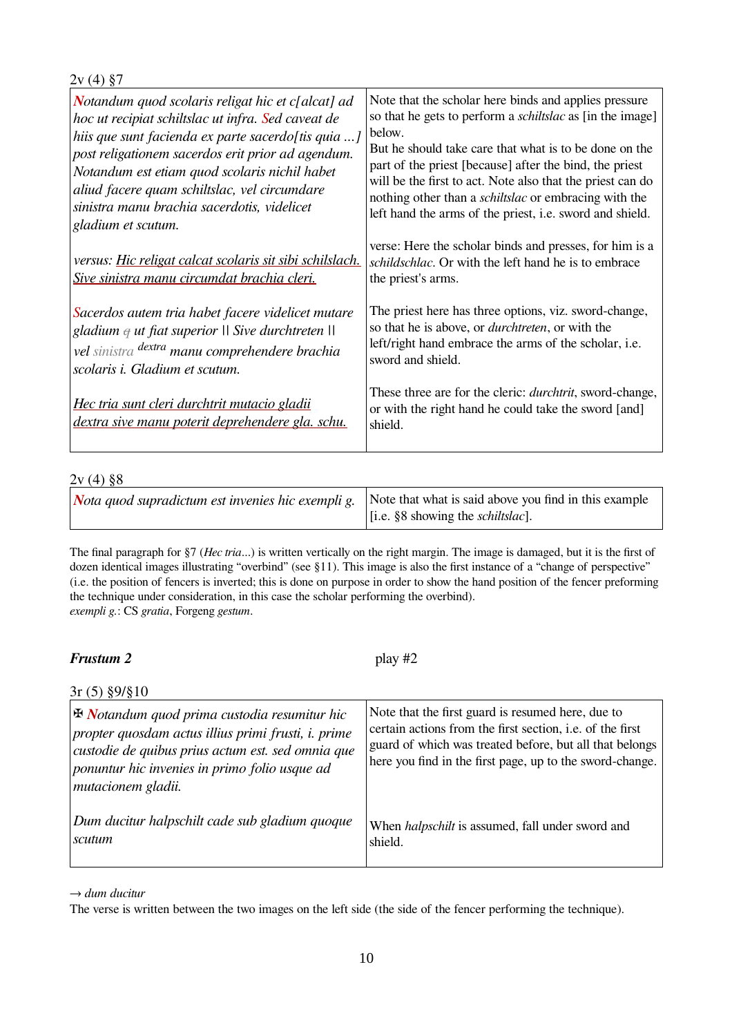2v (4) §7

| | |
|---|---|
| *Notandum quod scolaris religat hic et c[alcat] ad hoc ut recipiat schiltslac ut infra. Sed caveat de hiis que sunt facienda ex parte sacerdo[tis quia ...] post religationem sacerdos erit prior ad agendum. Notandum est etiam quod scolaris nichil habet aliud facere quam schiltslac, vel circumdare sinistra manu brachia sacerdotis, videlicet gladium et scutum.* | Note that the scholar here binds and applies pressure so that he gets to perform a *schiltslac* as [in the image] below. But he should take care that what is to be done on the part of the priest [because] after the bind, the priest will be the first to act. Note also that the priest can do nothing other than a *schiltslac* or embracing with the left hand the arms of the priest, i.e. sword and shield. |
| *versus: Hic religat calcat scolaris sit sibi schilslach. Sive sinistra manu circumdat brachia cleri.* | verse: Here the scholar binds and presses, for him is a *schildschlac*. Or with the left hand he is to embrace the priest's arms. |
| *Sacerdos autem tria habet facere videlicet mutare gladium ~~q~~ ut fiat superior \|\| Sive durchtreten \|\| vel ~~sinistra~~ dextra manu comprehendere brachia scolaris i. Gladium et scutum.* | The priest here has three options, viz. sword-change, so that he is above, or *durchtreten*, or with the left/right hand embrace the arms of the scholar, i.e. sword and shield. |
| *Hec tria sunt cleri durchtrit mutacio gladii dextra sive manu poterit deprehendere gla. schu.* | These three are for the cleric: *durchtrit*, sword-change, or with the right hand he could take the sword [and] shield. |

2v (4) §8

| | |
|---|---|
| *Nota quod supradictum est invenies hic exempli g.* | Note that what is said above you find in this example [i.e. §8 showing the *schiltslac*]. |

The final paragraph for §7 (*Hec tria*...) is written vertically on the right margin. The image is damaged, but it is the first of dozen identical images illustrating "overbind" (see §11). This image is also the first instance of a "change of perspective" (i.e. the position of fencers is inverted; this is done on purpose in order to show the hand position of the fencer preforming the technique under consideration, in this case the scholar performing the overbind).
*exempli g.*: CS *gratia*, Forgeng *gestum*.

**_Frustum 2_** play #2

3r (5) §9/§10

| | |
|---|---|
| ✠ *Notandum quod prima custodia resumitur hic propter quosdam actus illius primi frusti, i. prime custodie de quibus prius actum est. sed omnia que ponuntur hic invenies in primo folio usque ad mutacionem gladii.* | Note that the first guard is resumed here, due to certain actions from the first section, i.e. of the first guard of which was treated before, but all that belongs here you find in the first page, up to the sword-change. |
| *Dum ducitur halpschilt cade sub gladium quoque scutum* | When *halpschilt* is assumed, fall under sword and shield. |

→ *dum ducitur*
The verse is written between the two images on the left side (the side of the fencer performing the technique).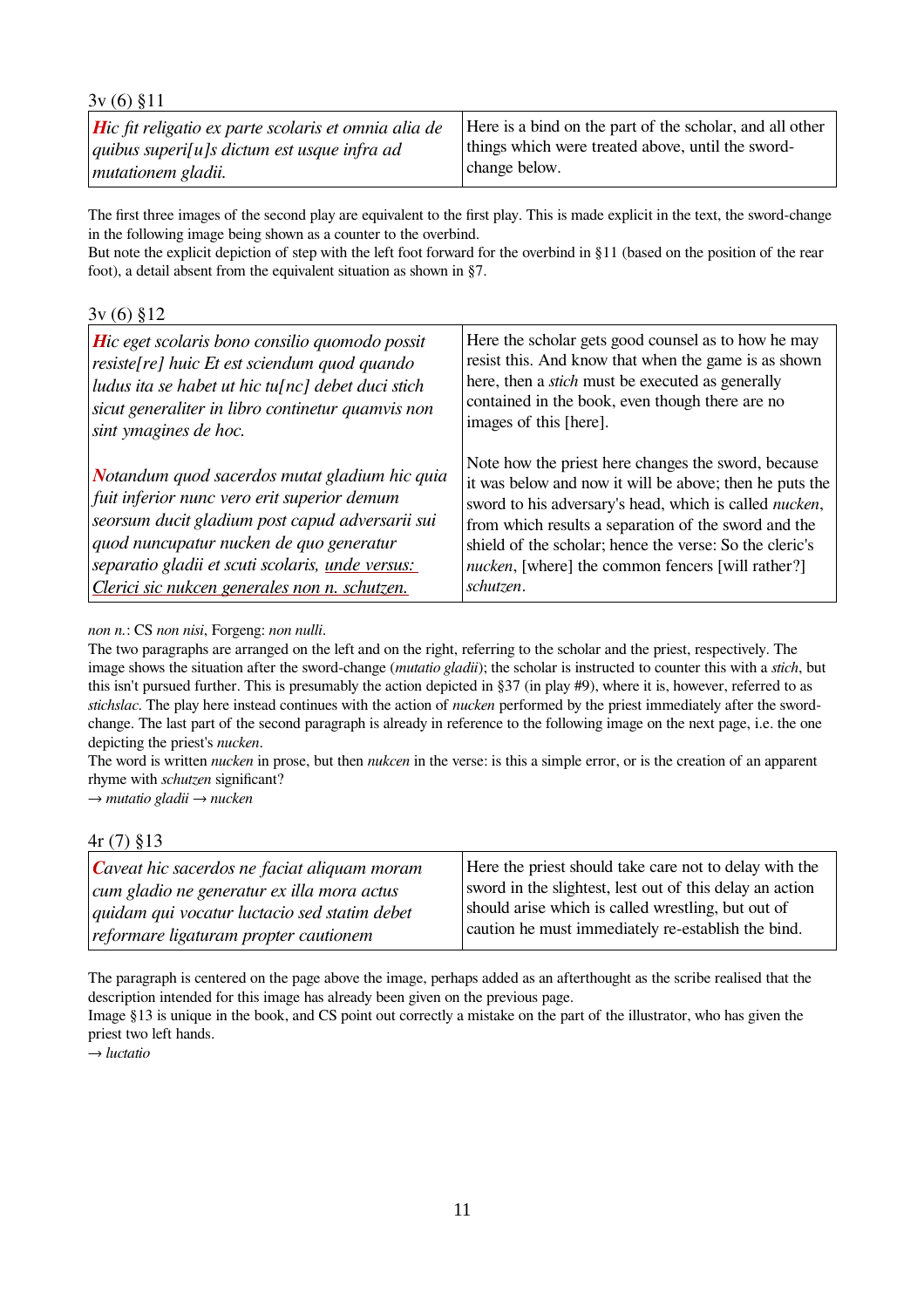3v (6) §11

| | |
|---|---|
| ***H**ic fit religatio ex parte scolaris et omnia alia de quibus superi[u]s dictum est usque infra ad mutationem gladii.* | Here is a bind on the part of the scholar, and all other things which were treated above, until the sword-change below. |

The first three images of the second play are equivalent to the first play. This is made explicit in the text, the sword-change in the following image being shown as a counter to the overbind.
But note the explicit depiction of step with the left foot forward for the overbind in §11 (based on the position of the rear foot), a detail absent from the equivalent situation as shown in §7.

3v (6) §12

| | |
|---|---|
| ***H**ic eget scolaris bono consilio quomodo possit resiste[re] huic Et est sciendum quod quando ludus ita se habet ut hic tu[nc] debet duci stich sicut generaliter in libro continetur quamvis non sint ymagines de hoc.* | Here the scholar gets good counsel as to how he may resist this. And know that when the game is as shown here, then a *stich* must be executed as generally contained in the book, even though there are no images of this [here]. |
| ***N**otandum quod sacerdos mutat gladium hic quia fuit inferior nunc vero erit superior demum seorsum ducit gladium post capud adversarii sui quod nuncupatur nucken de quo generatur separatio gladii et scuti scolaris, unde versus: Clerici sic nukcen generales non n. schutzen.* | Note how the priest here changes the sword, because it was below and now it will be above; then he puts the sword to his adversary's head, which is called *nucken*, from which results a separation of the sword and the shield of the scholar; hence the verse: So the cleric's *nucken*, [where] the common fencers [will rather?] *schutzen*. |

*non n.*: CS *non nisi*, Forgeng: *non nulli*.
The two paragraphs are arranged on the left and on the right, referring to the scholar and the priest, respectively. The image shows the situation after the sword-change (*mutatio gladii*); the scholar is instructed to counter this with a *stich*, but this isn't pursued further. This is presumably the action depicted in §37 (in play #9), where it is, however, referred to as *stichslac*. The play here instead continues with the action of *nucken* performed by the priest immediately after the sword-change. The last part of the second paragraph is already in reference to the following image on the next page, i.e. the one depicting the priest's *nucken*.
The word is written *nucken* in prose, but then *nukcen* in the verse: is this a simple error, or is the creation of an apparent rhyme with *schutzen* significant?
→ *mutatio gladii* → *nucken*

4r (7) §13

| | |
|---|---|
| ***C**aveat hic sacerdos ne faciat aliquam moram cum gladio ne generatur ex illa mora actus quidam qui vocatur luctacio sed statim debet reformare ligaturam propter cautionem* | Here the priest should take care not to delay with the sword in the slightest, lest out of this delay an action should arise which is called wrestling, but out of caution he must immediately re-establish the bind. |

The paragraph is centered on the page above the image, perhaps added as an afterthought as the scribe realised that the description intended for this image has already been given on the previous page.
Image §13 is unique in the book, and CS point out correctly a mistake on the part of the illustrator, who has given the priest two left hands.
→ *luctatio*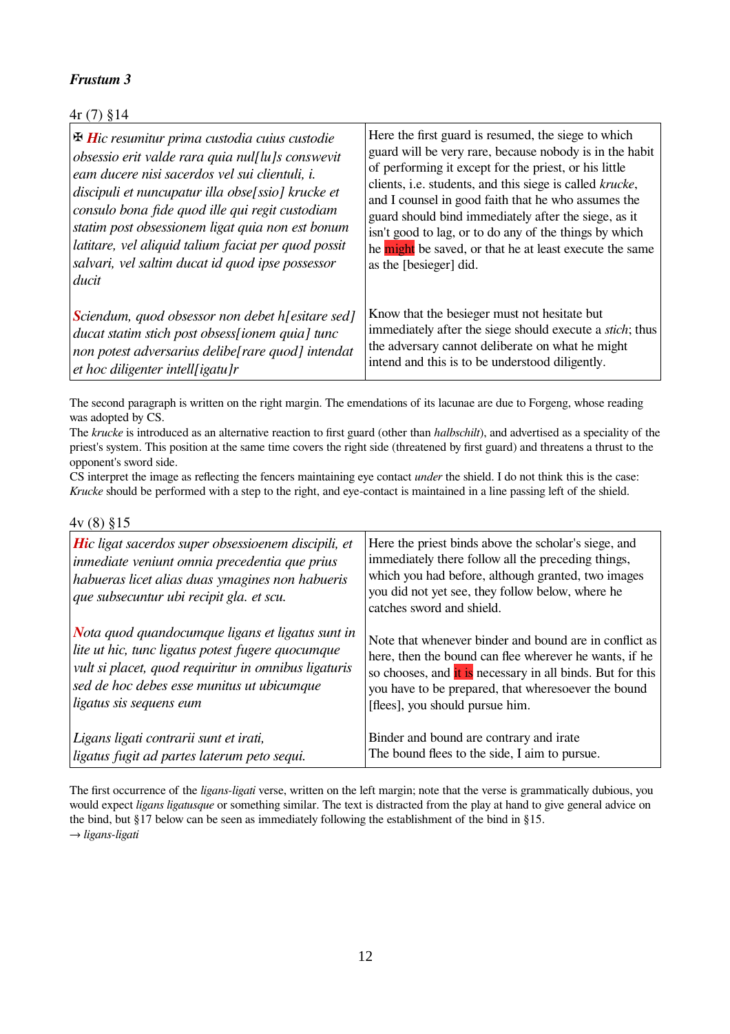### *Frustum 3*

4r (7) §14

| | |
|---|---|
| ✠ ***H**ic resumitur prima custodia cuius custodie obsessio erit valde rara quia nul[lu]s conswevit eam ducere nisi sacerdos vel sui clientuli, i. discipuli et nuncupatur illa obse[ssio] krucke et consulo bona fide quod ille qui regit custodiam statim post obsessionem ligat quia non est bonum latitare, vel aliquid talium faciat per quod possit salvari, vel saltim ducat id quod ipse possessor ducit* | Here the first guard is resumed, the siege to which guard will be very rare, because nobody is in the habit of performing it except for the priest, or his little clients, i.e. students, and this siege is called *krucke*, and I counsel in good faith that he who assumes the guard should bind immediately after the siege, as it isn't good to lag, or to do any of the things by which he might be saved, or that he at least execute the same as the [besieger] did. |
| ***S**ciendum, quod obsessor non debet h[esitare sed] ducat statim stich post obsess[ionem quia] tunc non potest adversarius delibe[rare quod] intendat et hoc diligenter intell[igatu]r* | Know that the besieger must not hesitate but immediately after the siege should execute a *stich*; thus the adversary cannot deliberate on what he might intend and this is to be understood diligently. |

The second paragraph is written on the right margin. The emendations of its lacunae are due to Forgeng, whose reading was adopted by CS.
The *krucke* is introduced as an alternative reaction to first guard (other than *halbschilt*), and advertised as a speciality of the priest's system. This position at the same time covers the right side (threatened by first guard) and threatens a thrust to the opponent's sword side.
CS interpret the image as reflecting the fencers maintaining eye contact *under* the shield. I do not think this is the case: *Krucke* should be performed with a step to the right, and eye-contact is maintained in a line passing left of the shield.

4v (8) §15

| | |
|---|---|
| ***H**ic ligat sacerdos super obsessioenem discipili, et inmediate veniunt omnia precedentia que prius habueras licet alias duas ymagines non habueris que subsecuntur ubi recipit gla. et scu.* | Here the priest binds above the scholar's siege, and immediately there follow all the preceding things, which you had before, although granted, two images you did not yet see, they follow below, where he catches sword and shield. |
| ***N**ota quod quandocumque ligans et ligatus sunt in lite ut hic, tunc ligatus potest fugere quocumque vult si placet, quod requiritur in omnibus ligaturis sed de hoc debes esse munitus ut ubicumque ligatus sis sequens eum* | Note that whenever binder and bound are in conflict as here, then the bound can flee wherever he wants, if he so chooses, and it is necessary in all binds. But for this you have to be prepared, that wheresoever the bound [flees], you should pursue him. |
| *Ligans ligati contrarii sunt et irati,*<br>*ligatus fugit ad partes laterum peto sequi.* | Binder and bound are contrary and irate<br>The bound flees to the side, I aim to pursue. |

The first occurrence of the *ligans-ligati* verse, written on the left margin; note that the verse is grammatically dubious, you would expect *ligans ligatusque* or something similar. The text is distracted from the play at hand to give general advice on the bind, but §17 below can be seen as immediately following the establishment of the bind in §15.
→ *ligans-ligati*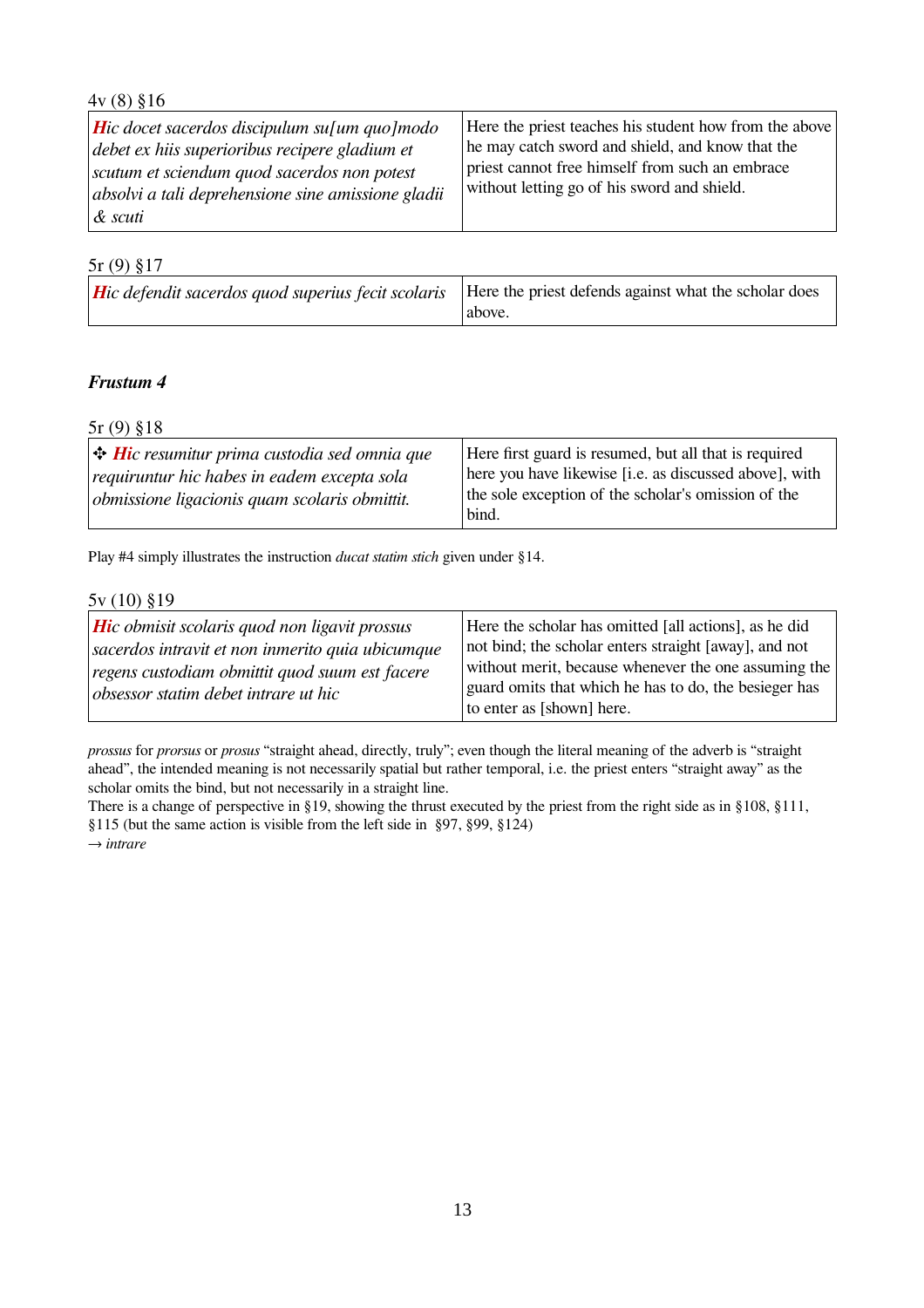4v (8) §16

| | |
|---|---|
| ***H****ic docet sacerdos discipulum su[um quo]modo debet ex hiis superioribus recipere gladium et scutum et sciendum quod sacerdos non potest absolvi a tali deprehensione sine amissione gladii & scuti* | Here the priest teaches his student how from the above he may catch sword and shield, and know that the priest cannot free himself from such an embrace without letting go of his sword and shield. |

5r (9) §17

| | |
|---|---|
| ***H****ic defendit sacerdos quod superius fecit scolaris* | Here the priest defends against what the scholar does above. |

### *Frustum 4*

5r (9) §18

| | |
|---|---|
| ✣ ***H****ic resumitur prima custodia sed omnia que requiruntur hic habes in eadem excepta sola obmissione ligacionis quam scolaris obmittit.* | Here first guard is resumed, but all that is required here you have likewise [i.e. as discussed above], with the sole exception of the scholar's omission of the bind. |

Play #4 simply illustrates the instruction *ducat statim stich* given under §14.

5v (10) §19

| | |
|---|---|
| ***H****ic obmisit scolaris quod non ligavit prossus sacerdos intravit et non inmerito quia ubicumque regens custodiam obmittit quod suum est facere obsessor statim debet intrare ut hic* | Here the scholar has omitted [all actions], as he did not bind; the scholar enters straight [away], and not without merit, because whenever the one assuming the guard omits that which he has to do, the besieger has to enter as [shown] here. |

*prossus* for *prorsus* or *prosus* "straight ahead, directly, truly"; even though the literal meaning of the adverb is "straight ahead", the intended meaning is not necessarily spatial but rather temporal, i.e. the priest enters "straight away" as the scholar omits the bind, but not necessarily in a straight line.
There is a change of perspective in §19, showing the thrust executed by the priest from the right side as in §108, §111, §115 (but the same action is visible from the left side in §97, §99, §124)
→ *intrare*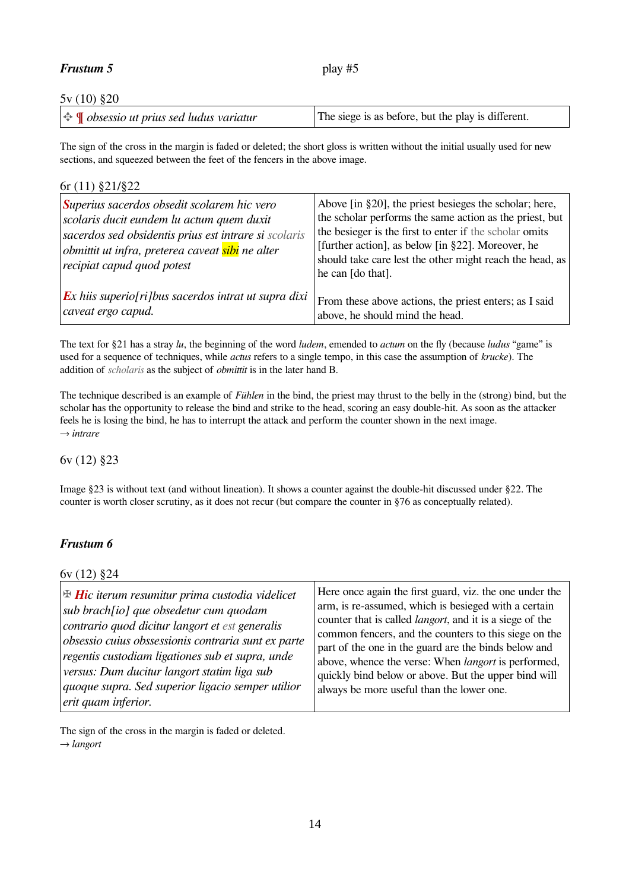### *Frustum 5* play #5

5v (10) §20

| ✣ ¶ *obsessio ut prius sed ludus variatur* | The siege is as before, but the play is different. |
|---|---|

The sign of the cross in the margin is faded or deleted; the short gloss is written without the initial usually used for new sections, and squeezed between the feet of the fencers in the above image.

6r (11) §21/§22

| *Superius sacerdos obsedit scolarem hic vero scolaris ducit eundem lu actum quem duxit sacerdos sed obsidentis prius est intrare si scolaris obmittit ut infra, preterea caveat sibi ne alter recipiat capud quod potest* | Above [in §20], the priest besieges the scholar; here, the scholar performs the same action as the priest, but the besieger is the first to enter if the scholar omits [further action], as below [in §22]. Moreover, he should take care lest the other might reach the head, as he can [do that]. |
|---|---|
| *Ex hiis superio[ri]bus sacerdos intrat ut supra dixi caveat ergo capud.* | From these above actions, the priest enters; as I said above, he should mind the head. |

The text for §21 has a stray *lu*, the beginning of the word *ludem*, emended to *actum* on the fly (because *ludus* "game" is used for a sequence of techniques, while *actus* refers to a single tempo, in this case the assumption of *krucke*). The addition of *scholaris* as the subject of *obmittit* is in the later hand B.

The technique described is an example of *Fühlen* in the bind, the priest may thrust to the belly in the (strong) bind, but the scholar has the opportunity to release the bind and strike to the head, scoring an easy double-hit. As soon as the attacker feels he is losing the bind, he has to interrupt the attack and perform the counter shown in the next image.
→ *intrare*

6v (12) §23

Image §23 is without text (and without lineation). It shows a counter against the double-hit discussed under §22. The counter is worth closer scrutiny, as it does not recur (but compare the counter in §76 as conceptually related).

### *Frustum 6*

6v (12) §24

| ✠ *Hic iterum resumitur prima custodia videlicet sub brach[io] que obsedetur cum quodam contrario quod dicitur langort et est generalis obsessio cuius obssessionis contraria sunt ex parte regentis custodiam ligationes sub et supra, unde versus: Dum ducitur langort statim liga sub quoque supra. Sed superior ligacio semper utilior erit quam inferior.* | Here once again the first guard, viz. the one under the arm, is re-assumed, which is besieged with a certain counter that is called *langort*, and it is a siege of the common fencers, and the counters to this siege on the part of the one in the guard are the binds below and above, whence the verse: When *langort* is performed, quickly bind below or above. But the upper bind will always be more useful than the lower one. |
|---|---|

The sign of the cross in the margin is faded or deleted.
→ *langort*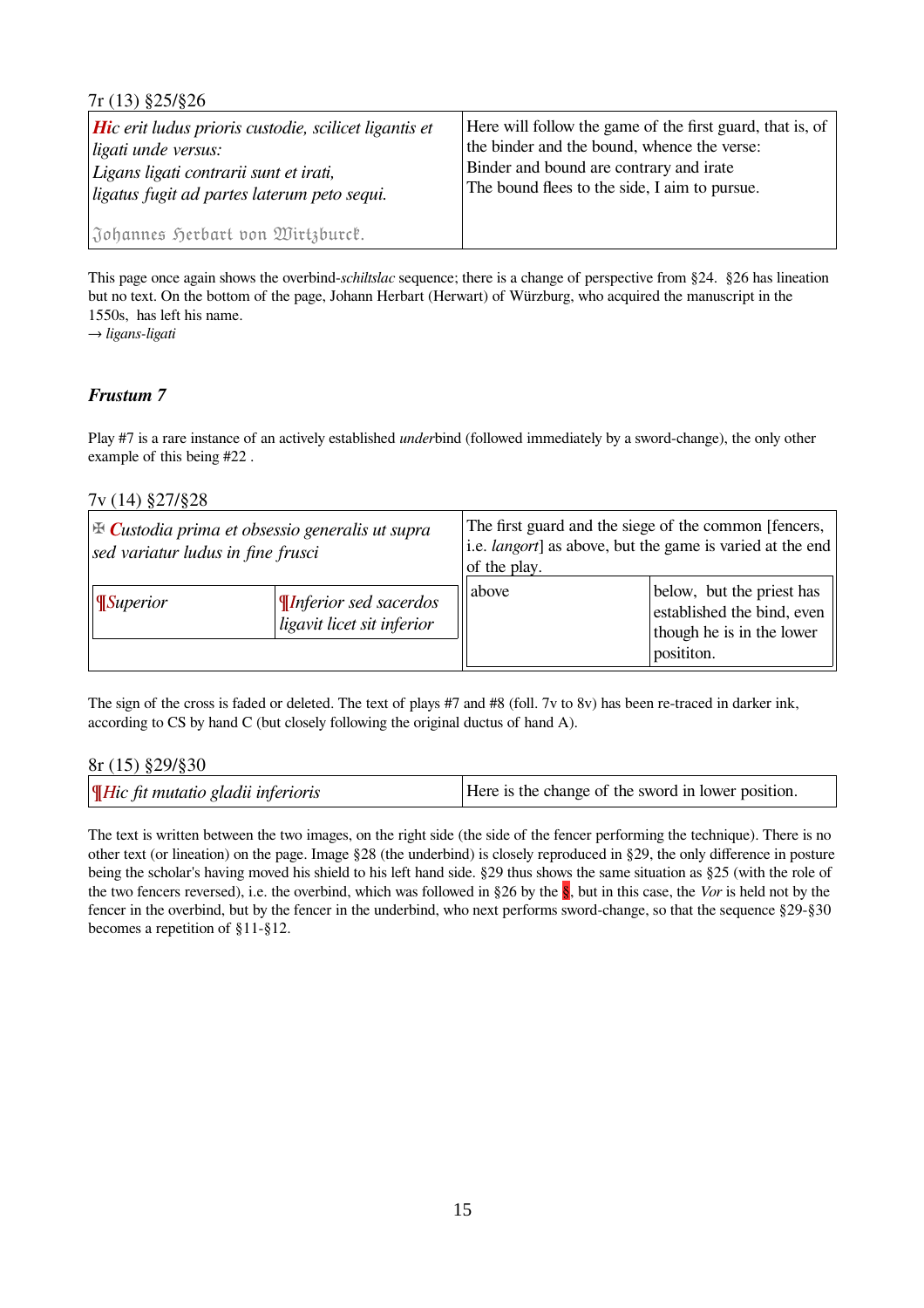7r (13) §25/§26

| *Hic erit ludus prioris custodie, scilicet ligantis et ligati unde versus:*<br>*Ligans ligati contrarii sunt et irati,*<br>*ligatus fugit ad partes laterum peto sequi.*<br><br>Johannes Herbart von Wirtzburck. | Here will follow the game of the first guard, that is, of the binder and the bound, whence the verse:<br>Binder and bound are contrary and irate<br>The bound flees to the side, I aim to pursue. |
|---|---|

This page once again shows the overbind-*schiltslac* sequence; there is a change of perspective from §24. §26 has lineation but no text. On the bottom of the page, Johann Herbart (Herwart) of Würzburg, who acquired the manuscript in the 1550s, has left his name.
→ *ligans-ligati*

### *Frustum 7*

Play #7 is a rare instance of an actively established *under*bind (followed immediately by a sword-change), the only other example of this being #22 .

7v (14) §27/§28

| ✠ *Custodia prima et obsessio generalis ut supra sed variatur ludus in fine frusci* | | The first guard and the siege of the common [fencers, i.e. *langort*] as above, but the game is varied at the end of the play. | |
|---|---|---|---|
| ¶*Superior* | ¶*Inferior sed sacerdos ligavit licet sit inferior* | above | below, but the priest has established the bind, even though he is in the lower posititon. |

The sign of the cross is faded or deleted. The text of plays #7 and #8 (foll. 7v to 8v) has been re-traced in darker ink, according to CS by hand C (but closely following the original ductus of hand A).

8r (15) §29/§30

| ¶*Hic fit mutatio gladii inferioris* | Here is the change of the sword in lower position. |
|---|---|

The text is written between the two images, on the right side (the side of the fencer performing the technique). There is no other text (or lineation) on the page. Image §28 (the underbind) is closely reproduced in §29, the only difference in posture being the scholar's having moved his shield to his left hand side. §29 thus shows the same situation as §25 (with the role of the two fencers reversed), i.e. the overbind, which was followed in §26 by the §, but in this case, the *Vor* is held not by the fencer in the overbind, but by the fencer in the underbind, who next performs sword-change, so that the sequence §29-§30 becomes a repetition of §11-§12.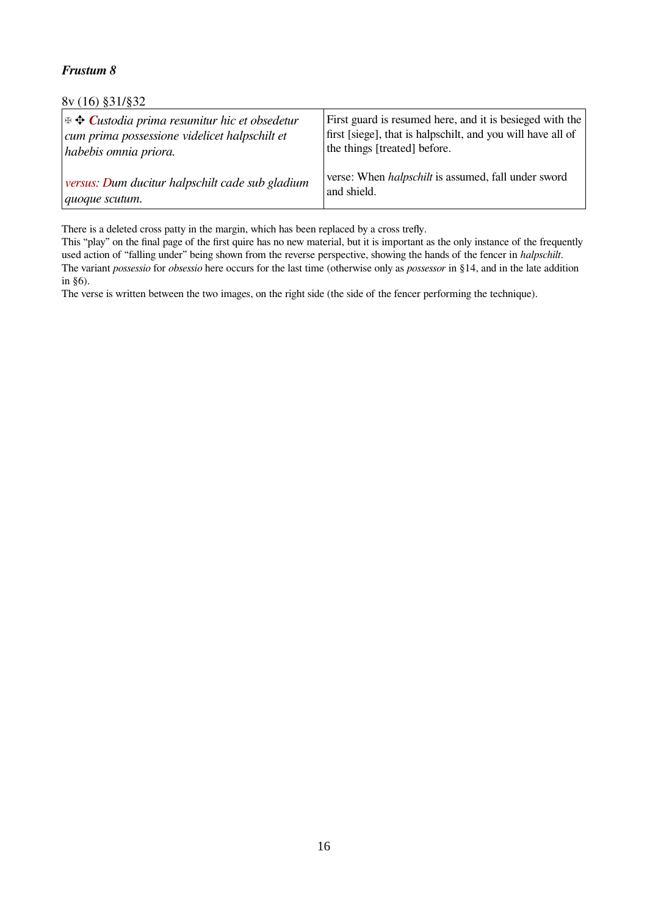***Frustum 8***

8v (16) §31/§32

| | |
|---|---|
| ✠ ✣ ***C****ustodia prima resumitur hic et obsedetur cum prima possessione videlicet halpschilt et habebis omnia priora.* | First guard is resumed here, and it is besieged with the first [siege], that is halpschilt, and you will have all of the things [treated] before. |
| *versus: Dum ducitur halpschilt cade sub gladium quoque scutum.* | verse: When *halpschilt* is assumed, fall under sword and shield. |

There is a deleted cross patty in the margin, which has been replaced by a cross trefly.
This "play" on the final page of the first quire has no new material, but it is important as the only instance of the frequently used action of "falling under" being shown from the reverse perspective, showing the hands of the fencer in *halpschilt*.
The variant *possessio* for *obsessio* here occurs for the last time (otherwise only as *possessor* in §14, and in the late addition in §6).
The verse is written between the two images, on the right side (the side of the fencer performing the technique).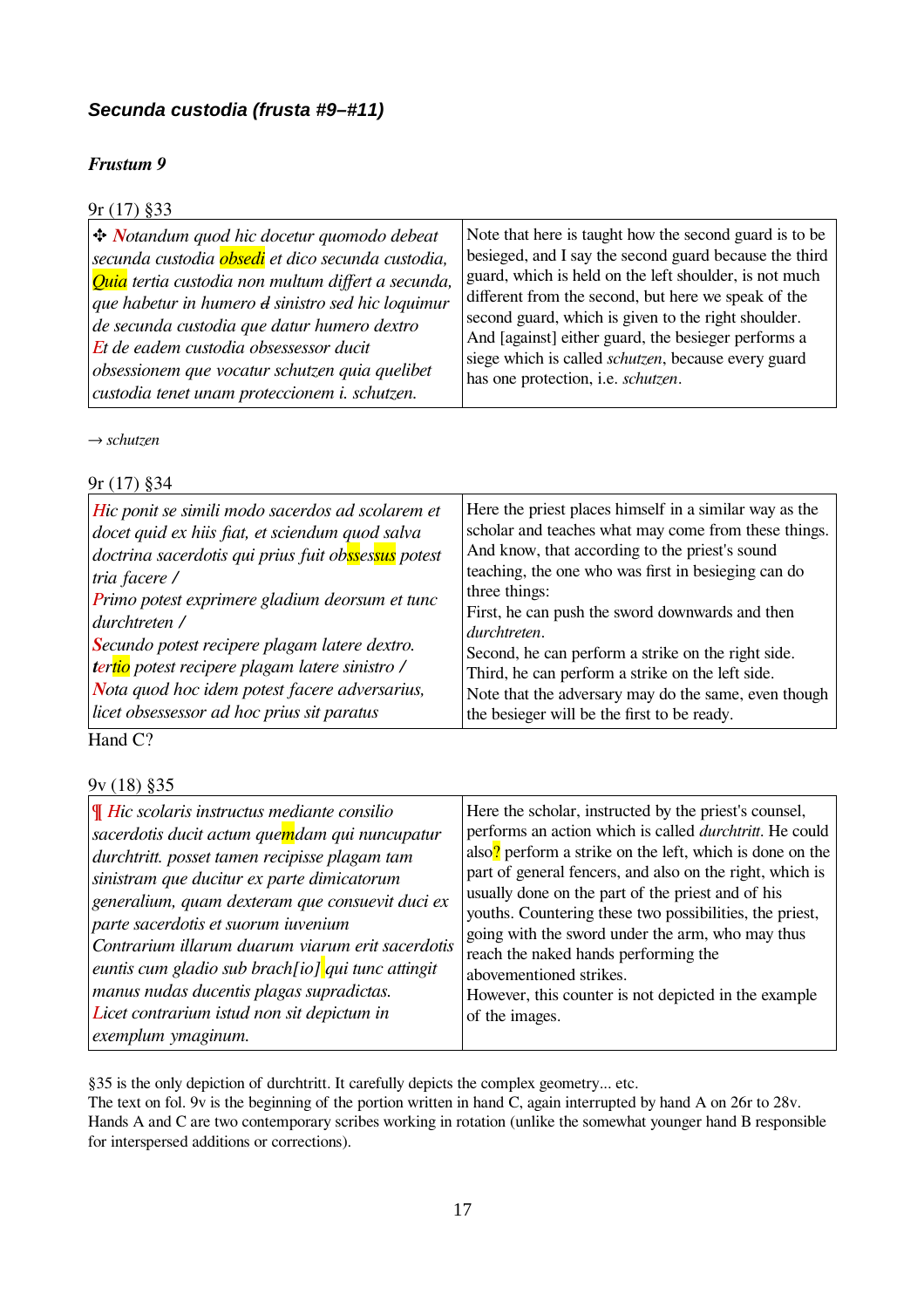### *Secunda custodia (frusta #9–#11)*

#### *Frustum 9*

9r (17) §33

| | |
|---|---|
| ✣ *Notandum quod hic docetur quomodo debeat secunda custodia obsedi et dico secunda custodia, Quia tertia custodia non multum differt a secunda, que habetur in humero ~~d~~ sinistro sed hic loquimur de secunda custodia que datur humero dextro Et de eadem custodia obsessessor ducit obsessionem que vocatur schutzen quia quelibet custodia tenet unam proteccionem i. schutzen.* | Note that here is taught how the second guard is to be besieged, and I say the second guard because the third guard, which is held on the left shoulder, is not much different from the second, but here we speak of the second guard, which is given to the right shoulder. And [against] either guard, the besieger performs a siege which is called *schutzen*, because every guard has one protection, i.e. *schutzen*. |

→ *schutzen*

9r (17) §34

| | |
|---|---|
| *Hic ponit se simili modo sacerdos ad scolarem et docet quid ex hiis fiat, et sciendum quod salva doctrina sacerdotis qui prius fuit obssessus potest tria facere /*<br>*Primo potest exprimere gladium deorsum et tunc durchtreten /*<br>*Secundo potest recipere plagam latere dextro. tertio potest recipere plagam latere sinistro /*<br>*Nota quod hoc idem potest facere adversarius, licet obsessessor ad hoc prius sit paratus* | Here the priest places himself in a similar way as the scholar and teaches what may come from these things. And know, that according to the priest's sound teaching, the one who was first in besieging can do three things:<br>First, he can push the sword downwards and then *durchtreten*.<br>Second, he can perform a strike on the right side.<br>Third, he can perform a strike on the left side.<br>Note that the adversary may do the same, even though the besieger will be the first to be ready. |

Hand C?

9v (18) §35

| | |
|---|---|
| ¶ *Hic scolaris instructus mediante consilio sacerdotis ducit actum quemdam qui nuncupatur durchtritt. posset tamen recipisse plagam tam sinistram que ducitur ex parte dimicatorum generalium, quam dexteram que consuevit duci ex parte sacerdotis et suorum iuvenium*<br>*Contrarium illarum duarum viarum erit sacerdotis euntis cum gladio sub brach[io] qui tunc attingit manus nudas ducentis plagas supradictas.*<br>*Licet contrarium istud non sit depictum in exemplum ymaginum.* | Here the scholar, instructed by the priest's counsel, performs an action which is called *durchtritt*. He could also? perform a strike on the left, which is done on the part of general fencers, and also on the right, which is usually done on the part of the priest and of his youths. Countering these two possibilities, the priest, going with the sword under the arm, who may thus reach the naked hands performing the abovementioned strikes.<br>However, this counter is not depicted in the example of the images. |

§35 is the only depiction of durchtritt. It carefully depicts the complex geometry... etc.
The text on fol. 9v is the beginning of the portion written in hand C, again interrupted by hand A on 26r to 28v.
Hands A and C are two contemporary scribes working in rotation (unlike the somewhat younger hand B responsible for interspersed additions or corrections).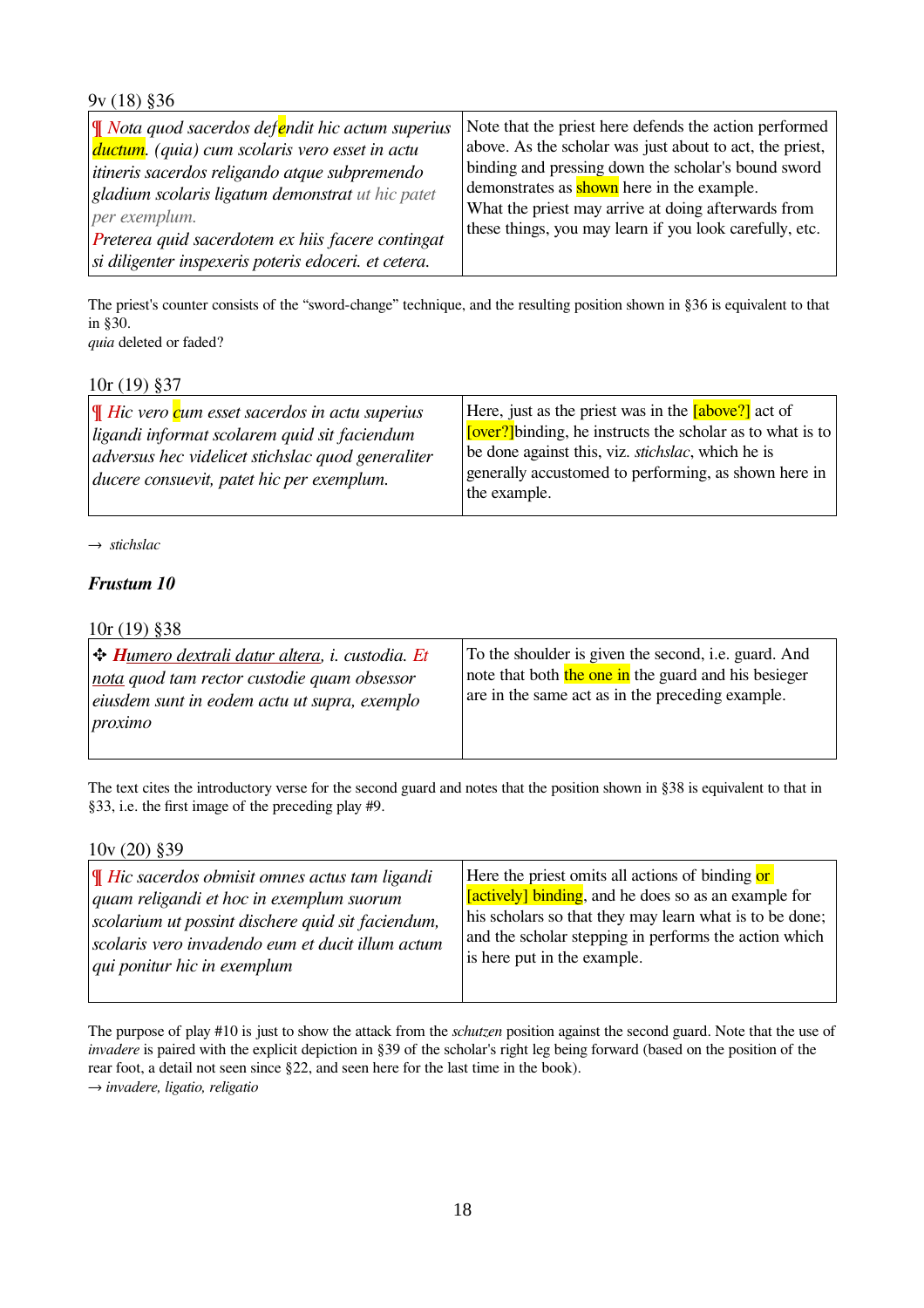9v (18) §36

| | |
|---|---|
| ¶ *Nota quod sacerdos defendit hic actum superius ductum. (quia) cum scolaris vero esset in actu itineris sacerdos religando atque subpremendo gladium scolaris ligatum demonstrat ut hic patet per exemplum.* *Preterea quid sacerdotem ex hiis facere contingat si diligenter inspexeris poteris edoceri. et cetera.* | Note that the priest here defends the action performed above. As the scholar was just about to act, the priest, binding and pressing down the scholar's bound sword demonstrates as shown here in the example. What the priest may arrive at doing afterwards from these things, you may learn if you look carefully, etc. |

The priest's counter consists of the “sword-change” technique, and the resulting position shown in §36 is equivalent to that in §30.
*quia* deleted or faded?

10r (19) §37

| | |
|---|---|
| ¶ *Hic vero cum esset sacerdos in actu superius ligandi informat scolarem quid sit faciendum adversus hec videlicet stichslac quod generaliter ducere consuevit, patet hic per exemplum.* | Here, just as the priest was in the [above?] act of [over?]binding, he instructs the scholar as to what is to be done against this, viz. *stichslac*, which he is generally accustomed to performing, as shown here in the example. |

→ *stichslac*

### *Frustum 10*

10r (19) §38

| | |
|---|---|
| ✣ ***H**umero dextrali datur altera, i. custodia. Et nota quod tam rector custodie quam obsessor eiusdem sunt in eodem actu ut supra, exemplo proximo* | To the shoulder is given the second, i.e. guard. And note that both the one in the guard and his besieger are in the same act as in the preceding example. |

The text cites the introductory verse for the second guard and notes that the position shown in §38 is equivalent to that in §33, i.e. the first image of the preceding play #9.

10v (20) §39

| | |
|---|---|
| ¶ *Hic sacerdos obmisit omnes actus tam ligandi quam religandi et hoc in exemplum suorum scolarium ut possint dischere quid sit faciendum, scolaris vero invadendo eum et ducit illum actum qui ponitur hic in exemplum* | Here the priest omits all actions of binding or [actively] binding, and he does so as an example for his scholars so that they may learn what is to be done; and the scholar stepping in performs the action which is here put in the example. |

The purpose of play #10 is just to show the attack from the *schutzen* position against the second guard. Note that the use of *invadere* is paired with the explicit depiction in §39 of the scholar's right leg being forward (based on the position of the rear foot, a detail not seen since §22, and seen here for the last time in the book).
→ *invadere, ligatio, religatio*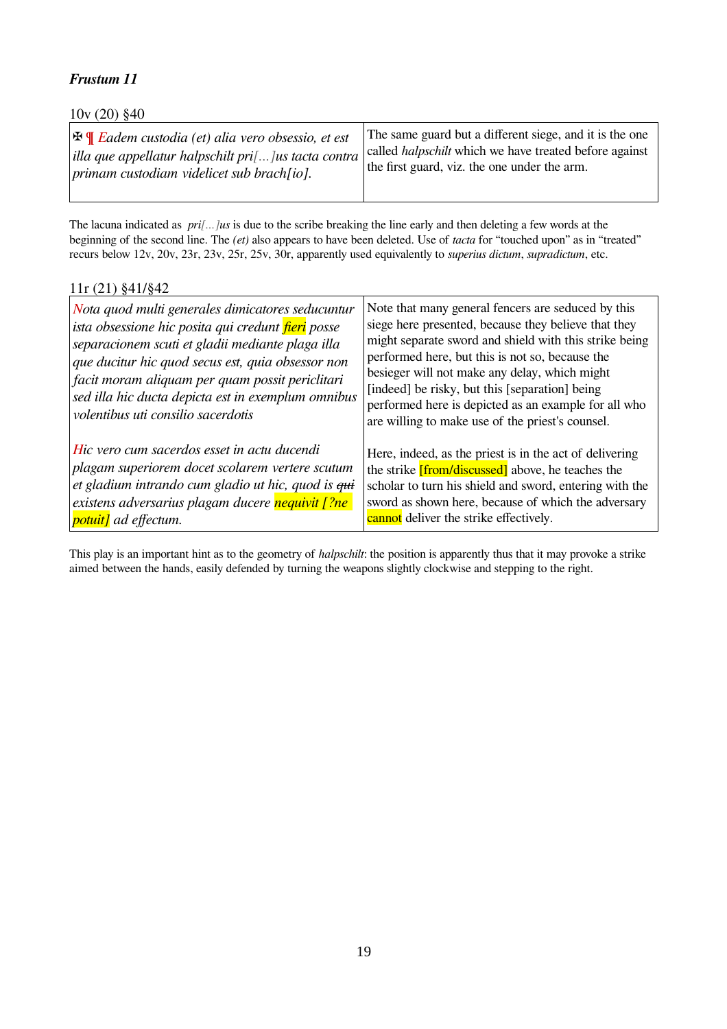### *Frustum 11*

10v (20) §40

| | |
|---|---|
| ✠ ¶ *Eadem custodia (et) alia vero obsessio, et est illa que appellatur halpschilt pri[…]us tacta contra primam custodiam videlicet sub brach[io].* | The same guard but a different siege, and it is the one called *halpschilt* which we have treated before against the first guard, viz. the one under the arm. |

The lacuna indicated as *pri[…]us* is due to the scribe breaking the line early and then deleting a few words at the beginning of the second line. The *(et)* also appears to have been deleted. Use of *tacta* for "touched upon" as in "treated" recurs below 12v, 20v, 23r, 23v, 25r, 25v, 30r, apparently used equivalently to *superius dictum*, *supradictum*, etc.

11r (21) §41/§42

| | |
|---|---|
| *Nota quod multi generales dimicatores seducuntur ista obsessione hic posita qui credunt fieri posse separacionem scuti et gladii mediante plaga illa que ducitur hic quod secus est, quia obsessor non facit moram aliquam per quam possit periclitari sed illa hic ducta depicta est in exemplum omnibus volentibus uti consilio sacerdotis* | Note that many general fencers are seduced by this siege here presented, because they believe that they might separate sword and shield with this strike being performed here, but this is not so, because the besieger will not make any delay, which might [indeed] be risky, but this [separation] being performed here is depicted as an example for all who are willing to make use of the priest's counsel. |
| *Hic vero cum sacerdos esset in actu ducendi plagam superiorem docet scolarem vertere scutum et gladium intrando cum gladio ut hic, quod is ~~qui~~ existens adversarius plagam ducere nequivit [?ne potuit] ad effectum.* | Here, indeed, as the priest is in the act of delivering the strike [from/discussed] above, he teaches the scholar to turn his shield and sword, entering with the sword as shown here, because of which the adversary cannot deliver the strike effectively. |

This play is an important hint as to the geometry of *halpschilt*: the position is apparently thus that it may provoke a strike aimed between the hands, easily defended by turning the weapons slightly clockwise and stepping to the right.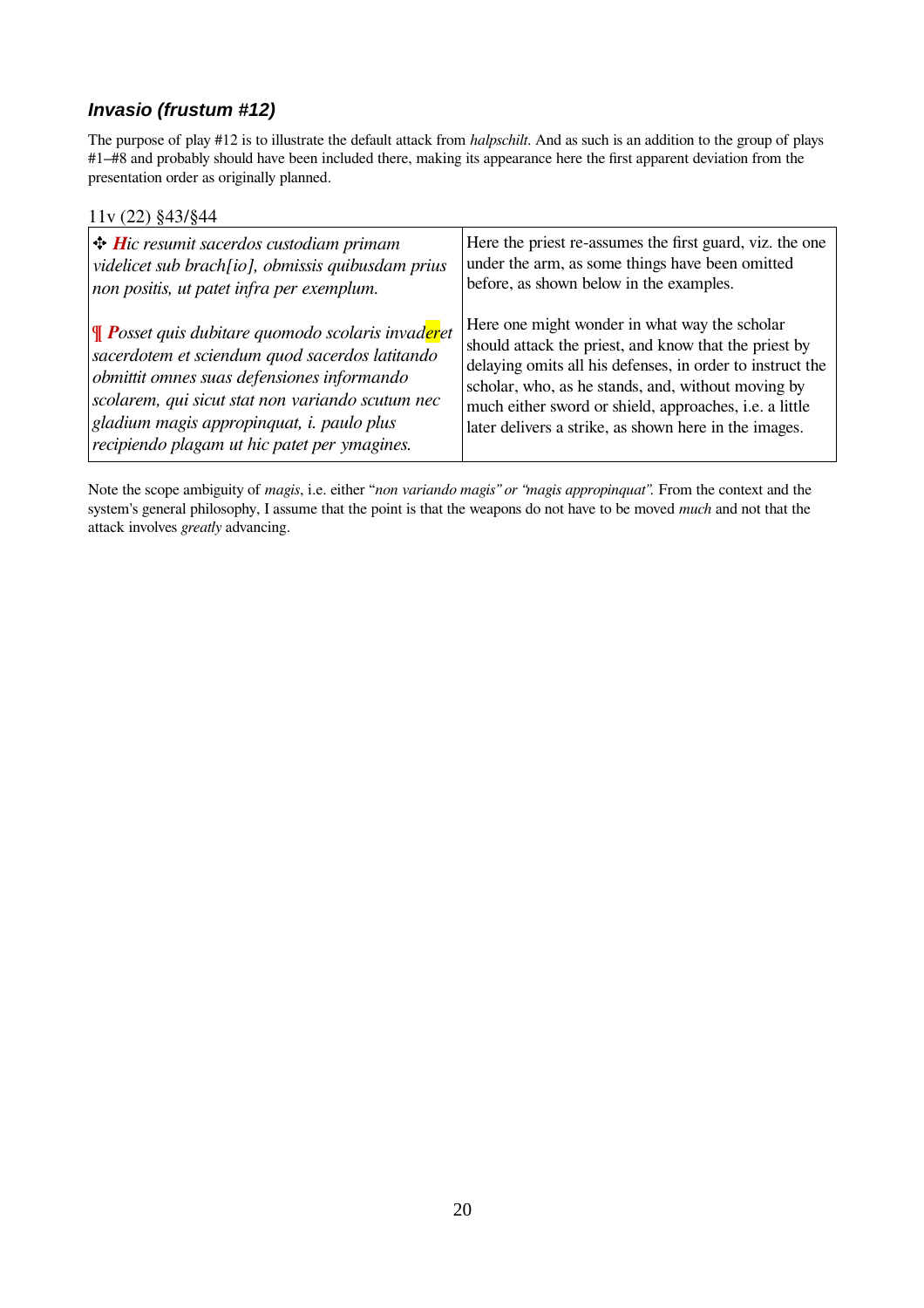### *Invasio (frustum #12)*

The purpose of play #12 is to illustrate the default attack from *halpschilt.* And as such is an addition to the group of plays #1–#8 and probably should have been included there, making its appearance here the first apparent deviation from the presentation order as originally planned.

11v (22) §43/§44

| | |
|---|---|
| ✣ ***H****ic resumit sacerdos custodiam primam videlicet sub brach[io], obmissis quibusdam prius non positis, ut patet infra per exemplum.* | Here the priest re-assumes the first guard, viz. the one under the arm, as some things have been omitted before, as shown below in the examples. |
| ¶ ***P****osset quis dubitare quomodo scolaris invaderet sacerdotem et sciendum quod sacerdos latitando obmittit omnes suas defensiones informando scolarem, qui sicut stat non variando scutum nec gladium magis appropinquat, i. paulo plus recipiendo plagam ut hic patet per ymagines.* | Here one might wonder in what way the scholar should attack the priest, and know that the priest by delaying omits all his defenses, in order to instruct the scholar, who, as he stands, and, without moving by much either sword or shield, approaches, i.e. a little later delivers a strike, as shown here in the images. |

Note the scope ambiguity of *magis*, i.e. either "*non variando magis" or "magis appropinquat".* From the context and the system's general philosophy, I assume that the point is that the weapons do not have to be moved *much* and not that the attack involves *greatly* advancing.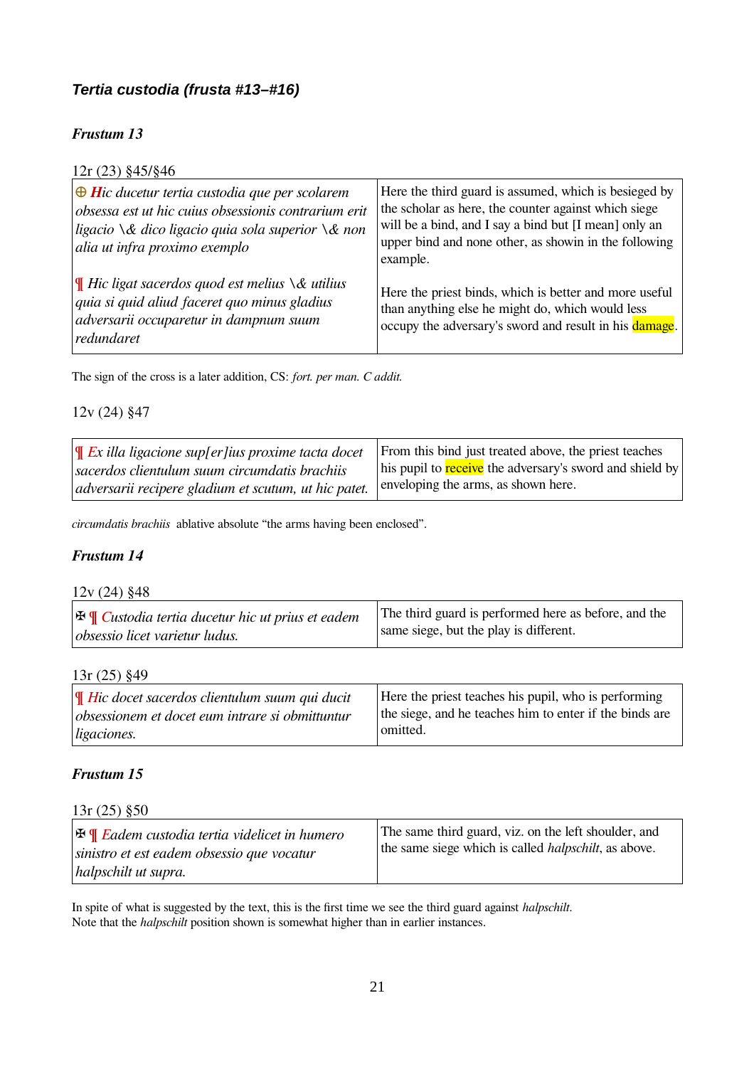### *Tertia custodia (frusta #13–#16)*

#### *Frustum 13*

12r (23) §45/§46

| | |
|---|---|
| ⊕ *Hic ducetur tertia custodia que per scolarem obsessa est ut hic cuius obsessionis contrarium erit ligacio \& dico ligacio quia sola superior \& non alia ut infra proximo exemplo*<br><br>¶ *Hic ligat sacerdos quod est melius \& utilius quia si quid aliud faceret quo minus gladius adversarii occuparetur in dampnum suum redundaret* | Here the third guard is assumed, which is besieged by the scholar as here, the counter against which siege will be a bind, and I say a bind but [I mean] only an upper bind and none other, as shown in the following example.<br><br>Here the priest binds, which is better and more useful than anything else he might do, which would less occupy the adversary's sword and result in his damage. |

The sign of the cross is a later addition, CS: *fort. per man. C addit.*

12v (24) §47

| | |
|---|---|
| ¶ *Ex illa ligacione sup[er]ius proxime tacta docet sacerdos clientulum suum circumdatis brachiis adversarii recipere gladium et scutum, ut hic patet.* | From this bind just treated above, the priest teaches his pupil to receive the adversary's sword and shield by enveloping the arms, as shown here. |

*circumdatis brachiis* ablative absolute “the arms having been enclosed”.

#### *Frustum 14*

12v (24) §48

| | |
|---|---|
| ✠ ¶ *Custodia tertia ducetur hic ut prius et eadem obsessio licet varietur ludus.* | The third guard is performed here as before, and the same siege, but the play is different. |

13r (25) §49

| | |
|---|---|
| ¶ *Hic docet sacerdos clientulum suum qui ducit obsessionem et docet eum intrare si obmittuntur ligaciones.* | Here the priest teaches his pupil, who is performing the siege, and he teaches him to enter if the binds are omitted. |

#### *Frustum 15*

13r (25) §50

| | |
|---|---|
| ✠ ¶ *Eadem custodia tertia videlicet in humero sinistro et est eadem obsessio que vocatur halpschilt ut supra.* | The same third guard, viz. on the left shoulder, and the same siege which is called *halpschilt*, as above. |

In spite of what is suggested by the text, this is the first time we see the third guard against *halpschilt*.
Note that the *halpschilt* position shown is somewhat higher than in earlier instances.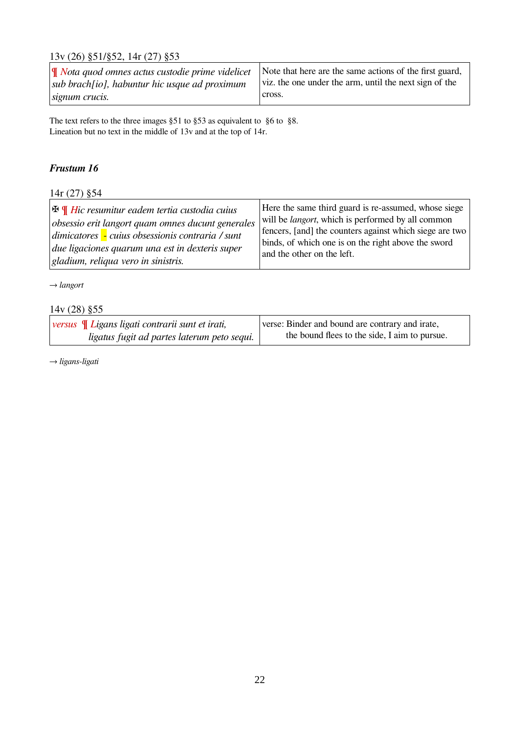13v (26) §51/§52, 14r (27) §53

| | |
|---|---|
| ¶ *Nota quod omnes actus custodie prime videlicet sub brach[io], habuntur hic usque ad proximum signum crucis.* | Note that here are the same actions of the first guard, viz. the one under the arm, until the next sign of the cross. |

The text refers to the three images §51 to §53 as equivalent to §6 to §8.
Lineation but no text in the middle of 13v and at the top of 14r.

### *Frustum 16*

14r (27) §54

| | |
|---|---|
| ✠ ¶ *Hic resumitur eadem tertia custodia cuius obsessio erit langort quam omnes ducunt generales dimicatores - cuius obsessionis contraria / sunt due ligaciones quarum una est in dexteris super gladium, reliqua vero in sinistris.* | Here the same third guard is re-assumed, whose siege will be *langort*, which is performed by all common fencers, [and] the counters against which siege are two binds, of which one is on the right above the sword and the other on the left. |

→ *langort*

14v (28) §55

| | |
|---|---|
| *versus* ¶ *Ligans ligati contrarii sunt et irati, ligatus fugit ad partes laterum peto sequi.* | verse: Binder and bound are contrary and irate, the bound flees to the side, I aim to pursue. |

→ *ligans-ligati*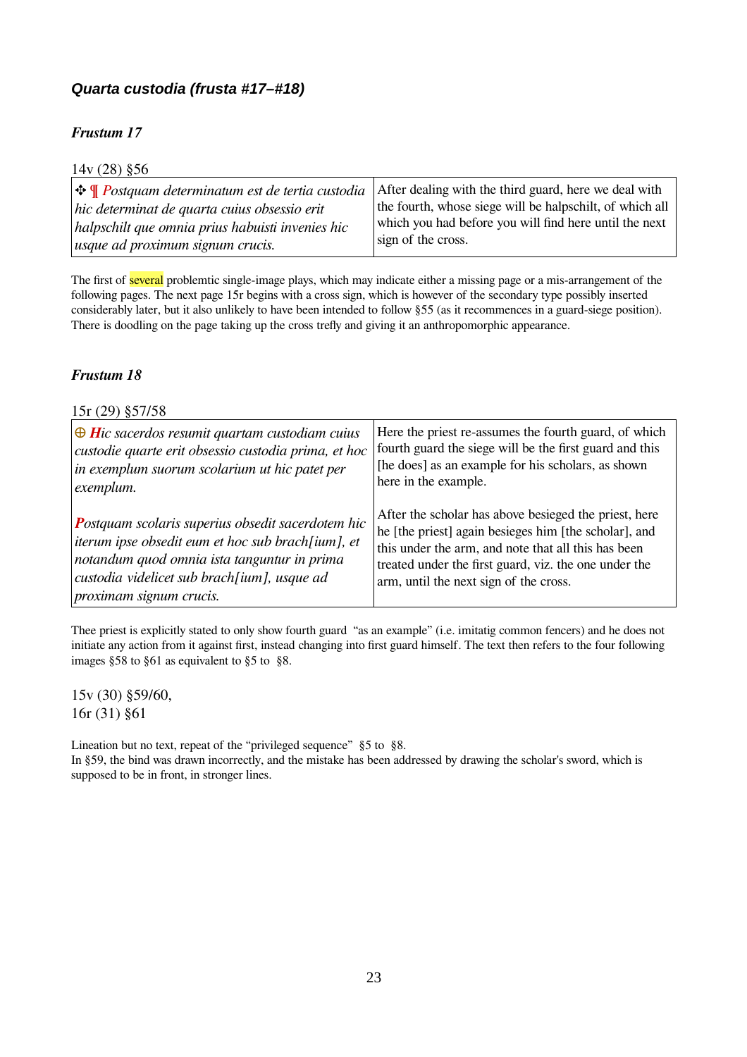### *Quarta custodia (frusta #17–#18)*

#### *Frustum 17*

14v (28) §56

| | |
|---|---|
| ✣ ¶ *Postquam determinatum est de tertia custodia hic determinat de quarta cuius obsessio erit halpschilt que omnia prius habuisti invenies hic usque ad proximum signum crucis.* | After dealing with the third guard, here we deal with the fourth, whose siege will be halpschilt, of which all which you had before you will find here until the next sign of the cross. |

The first of several problemtic single-image plays, which may indicate either a missing page or a mis-arrangement of the following pages. The next page 15r begins with a cross sign, which is however of the secondary type possibly inserted considerably later, but it also unlikely to have been intended to follow §55 (as it recommences in a guard-siege position). There is doodling on the page taking up the cross trefly and giving it an anthropomorphic appearance.

#### *Frustum 18*

15r (29) §57/58

| | |
|---|---|
| ⊕ ***H****ic sacerdos resumit quartam custodiam cuius custodie quarte erit obsessio custodia prima, et hoc in exemplum suorum scolarium ut hic patet per exemplum.* | Here the priest re-assumes the fourth guard, of which fourth guard the siege will be the first guard and this [he does] as an example for his scholars, as shown here in the example. |
| ***P****ostquam scolaris superius obsedit sacerdotem hic iterum ipse obsedit eum et hoc sub brach[ium], et notandum quod omnia ista tanguntur in prima custodia videlicet sub brach[ium], usque ad proximam signum crucis.* | After the scholar has above besieged the priest, here he [the priest] again besieges him [the scholar], and this under the arm, and note that all this has been treated under the first guard, viz. the one under the arm, until the next sign of the cross. |

Thee priest is explicitly stated to only show fourth guard "as an example" (i.e. imitatig common fencers) and he does not initiate any action from it against first, instead changing into first guard himself. The text then refers to the four following images §58 to §61 as equivalent to §5 to §8.

15v (30) §59/60,
16r (31) §61

Lineation but no text, repeat of the "privileged sequence" §5 to §8.
In §59, the bind was drawn incorrectly, and the mistake has been addressed by drawing the scholar's sword, which is supposed to be in front, in stronger lines.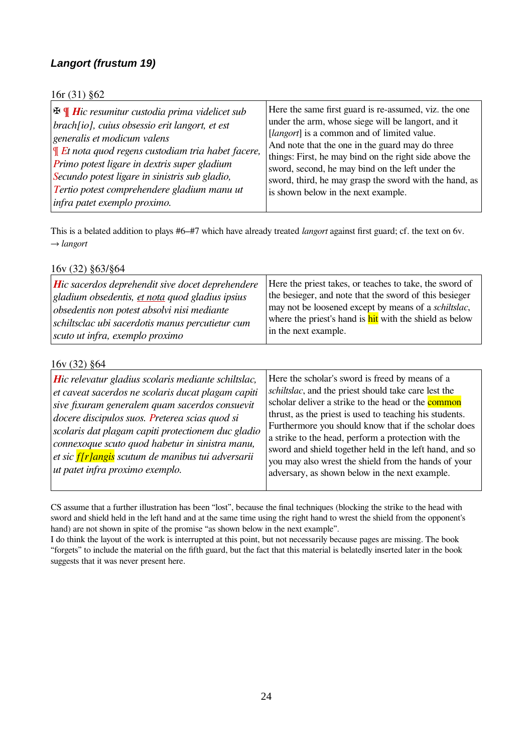### *Langort (frustum 19)*

16r (31) §62

| | |
|---|---|
| ✠ ¶ *Hic resumitur custodia prima videlicet sub brach[io], cuius obsessio erit langort, et est generalis et modicum valens* ¶ *Et nota quod regens custodiam tria habet facere, Primo potest ligare in dextris super gladium Secundo potest ligare in sinistris sub gladio, Tertio potest comprehendere gladium manu ut infra patet exemplo proximo.* | Here the same first guard is re-assumed, viz. the one under the arm, whose siege will be langort, and it [*langort*] is a common and of limited value. And note that the one in the guard may do three things: First, he may bind on the right side above the sword, second, he may bind on the left under the sword, third, he may grasp the sword with the hand, as is shown below in the next example. |

This is a belated addition to plays #6–#7 which have already treated *langort* against first guard; cf. the text on 6v. → *langort*

16v (32) §63/§64

| | |
|---|---|
| *Hic sacerdos deprehendit sive docet deprehendere gladium obsedentis, et nota quod gladius ipsius obsedentis non potest absolvi nisi mediante schiltsclac ubi sacerdotis manus percutietur cum scuto ut infra, exemplo proximo* | Here the priest takes, or teaches to take, the sword of the besieger, and note that the sword of this besieger may not be loosened except by means of a *schiltslac*, where the priest's hand is hit with the shield as below in the next example. |

16v (32) §64

| | |
|---|---|
| *Hic relevatur gladius scolaris mediante schiltslac, et caveat sacerdos ne scolaris ducat plagam capiti sive fixuram generalem quam sacerdos consuevit docere discipulos suos. Preterea scias quod si scolaris dat plagam capiti protectionem duc gladio connexoque scuto quod habetur in sinistra manu, et sic f[r]angis scutum de manibus tui adversarii ut patet infra proximo exemplo.* | Here the scholar's sword is freed by means of a *schiltslac*, and the priest should take care lest the scholar deliver a strike to the head or the common thrust, as the priest is used to teaching his students. Furthermore you should know that if the scholar does a strike to the head, perform a protection with the sword and shield together held in the left hand, and so you may also wrest the shield from the hands of your adversary, as shown below in the next example. |

CS assume that a further illustration has been "lost", because the final techniques (blocking the strike to the head with sword and shield held in the left hand and at the same time using the right hand to wrest the shield from the opponent's hand) are not shown in spite of the promise "as shown below in the next example".
I do think the layout of the work is interrupted at this point, but not necessarily because pages are missing. The book "forgets" to include the material on the fifth guard, but the fact that this material is belatedly inserted later in the book suggests that it was never present here.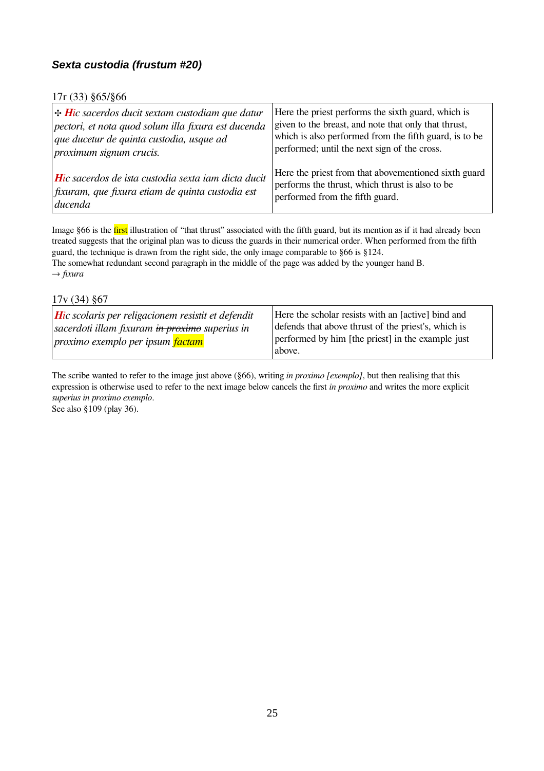### *Sexta custodia (frustum #20)*

17r (33) §65/§66

| | |
|---|---|
| ✣ ***H****ic sacerdos ducit sextam custodiam que datur pectori, et nota quod solum illa fixura est ducenda que ducetur de quinta custodia, usque ad proximum signum crucis.* | Here the priest performs the sixth guard, which is given to the breast, and note that only that thrust, which is also performed from the fifth guard, is to be performed; until the next sign of the cross. |
| ***H****ic sacerdos de ista custodia sexta iam dicta ducit fixuram, que fixura etiam de quinta custodia est ducenda* | Here the priest from that abovementioned sixth guard performs the thrust, which thrust is also to be performed from the fifth guard. |

Image §66 is the first illustration of "that thrust" associated with the fifth guard, but its mention as if it had already been treated suggests that the original plan was to dicuss the guards in their numerical order. When performed from the fifth guard, the technique is drawn from the right side, the only image comparable to §66 is §124.
The somewhat redundant second paragraph in the middle of the page was added by the younger hand B.
→ *fixura*

17v (34) §67

| | |
|---|---|
| ***H****ic scolaris per religacionem resistit et defendit sacerdoti illam fixuram ~~in proximo~~ superius in proximo exemplo per ipsum factam* | Here the scholar resists with an [active] bind and defends that above thrust of the priest's, which is performed by him [the priest] in the example just above. |

The scribe wanted to refer to the image just above (§66), writing *in proximo [exemplo]*, but then realising that this expression is otherwise used to refer to the next image below cancels the first *in proximo* and writes the more explicit *superius in proximo exemplo*.
See also §109 (play 36).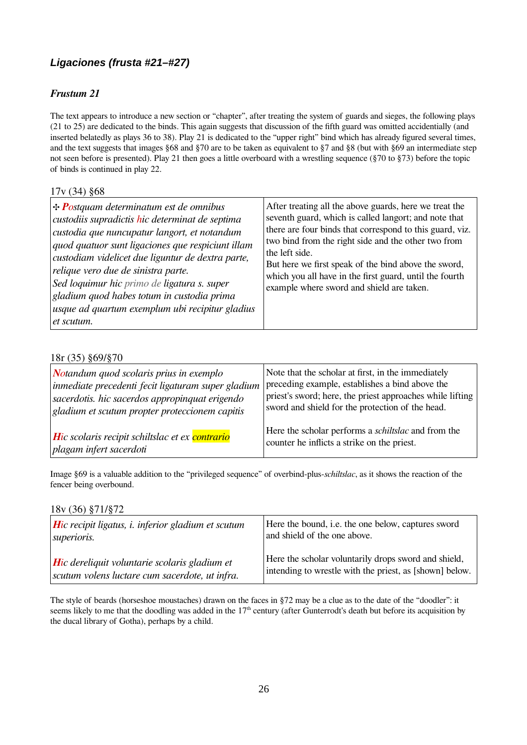## *Ligaciones (frusta #21–#27)*

### *Frustum 21*

The text appears to introduce a new section or "chapter", after treating the system of guards and sieges, the following plays (21 to 25) are dedicated to the binds. This again suggests that discussion of the fifth guard was omitted accidentially (and inserted belatedly as plays 36 to 38). Play 21 is dedicated to the "upper right" bind which has already figured several times, and the text suggests that images §68 and §70 are to be taken as equivalent to §7 and §8 (but with §69 an intermediate step not seen before is presented). Play 21 then goes a little overboard with a wrestling sequence (§70 to §73) before the topic of binds is continued in play 22.

17v (34) §68

| | |
|---|---|
| ✣ *Postquam determinatum est de omnibus custodiis supradictis hic determinat de septima custodia que nuncupatur langort, et notandum quod quatuor sunt ligaciones que respiciunt illam custodiam videlicet due liguntur de dextra parte, relique vero due de sinistra parte. Sed loquimur hic primo de ligatura s. super gladium quod habes totum in custodia prima usque ad quartum exemplum ubi recipitur gladius et scutum.* | After treating all the above guards, here we treat the seventh guard, which is called langort; and note that there are four binds that correspond to this guard, viz. two bind from the right side and the other two from the left side. But here we first speak of the bind above the sword, which you all have in the first guard, until the fourth example where sword and shield are taken. |

18r (35) §69/§70

| | |
|---|---|
| *Notandum quod scolaris prius in exemplo inmediate precedenti fecit ligaturam super gladium sacerdotis. hic sacerdos appropinquat erigendo gladium et scutum propter proteccionem capitis* | Note that the scholar at first, in the immediately preceding example, establishes a bind above the priest's sword; here, the priest approaches while lifting sword and shield for the protection of the head. |
| *Hic scolaris recipit schiltslac et ex contrario plagam infert sacerdoti* | Here the scholar performs a *schiltslac* and from the counter he inflicts a strike on the priest. |

Image §69 is a valuable addition to the "privileged sequence" of overbind-plus-*schiltslac*, as it shows the reaction of the fencer being overbound.

18v (36) §71/§72

| | |
|---|---|
| *Hic recipit ligatus, i. inferior gladium et scutum superioris.* | Here the bound, i.e. the one below, captures sword and shield of the one above. |
| *Hic dereliquit voluntarie scolaris gladium et scutum volens luctare cum sacerdote, ut infra.* | Here the scholar voluntarily drops sword and shield, intending to wrestle with the priest, as [shown] below. |

The style of beards (horseshoe moustaches) drawn on the faces in §72 may be a clue as to the date of the "doodler": it seems likely to me that the doodling was added in the 17th century (after Gunterrodt's death but before its acquisition by the ducal library of Gotha), perhaps by a child.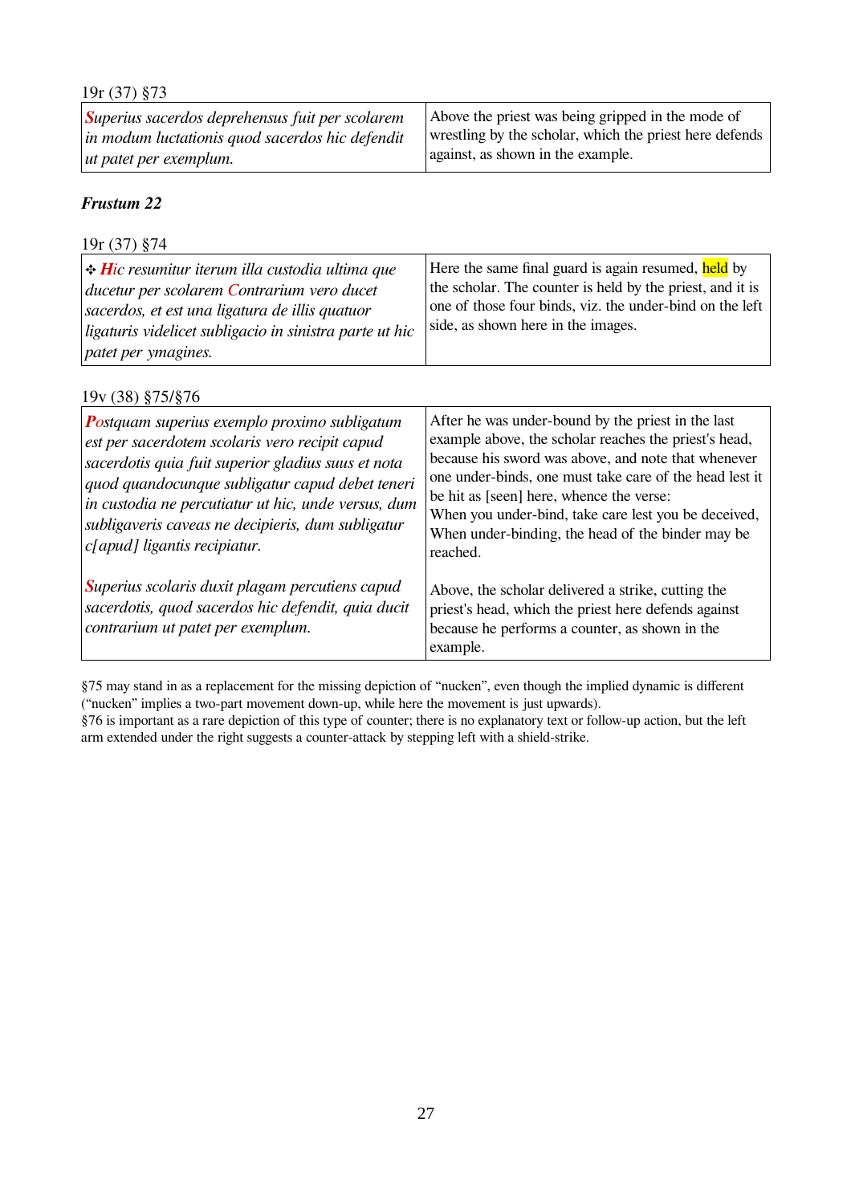19r (37) §73

| *Superius sacerdos deprehensus fuit per scolarem in modum luctationis quod sacerdos hic defendit ut patet per exemplum.* | Above the priest was being gripped in the mode of wrestling by the scholar, which the priest here defends against, as shown in the example. |
|---|---|

### *Frustum 22*

19r (37) §74

| ✣ ***Hi**c resumitur iterum illa custodia ultima que ducetur per scolarem Contrarium vero ducet sacerdos, et est una ligatura de illis quatuor ligaturis videlicet subligacio in sinistra parte ut hic patet per ymagines.* | Here the same final guard is again resumed, held by the scholar. The counter is held by the priest, and it is one of those four binds, viz. the under-bind on the left side, as shown here in the images. |
|---|---|

19v (38) §75/§76

| *Postquam superius exemplo proximo subligatum est per sacerdotem scolaris vero recipit capud sacerdotis quia fuit superior gladius suus et nota quod quandocunque subligatur capud debet teneri in custodia ne percutiatur ut hic, unde versus, dum subligaveris caveas ne decipieris, dum subligatur c[apud] ligantis recipiatur.* | After he was under-bound by the priest in the last example above, the scholar reaches the priest's head, because his sword was above, and note that whenever one under-binds, one must take care of the head lest it be hit as [seen] here, whence the verse:<br>When you under-bind, take care lest you be deceived,<br>When under-binding, the head of the binder may be reached. |
|---|---|
| *Superius scolaris duxit plagam percutiens capud sacerdotis, quod sacerdos hic defendit, quia ducit contrarium ut patet per exemplum.* | Above, the scholar delivered a strike, cutting the priest's head, which the priest here defends against because he performs a counter, as shown in the example. |

§75 may stand in as a replacement for the missing depiction of "nucken", even though the implied dynamic is different ("nucken" implies a two-part movement down-up, while here the movement is just upwards).
§76 is important as a rare depiction of this type of counter; there is no explanatory text or follow-up action, but the left arm extended under the right suggests a counter-attack by stepping left with a shield-strike.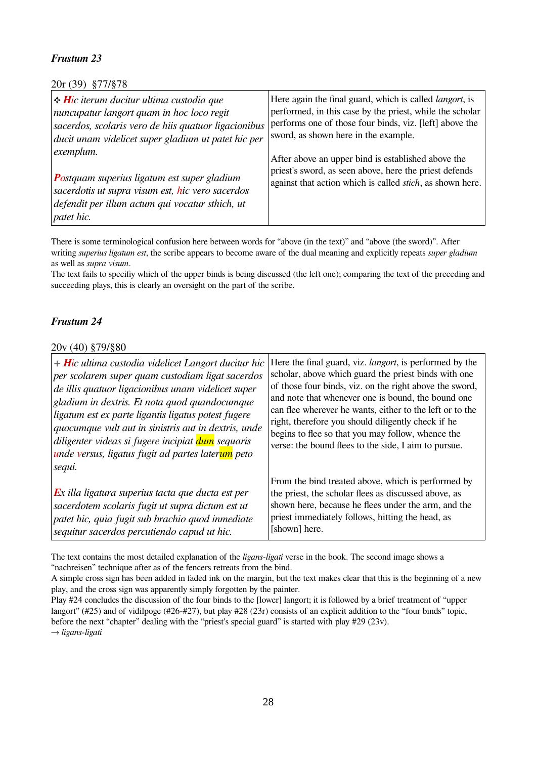### *Frustum 23*

20r (39) §77/§78

| | |
|---|---|
| ✣ ***H**ic iterum ducitur ultima custodia que nuncupatur langort quam in hoc loco regit sacerdos, scolaris vero de hiis quatuor ligacionibus ducit unam videlicet super gladium ut patet hic per exemplum.* <br><br> ***Po**stquam superius ligatum est super gladium sacerdotis ut supra visum est, hic vero sacerdos defendit per illum actum qui vocatur sthich, ut patet hic.* | Here again the final guard, which is called *langort*, is performed, in this case by the priest, while the scholar performs one of those four binds, viz. [left] above the sword, as shown here in the example. <br><br> After above an upper bind is established above the priest's sword, as seen above, here the priest defends against that action which is called *stich*, as shown here. |

There is some terminological confusion here between words for "above (in the text)" and "above (the sword)". After writing *superius ligatum est*, the scribe appears to become aware of the dual meaning and explicitly repeats *super gladium* as well as *supra visum*.
The text fails to specifiy which of the upper binds is being discussed (the left one); comparing the text of the preceding and succeeding plays, this is clearly an oversight on the part of the scribe.

### *Frustum 24*

20v (40) §79/§80

| | |
|---|---|
| + ***H**ic ultima custodia videlicet Langort ducitur hic per scolarem super quam custodiam ligat sacerdos de illis quatuor ligacionibus unam videlicet super gladium in dextris. Et nota quod quandocumque ligatum est ex parte ligantis ligatus potest fugere quocumque vult aut in sinistris aut in dextris, unde diligenter videas si fugere incipiat dum sequaris unde versus, ligatus fugit ad partes laterum peto sequi.* <br><br> ***E**x illa ligatura superius tacta que ducta est per sacerdotem scolaris fugit ut supra dictum est ut patet hic, quia fugit sub brachio quod inmediate sequitur sacerdos percutiendo capud ut hic.* | Here the final guard, viz. *langort*, is performed by the scholar, above which guard the priest binds with one of those four binds, viz. on the right above the sword, and note that whenever one is bound, the bound one can flee wherever he wants, either to the left or to the right, therefore you should diligently check if he begins to flee so that you may follow, whence the verse: the bound flees to the side, I aim to pursue. <br><br> From the bind treated above, which is performed by the priest, the scholar flees as discussed above, as shown here, because he flees under the arm, and the priest immediately follows, hitting the head, as [shown] here. |

The text contains the most detailed explanation of the *ligans-ligati* verse in the book. The second image shows a "nachreisen" technique after as of the fencers retreats from the bind.
A simple cross sign has been added in faded ink on the margin, but the text makes clear that this is the beginning of a new play, and the cross sign was apparently simply forgotten by the painter.
Play #24 concludes the discussion of the four binds to the [lower] langort; it is followed by a brief treatment of "upper langort" (#25) and of vidilpoge (#26-#27), but play #28 (23r) consists of an explicit addition to the "four binds" topic, before the next "chapter" dealing with the "priest's special guard" is started with play #29 (23v).
→ *ligans-ligati*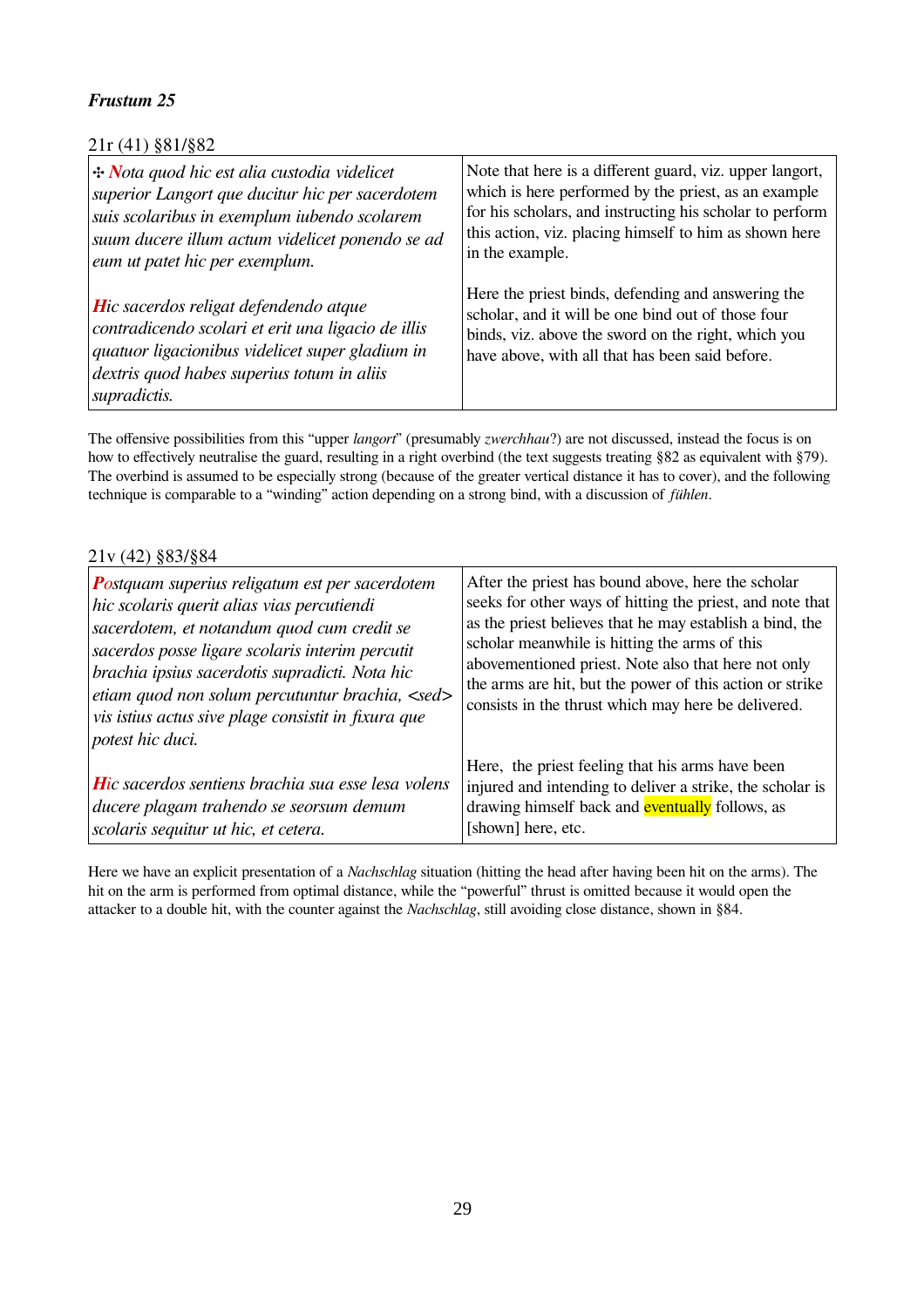### *Frustum 25*

21r (41) §81/§82

| *✣ Nota quod hic est alia custodia videlicet superior Langort que ducitur hic per sacerdotem suis scolaribus in exemplum iubendo scolarem suum ducere illum actum videlicet ponendo se ad eum ut patet hic per exemplum.* | Note that here is a different guard, viz. upper langort, which is here performed by the priest, as an example for his scholars, and instructing his scholar to perform this action, viz. placing himself to him as shown here in the example. |
|---|---|
| *Hic sacerdos religat defendendo atque contradicendo scolari et erit una ligacio de illis quatuor ligacionibus videlicet super gladium in dextris quod habes superius totum in aliis supradictis.* | Here the priest binds, defending and answering the scholar, and it will be one bind out of those four binds, viz. above the sword on the right, which you have above, with all that has been said before. |

The offensive possibilities from this "upper *langort*" (presumably *zwerchhau*?) are not discussed, instead the focus is on how to effectively neutralise the guard, resulting in a right overbind (the text suggests treating §82 as equivalent with §79). The overbind is assumed to be especially strong (because of the greater vertical distance it has to cover), and the following technique is comparable to a "winding" action depending on a strong bind, with a discussion of *fühlen*.

21v (42) §83/§84

| *Postquam superius religatum est per sacerdotem hic scolaris querit alias vias percutiendi sacerdotem, et notandum quod cum credit se sacerdos posse ligare scolaris interim percutit brachia ipsius sacerdotis supradicti. Nota hic etiam quod non solum percutuntur brachia, <sed> vis istius actus sive plage consistit in fixura que potest hic duci.* | After the priest has bound above, here the scholar seeks for other ways of hitting the priest, and note that as the priest believes that he may establish a bind, the scholar meanwhile is hitting the arms of this abovementioned priest. Note also that here not only the arms are hit, but the power of this action or strike consists in the thrust which may here be delivered. |
|---|---|
| *Hic sacerdos sentiens brachia sua esse lesa volens ducere plagam trahendo se seorsum demum scolaris sequitur ut hic, et cetera.* | Here, the priest feeling that his arms have been injured and intending to deliver a strike, the scholar is drawing himself back and eventually follows, as [shown] here, etc. |

Here we have an explicit presentation of a *Nachschlag* situation (hitting the head after having been hit on the arms). The hit on the arm is performed from optimal distance, while the "powerful" thrust is omitted because it would open the attacker to a double hit, with the counter against the *Nachschlag*, still avoiding close distance, shown in §84.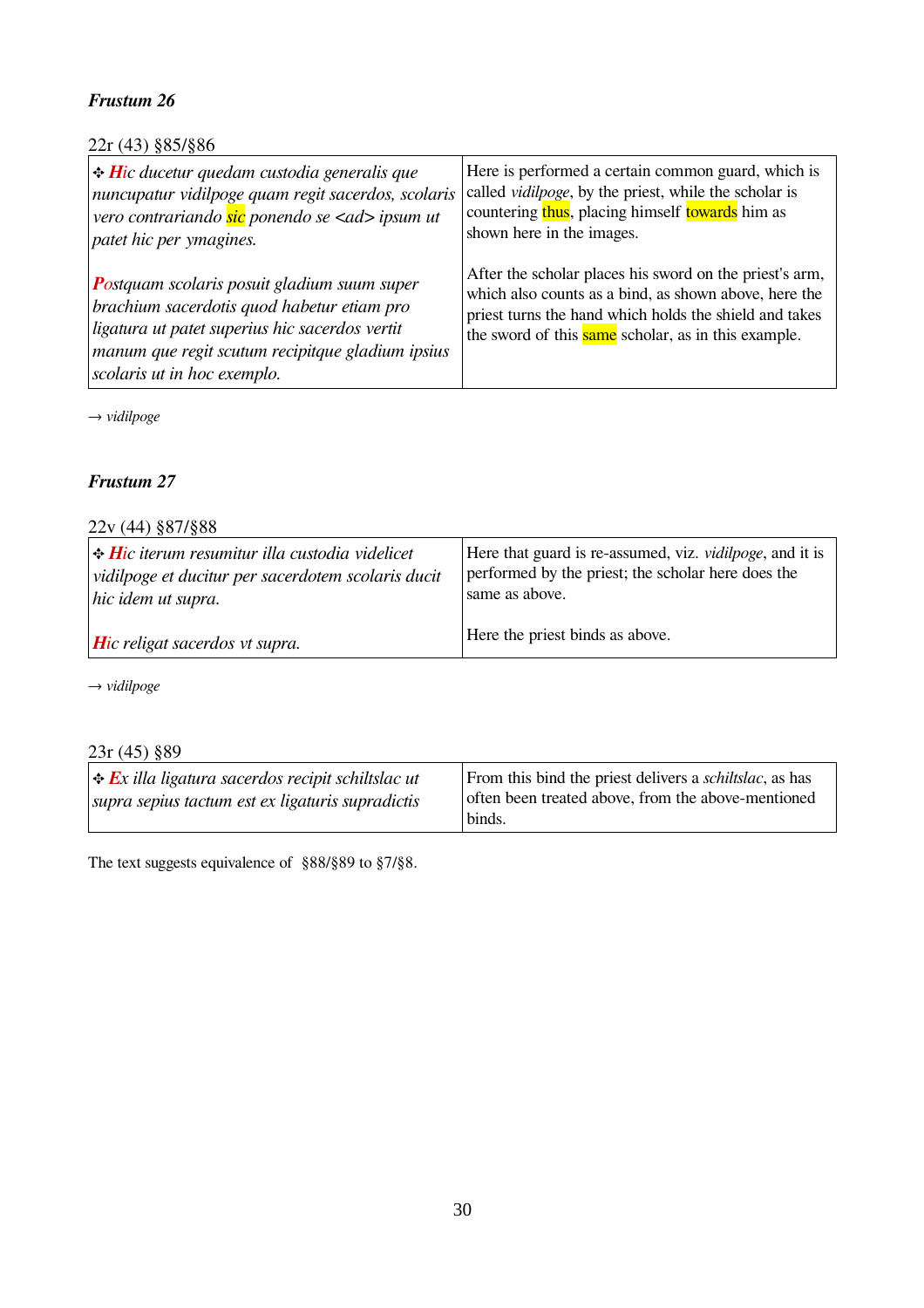### *Frustum 26*

22r (43) §85/§86

| | |
|---|---|
| ✣ ***Hi****c ducetur quedam custodia generalis que nuncupatur vidilpoge quam regit sacerdos, scolaris vero contrariando sic ponendo se <ad> ipsum ut patet hic per ymagines.* | Here is performed a certain common guard, which is called *vidilpoge*, by the priest, while the scholar is countering thus, placing himself towards him as shown here in the images. |
| ***Po****stquam scolaris posuit gladium suum super brachium sacerdotis quod habetur etiam pro ligatura ut patet superius hic sacerdos vertit manum que regit scutum recipitque gladium ipsius scolaris ut in hoc exemplo.* | After the scholar places his sword on the priest's arm, which also counts as a bind, as shown above, here the priest turns the hand which holds the shield and takes the sword of this same scholar, as in this example. |

→ *vidilpoge*

### *Frustum 27*

22v (44) §87/§88

| | |
|---|---|
| ✣ ***Hi****c iterum resumitur illa custodia videlicet vidilpoge et ducitur per sacerdotem scolaris ducit hic idem ut supra.* | Here that guard is re-assumed, viz. *vidilpoge*, and it is performed by the priest; the scholar here does the same as above. |
| ***Hi****c religat sacerdos vt supra.* | Here the priest binds as above. |

→ *vidilpoge*

23r (45) §89

| | |
|---|---|
| ✣ ***Ex*** *illa ligatura sacerdos recipit schiltslac ut supra sepius tactum est ex ligaturis supradictis* | From this bind the priest delivers a *schiltslac*, as has often been treated above, from the above-mentioned binds. |

The text suggests equivalence of §88/§89 to §7/§8.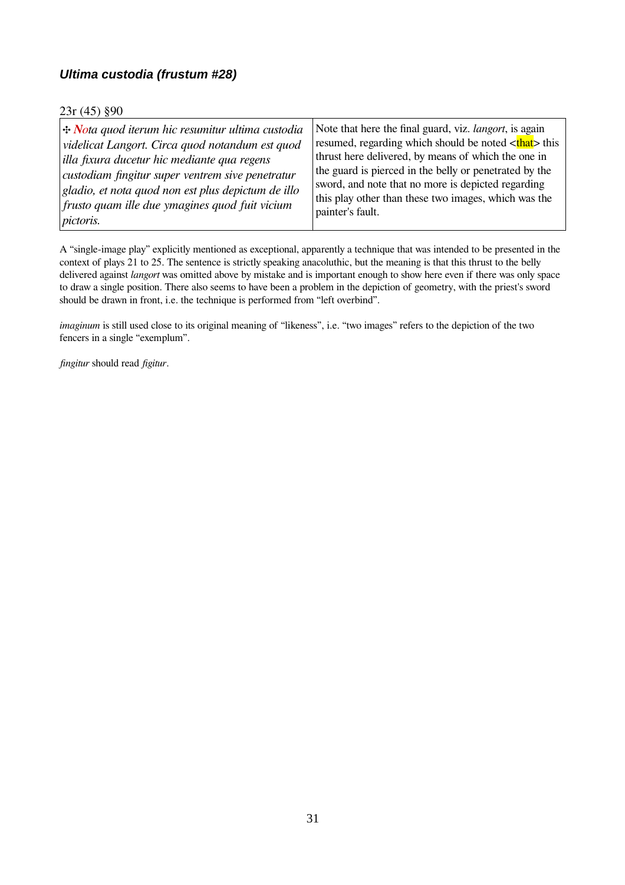### *Ultima custodia (frustum #28)*

23r (45) §90

| | |
|---|---|
| ✣ *Nota quod iterum hic resumitur ultima custodia videlicat Langort. Circa quod notandum est quod illa fixura ducetur hic mediante qua regens custodiam fingitur super ventrem sive penetratur gladio, et nota quod non est plus depictum de illo frusto quam ille due ymagines quod fuit vicium pictoris.* | Note that here the final guard, viz. *langort*, is again resumed, regarding which should be noted <that> this thrust here delivered, by means of which the one in the guard is pierced in the belly or penetrated by the sword, and note that no more is depicted regarding this play other than these two images, which was the painter's fault. |

A "single-image play" explicitly mentioned as exceptional, apparently a technique that was intended to be presented in the context of plays 21 to 25. The sentence is strictly speaking anacoluthic, but the meaning is that this thrust to the belly delivered against *langort* was omitted above by mistake and is important enough to show here even if there was only space to draw a single position. There also seems to have been a problem in the depiction of geometry, with the priest's sword should be drawn in front, i.e. the technique is performed from "left overbind".

*imaginum* is still used close to its original meaning of "likeness", i.e. "two images" refers to the depiction of the two fencers in a single "exemplum".

*fingitur* should read *figitur*.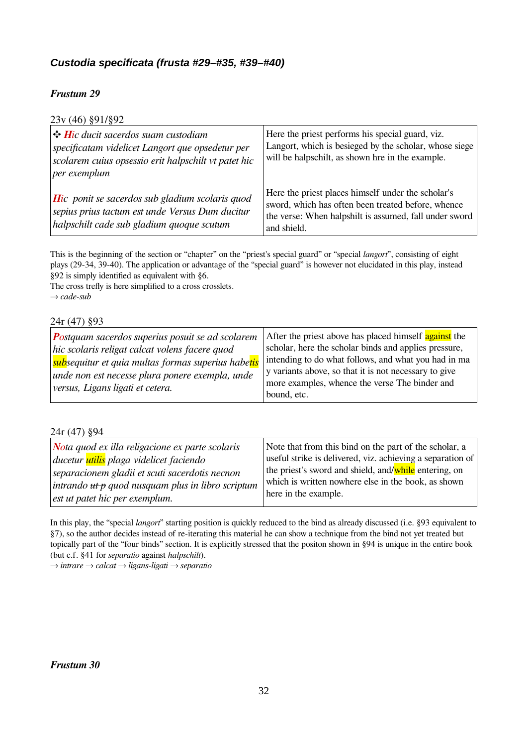### *Custodia specificata (frusta #29–#35, #39–#40)*

#### *Frustum 29*

23v (46) §91/§92

| | |
|---|---|
| ✣ ***Hi**c ducit sacerdos suam custodiam specificatam videlicet Langort que opsedetur per scolarem cuius opsessio erit halpschilt vt patet hic per exemplum*<br><br>***Hi**c ponit se sacerdos sub gladium scolaris quod sepius prius tactum est unde Versus Dum ducitur halpschilt cade sub gladium quoque scutum* | Here the priest performs his special guard, viz. Langort, which is besieged by the scholar, whose siege will be halpschilt, as shown hre in the example.<br><br>Here the priest places himself under the scholar's sword, which has often been treated before, whence the verse: When halpshilt is assumed, fall under sword and shield. |

This is the beginning of the section or "chapter" on the "priest's special guard" or "special *langort*", consisting of eight plays (29-34, 39-40). The application or advantage of the "special guard" is however not elucidated in this play, instead §92 is simply identified as equivalent with §6.
The cross trefly is here simplified to a cross crosslets.
→ *cade-sub*

24r (47) §93

| | |
|---|---|
| ***P**ostquam sacerdos superius posuit se ad scolarem hic scolaris religat calcat volens facere quod subsequitur et quia multas formas superius habetis unde non est necesse plura ponere exempla, unde versus, Ligans ligati et cetera.* | After the priest above has placed himself against the scholar, here the scholar binds and applies pressure, intending to do what follows, and what you had in ma y variants above, so that it is not necessary to give more examples, whence the verse The binder and bound, etc. |

24r (47) §94

| | |
|---|---|
| ***N**ota quod ex illa religacione ex parte scolaris ducetur utilis plaga videlicet faciendo separacionem gladii et scuti sacerdotis necnon intrando ~~ut p~~ quod nusquam plus in libro scriptum est ut patet hic per exemplum.* | Note that from this bind on the part of the scholar, a useful strike is delivered, viz. achieving a separation of the priest's sword and shield, and/while entering, on which is written nowhere else in the book, as shown here in the example. |

In this play, the "special *langort*" starting position is quickly reduced to the bind as already discussed (i.e. §93 equivalent to §7), so the author decides instead of re-iterating this material he can show a technique from the bind not yet treated but topically part of the "four binds" section. It is explicitly stressed that the positon shown in §94 is unique in the entire book (but c.f. §41 for *separatio* against *halpschilt*).
→ *intrare* → *calcat* → *ligans-ligati* → *separatio*

#### *Frustum 30*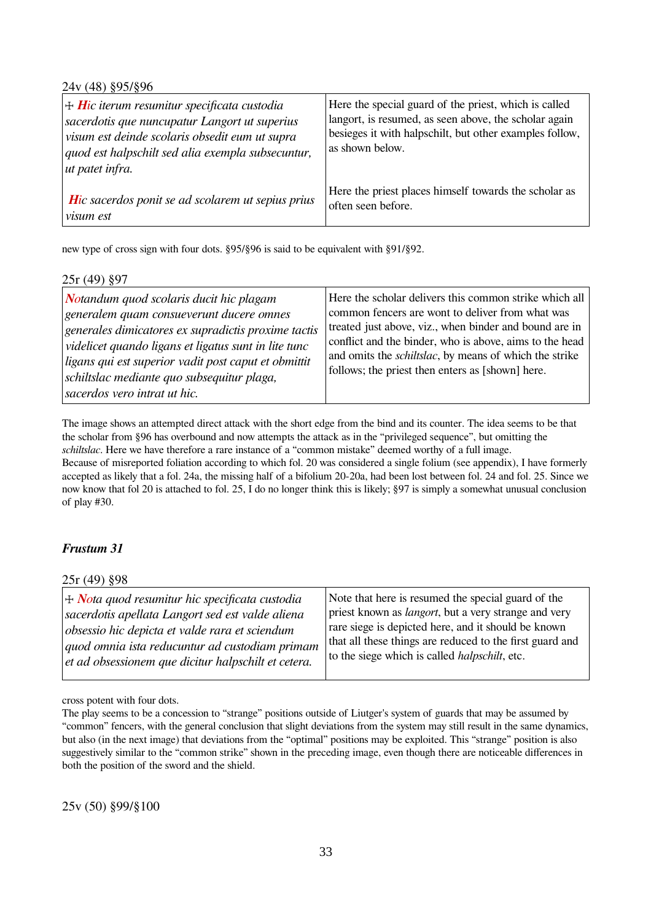24v (48) §95/§96

| | |
|---|---|
| ☩ *Hic iterum resumitur specificata custodia sacerdotis que nuncupatur Langort ut superius visum est deinde scolaris obsedit eum ut supra quod est halpschilt sed alia exempla subsecuntur, ut patet infra.* | Here the special guard of the priest, which is called langort, is resumed, as seen above, the scholar again besieges it with halpschilt, but other examples follow, as shown below. |
| *Hic sacerdos ponit se ad scolarem ut sepius prius visum est* | Here the priest places himself towards the scholar as often seen before. |

new type of cross sign with four dots. §95/§96 is said to be equivalent with §91/§92.

25r (49) §97

| | |
|---|---|
| *Notandum quod scolaris ducit hic plagam generalem quam consueverunt ducere omnes generales dimicatores ex supradictis proxime tactis videlicet quando ligans et ligatus sunt in lite tunc ligans qui est superior vadit post caput et obmittit schiltslac mediante quo subsequitur plaga, sacerdos vero intrat ut hic.* | Here the scholar delivers this common strike which all common fencers are wont to deliver from what was treated just above, viz., when binder and bound are in conflict and the binder, who is above, aims to the head and omits the *schiltslac*, by means of which the strike follows; the priest then enters as [shown] here. |

The image shows an attempted direct attack with the short edge from the bind and its counter. The idea seems to be that the scholar from §96 has overbound and now attempts the attack as in the "privileged sequence", but omitting the *schiltslac*. Here we have therefore a rare instance of a "common mistake" deemed worthy of a full image.
Because of misreported foliation according to which fol. 20 was considered a single folium (see appendix), I have formerly accepted as likely that a fol. 24a, the missing half of a bifolium 20-20a, had been lost between fol. 24 and fol. 25. Since we now know that fol 20 is attached to fol. 25, I do no longer think this is likely; §97 is simply a somewhat unusual conclusion of play #30.

## *Frustum 31*

25r (49) §98

| | |
|---|---|
| ☩ *Nota quod resumitur hic specificata custodia sacerdotis apellata Langort sed est valde aliena obsessio hic depicta et valde rara et sciendum quod omnia ista reducuntur ad custodiam primam et ad obsessionem que dicitur halpschilt et cetera.* | Note that here is resumed the special guard of the priest known as *langort*, but a very strange and very rare siege is depicted here, and it should be known that all these things are reduced to the first guard and to the siege which is called *halpschilt*, etc. |

cross potent with four dots.
The play seems to be a concession to "strange" positions outside of Liutger's system of guards that may be assumed by "common" fencers, with the general conclusion that slight deviations from the system may still result in the same dynamics, but also (in the next image) that deviations from the "optimal" positions may be exploited. This "strange" position is also suggestively similar to the "common strike" shown in the preceding image, even though there are noticeable differences in both the position of the sword and the shield.

25v (50) §99/§100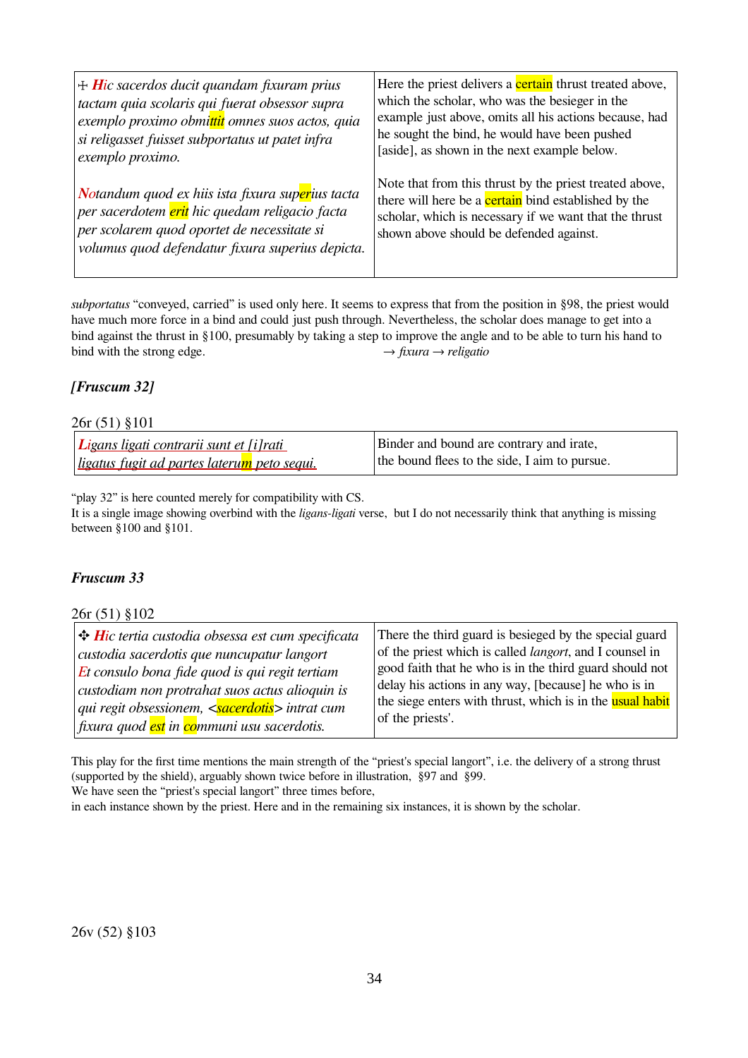| | |
|---|---|
| ☩ *Hic sacerdos ducit quandam fixuram prius tactam quia scolaris qui fuerat obsessor supra exemplo proximo obmittit omnes suos actos, quia si religasset fuisset subportatus ut patet infra exemplo proximo.*<br><br>*Notandum quod ex hiis ista fixura superius tacta per sacerdotem erit hic quedam religacio facta per scolarem quod oportet de necessitate si volumus quod defendatur fixura superius depicta.* | Here the priest delivers a certain thrust treated above, which the scholar, who was the besieger in the example just above, omits all his actions because, had he sought the bind, he would have been pushed [aside], as shown in the next example below.<br><br>Note that from this thrust by the priest treated above, there will here be a certain bind established by the scholar, which is necessary if we want that the thrust shown above should be defended against. |

*subportatus* "conveyed, carried" is used only here. It seems to express that from the position in §98, the priest would have much more force in a bind and could just push through. Nevertheless, the scholar does manage to get into a bind against the thrust in §100, presumably by taking a step to improve the angle and to be able to turn his hand to bind with the strong edge. → *fixura* → *religatio*

### *[Fruscum 32]*

26r (51) §101

| | |
|---|---|
| *Ligans ligati contrarii sunt et [i]rati ligatus fugit ad partes laterum peto sequi.* | Binder and bound are contrary and irate, the bound flees to the side, I aim to pursue. |

"play 32" is here counted merely for compatibility with CS.
It is a single image showing overbind with the *ligans-ligati* verse, but I do not necessarily think that anything is missing between §100 and §101.

### *Fruscum 33*

26r (51) §102

| | |
|---|---|
| ✣ *Hic tertia custodia obsessa est cum specificata custodia sacerdotis que nuncupatur langort Et consulo bona fide quod is qui regit tertiam custodiam non protrahat suos actus alioquin is qui regit obsessionem, <sacerdotis> intrat cum fixura quod est in communi usu sacerdotis.* | There the third guard is besieged by the special guard of the priest which is called *langort*, and I counsel in good faith that he who is in the third guard should not delay his actions in any way, [because] he who is in the siege enters with thrust, which is in the usual habit of the priests'. |

This play for the first time mentions the main strength of the "priest's special langort", i.e. the delivery of a strong thrust (supported by the shield), arguably shown twice before in illustration, §97 and §99.
We have seen the "priest's special langort" three times before,
in each instance shown by the priest. Here and in the remaining six instances, it is shown by the scholar.

26v (52) §103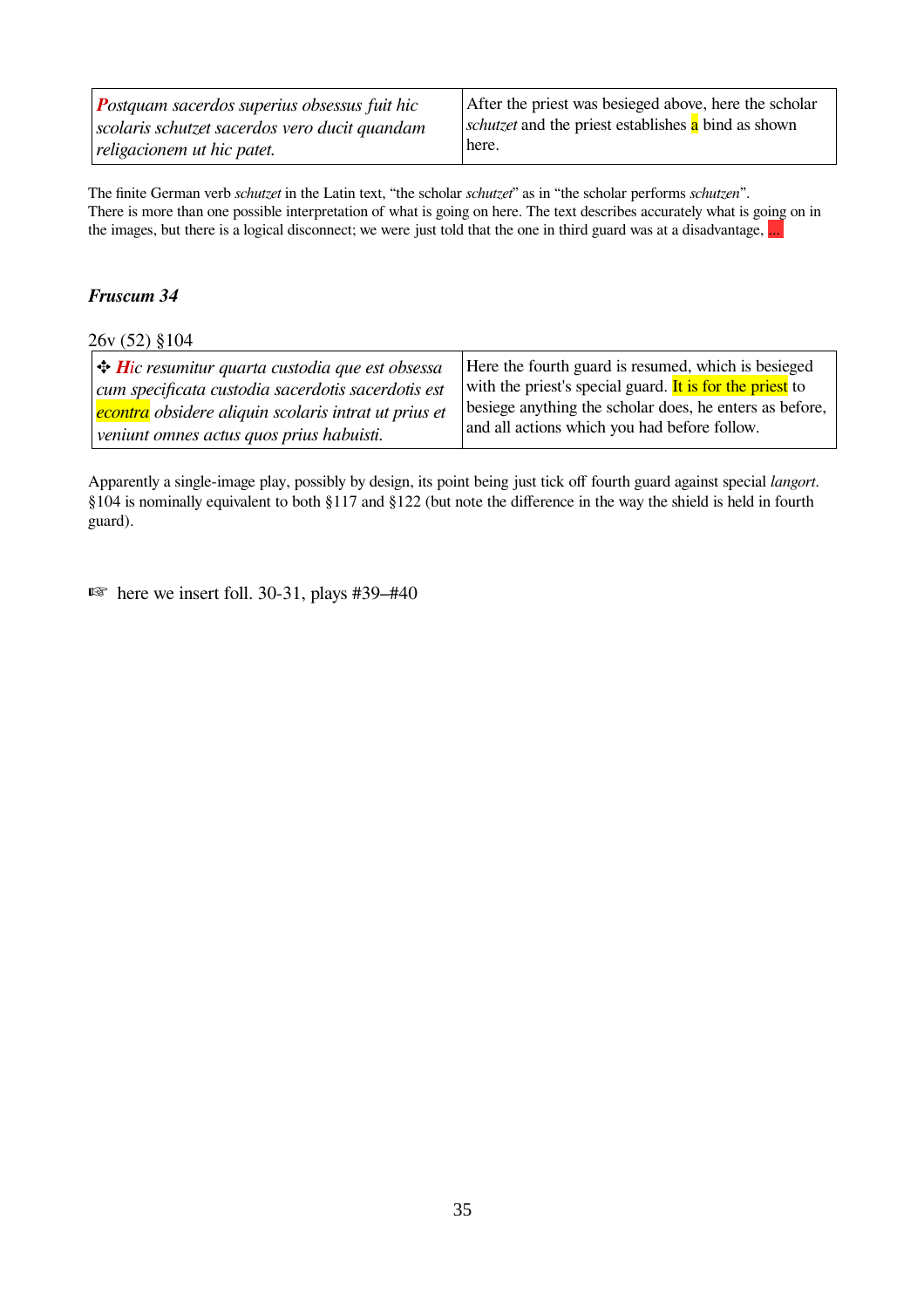| *Postquam sacerdos superius obsessus fuit hic scolaris schutzet sacerdos vero ducit quandam religacionem ut hic patet.* | After the priest was besieged above, here the scholar *schutzet* and the priest establishes a bind as shown here. |
|---|---|

The finite German verb *schutzet* in the Latin text, "the scholar *schutzet*" as in "the scholar performs *schutzen*". There is more than one possible interpretation of what is going on here. The text describes accurately what is going on in the images, but there is a logical disconnect; we were just told that the one in third guard was at a disadvantage, ...

### *Fruscum 34*

26v (52) §104

| ✣ *Hic resumitur quarta custodia que est obsessa cum specificata custodia sacerdotis sacerdotis est econtra obsidere aliquin scolaris intrat ut prius et veniunt omnes actus quos prius habuisti.* | Here the fourth guard is resumed, which is besieged with the priest's special guard. It is for the priest to besiege anything the scholar does, he enters as before, and all actions which you had before follow. |
|---|---|

Apparently a single-image play, possibly by design, its point being just tick off fourth guard against special *langort*. §104 is nominally equivalent to both §117 and §122 (but note the difference in the way the shield is held in fourth guard).

☞ here we insert foll. 30-31, plays #39–#40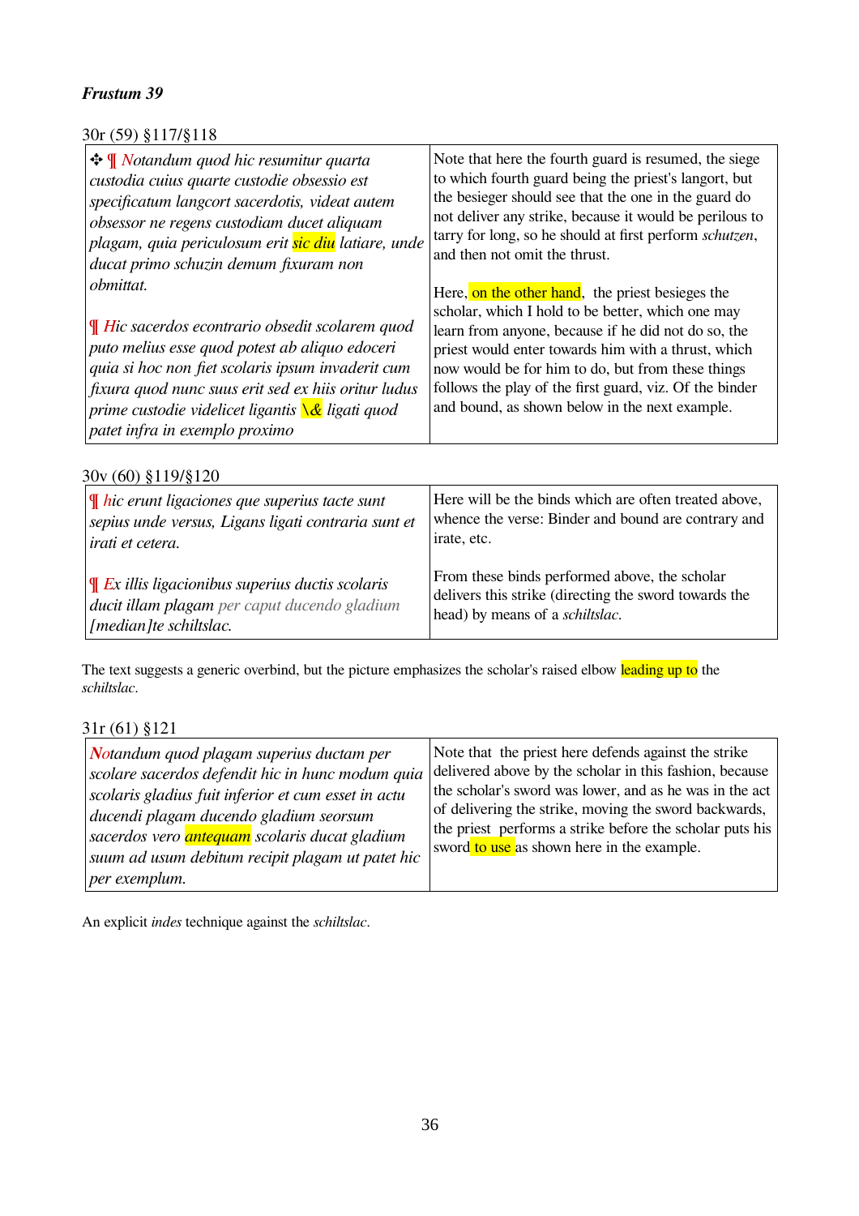***Frustum 39***

30r (59) §117/§118

| | |
|---|---|
| ✣ ¶ *Notandum quod hic resumitur quarta custodia cuius quarte custodie obsessio est specificatum langcort sacerdotis, videat autem obsessor ne regens custodiam ducet aliquam plagam, quia periculosum erit sic diu latiare, unde ducat primo schuzin demum fixuram non obmittat.*<br><br>¶ *Hic sacerdos econtrario obsedit scolarem quod puto melius esse quod potest ab aliquo edoceri quia si hoc non fiet scolaris ipsum invaderit cum fixura quod nunc suus erit sed ex hiis oritur ludus prime custodie videlicet ligantis \& ligati quod patet infra in exemplo proximo* | Note that here the fourth guard is resumed, the siege to which fourth guard being the priest's langort, but the besieger should see that the one in the guard do not deliver any strike, because it would be perilous to tarry for long, so he should at first perform *schutzen*, and then not omit the thrust.<br><br>Here, on the other hand, the priest besieges the scholar, which I hold to be better, which one may learn from anyone, because if he did not do so, the priest would enter towards him with a thrust, which now would be for him to do, but from these things follows the play of the first guard, viz. Of the binder and bound, as shown below in the next example. |

30v (60) §119/§120

| | |
|---|---|
| ¶ *hic erunt ligaciones que superius tacte sunt sepius unde versus, Ligans ligati contraria sunt et irati et cetera.*<br><br>¶ *Ex illis ligacionibus superius ductis scolaris ducit illam plagam per caput ducendo gladium [median]te schiltslac.* | Here will be the binds which are often treated above, whence the verse: Binder and bound are contrary and irate, etc.<br><br>From these binds performed above, the scholar delivers this strike (directing the sword towards the head) by means of a *schiltslac*. |

The text suggests a generic overbind, but the picture emphasizes the scholar's raised elbow leading up to the *schiltslac*.

31r (61) §121

| | |
|---|---|
| *Notandum quod plagam superius ductam per scolare sacerdos defendit hic in hunc modum quia scolaris gladius fuit inferior et cum esset in actu ducendi plagam ducendo gladium seorsum sacerdos vero antequam scolaris ducat gladium suum ad usum debitum recipit plagam ut patet hic per exemplum.* | Note that the priest here defends against the strike delivered above by the scholar in this fashion, because the scholar's sword was lower, and as he was in the act of delivering the strike, moving the sword backwards, the priest performs a strike before the scholar puts his sword to use as shown here in the example. |

An explicit *indes* technique against the *schiltslac*.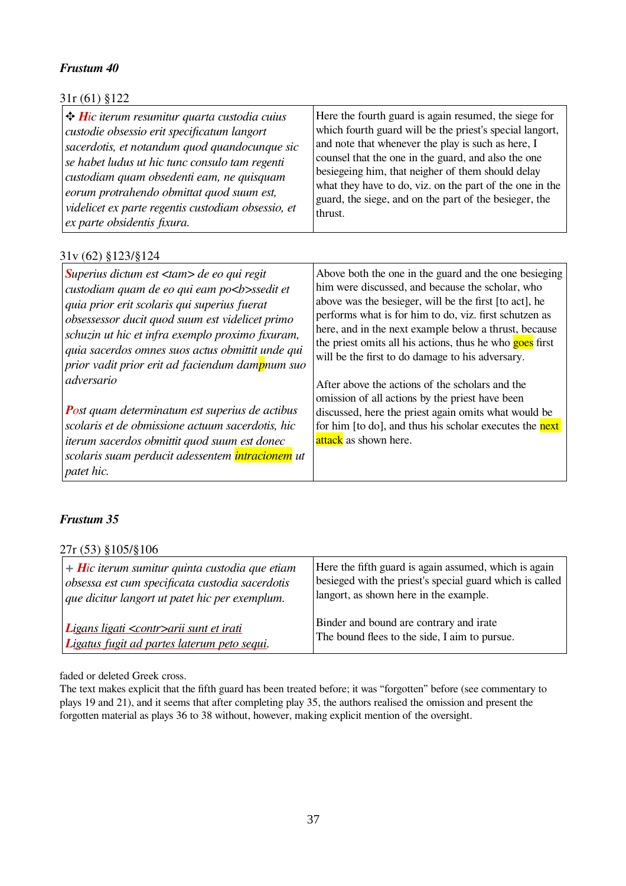### *Frustum 40*

31r (61) §122

| Latin | English |
| --- | --- |
| ✣ *Hic iterum resumitur quarta custodia cuius custodie obsessio erit specificatum langort sacerdotis, et notandum quod quandocunque sic se habet ludus ut hic tunc consulo tam regenti custodiam quam obsedenti eam, ne quisquam eorum protrahendo obmittat quod suum est, videlicet ex parte regentis custodiam obsessio, et ex parte obsidentis fixura.* | Here the fourth guard is again resumed, the siege for which fourth guard will be the priest's special langort, and note that whenever the play is such as here, I counsel that the one in the guard, and also the one besiegeing him, that neigher of them should delay what they have to do, viz. on the part of the one in the guard, the siege, and on the part of the besieger, the thrust. |

31v (62) §123/§124

| Latin | English |
| --- | --- |
| *Superius dictum est <tam> de eo qui regit custodiam quam de eo qui eam po<b>ssedit et quia prior erit scolaris qui superius fuerat obsessessor ducit quod suum est videlicet primo schuzin ut hic et infra exemplo proximo fixuram, quia sacerdos omnes suos actus obmittit unde qui prior vadit prior erit ad faciendum dampnum suo adversario* | Above both the one in the guard and the one besieging him were discussed, and because the scholar, who above was the besieger, will be the first [to act], he performs what is for him to do, viz. first schutzen as here, and in the next example below a thrust, because the priest omits all his actions, thus he who goes first will be the first to do damage to his adversary. |
| *Post quam determinatum est superius de actibus scolaris et de obmissione actuum sacerdotis, hic iterum sacerdos obmittit quod suum est donec scolaris suam perducit adessentem intracionem ut patet hic.* | After above the actions of the scholars and the omission of all actions by the priest have been discussed, here the priest again omits what would be for him [to do], and thus his scholar executes the next attack as shown here. |

### *Frustum 35*

27r (53) §105/§106

| Latin | English |
| --- | --- |
| + *Hic iterum sumitur quinta custodia que etiam obsessa est cum specificata custodia sacerdotis que dicitur langort ut patet hic per exemplum.* | Here the fifth guard is again assumed, which is again besieged with the priest's special guard which is called langort, as shown here in the example. |
| *Ligans ligati <contr>arii sunt et irati*<br>*Ligatus fugit ad partes laterum peto sequi.* | Binder and bound are contrary and irate<br>The bound flees to the side, I aim to pursue. |

faded or deleted Greek cross.

The text makes explicit that the fifth guard has been treated before; it was "forgotten" before (see commentary to plays 19 and 21), and it seems that after completing play 35, the authors realised the omission and present the forgotten material as plays 36 to 38 without, however, making explicit mention of the oversight.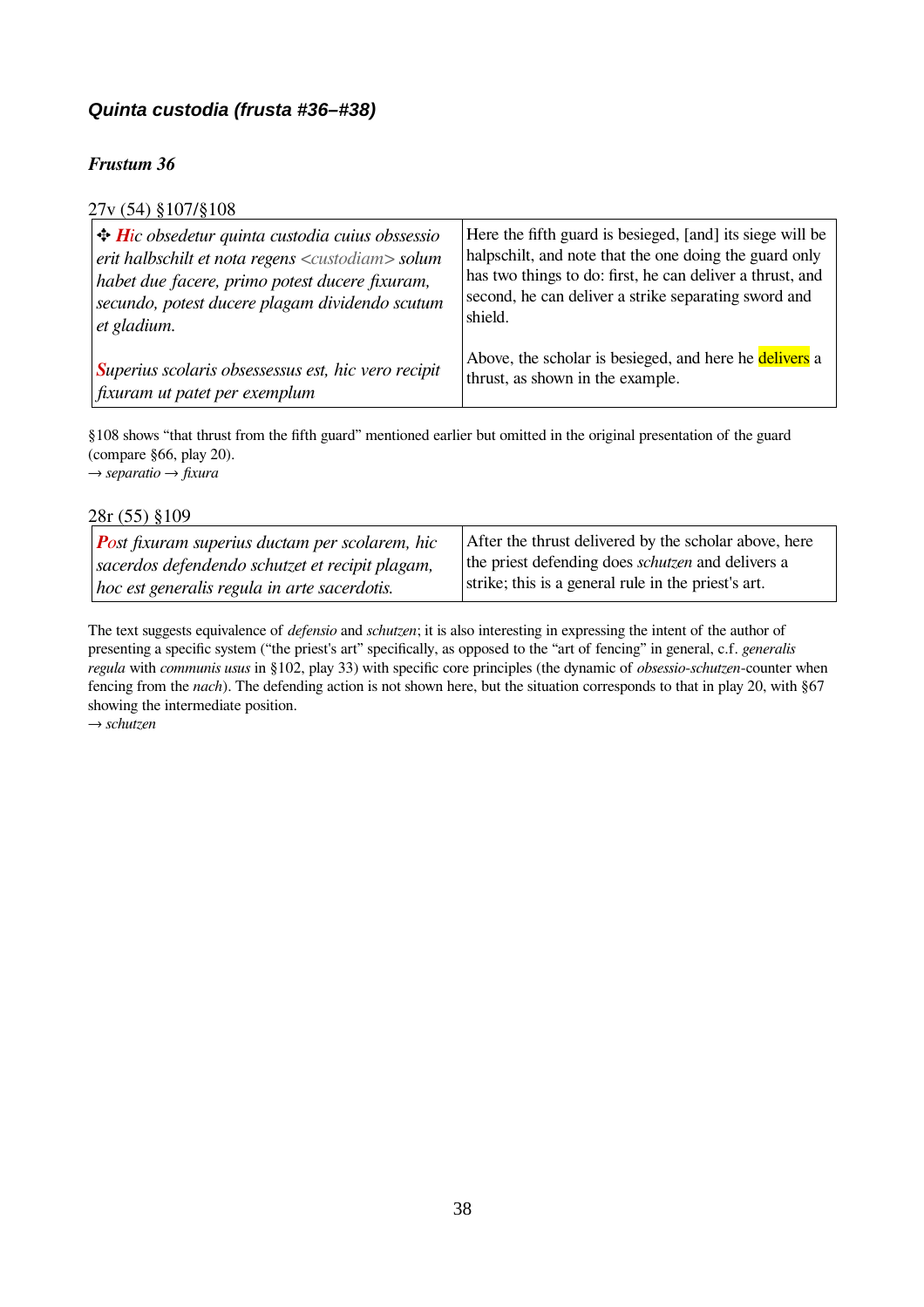### *Quinta custodia (frusta #36–#38)*

#### *Frustum 36*

27v (54) §107/§108

| Latin | English |
|---|---|
| ✣ ***H**ic obsedetur quinta custodia cuius obssessio erit halbschilt et nota regens <custodiam> solum habet due facere, primo potest ducere fixuram, secundo, potest ducere plagam dividendo scutum et gladium.* <br><br> ***S**uperius scolaris obsessessus est, hic vero recipit fixuram ut patet per exemplum* | Here the fifth guard is besieged, [and] its siege will be halpschilt, and note that the one doing the guard only has two things to do: first, he can deliver a thrust, and second, he can deliver a strike separating sword and shield. <br><br> Above, the scholar is besieged, and here he delivers a thrust, as shown in the example. |

§108 shows "that thrust from the fifth guard" mentioned earlier but omitted in the original presentation of the guard (compare §66, play 20).
→ *separatio* → *fixura*

28r (55) §109

| Latin | English |
|---|---|
| ***Po**st fixuram superius ductam per scolarem, hic sacerdos defendendo schutzet et recipit plagam, hoc est generalis regula in arte sacerdotis.* | After the thrust delivered by the scholar above, here the priest defending does *schutzen* and delivers a strike; this is a general rule in the priest's art. |

The text suggests equivalence of *defensio* and *schutzen*; it is also interesting in expressing the intent of the author of presenting a specific system ("the priest's art" specifically, as opposed to the "art of fencing" in general, c.f. *generalis regula* with *communis usus* in §102, play 33) with specific core principles (the dynamic of *obsessio*-*schutzen*-counter when fencing from the *nach*). The defending action is not shown here, but the situation corresponds to that in play 20, with §67 showing the intermediate position.
→ *schutzen*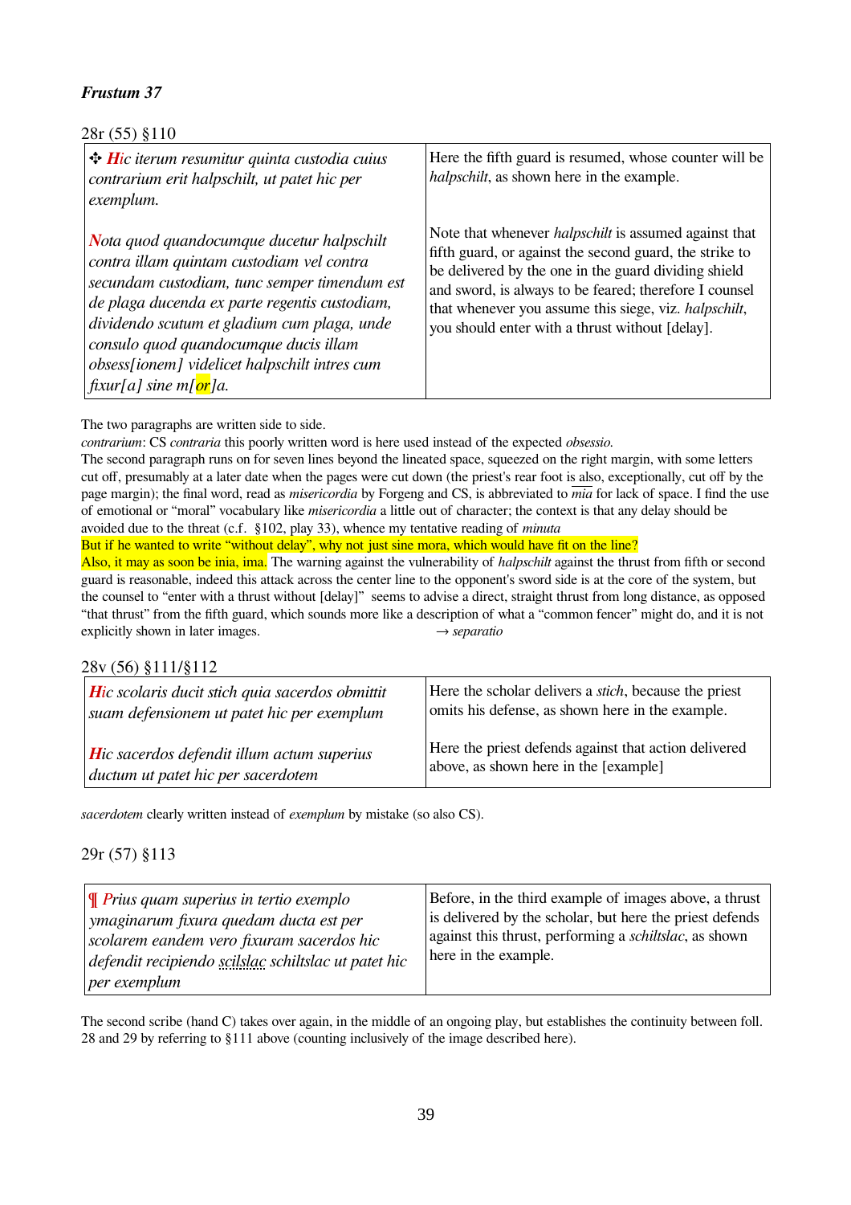***Frustum 37***

28r (55) §110

| | |
|---|---|
| ✣ ***Hi**c iterum resumitur quinta custodia cuius contrarium erit halpschilt, ut patet hic per exemplum.*<br><br>***N**ota quod quandocumque ducetur halpschilt contra illam quintam custodiam vel contra secundam custodiam, tunc semper timendum est de plaga ducenda ex parte regentis custodiam, dividendo scutum et gladium cum plaga, unde consulo quod quandocumque ducis illam obsess[ionem] videlicet halpschilt intres cum fixur[a] sine m[or]a.* | Here the fifth guard is resumed, whose counter will be *halpschilt*, as shown here in the example.<br><br>Note that whenever *halpschilt* is assumed against that fifth guard, or against the second guard, the strike to be delivered by the one in the guard dividing shield and sword, is always to be feared; therefore I counsel that whenever you assume this siege, viz. *halpschilt*, you should enter with a thrust without [delay]. |

The two paragraphs are written side to side.
*contrarium*: CS *contraria* this poorly written word is here used instead of the expected *obsessio.*
The second paragraph runs on for seven lines beyond the lineated space, squeezed on the right margin, with some letters cut off, presumably at a later date when the pages were cut down (the priest's rear foot is also, exceptionally, cut off by the page margin); the final word, read as *misericordia* by Forgeng and CS, is abbreviated to *mia* for lack of space. I find the use of emotional or "moral" vocabulary like *misericordia* a little out of character; the context is that any delay should be avoided due to the threat (c.f. §102, play 33), whence my tentative reading of *minuta*
But if he wanted to write "without delay", why not just sine mora, which would have fit on the line?
Also, it may as soon be inia, ima. The warning against the vulnerability of *halpschilt* against the thrust from fifth or second guard is reasonable, indeed this attack across the center line to the opponent's sword side is at the core of the system, but the counsel to "enter with a thrust without [delay]" seems to advise a direct, straight thrust from long distance, as opposed "that thrust" from the fifth guard, which sounds more like a description of what a "common fencer" might do, and it is not explicitly shown in later images. → *separatio*

28v (56) §111/§112

| | |
|---|---|
| ***Hi**c scolaris ducit stich quia sacerdos obmittit suam defensionem ut patet hic per exemplum*<br><br>***Hi**c sacerdos defendit illum actum superius ductum ut patet hic per sacerdotem* | Here the scholar delivers a *stich*, because the priest omits his defense, as shown here in the example.<br><br>Here the priest defends against that action delivered above, as shown here in the [example] |

*sacerdotem* clearly written instead of *exemplum* by mistake (so also CS).

29r (57) §113

| | |
|---|---|
| *¶ **P**rius quam superius in tertio exemplo ymaginarum fixura quedam ducta est per scolarem eandem vero fixuram sacerdos hic defendit recipiendo scilslac schiltslac ut patet hic per exemplum* | Before, in the third example of images above, a thrust is delivered by the scholar, but here the priest defends against this thrust, performing a *schiltslac*, as shown here in the example. |

The second scribe (hand C) takes over again, in the middle of an ongoing play, but establishes the continuity between foll. 28 and 29 by referring to §111 above (counting inclusively of the image described here).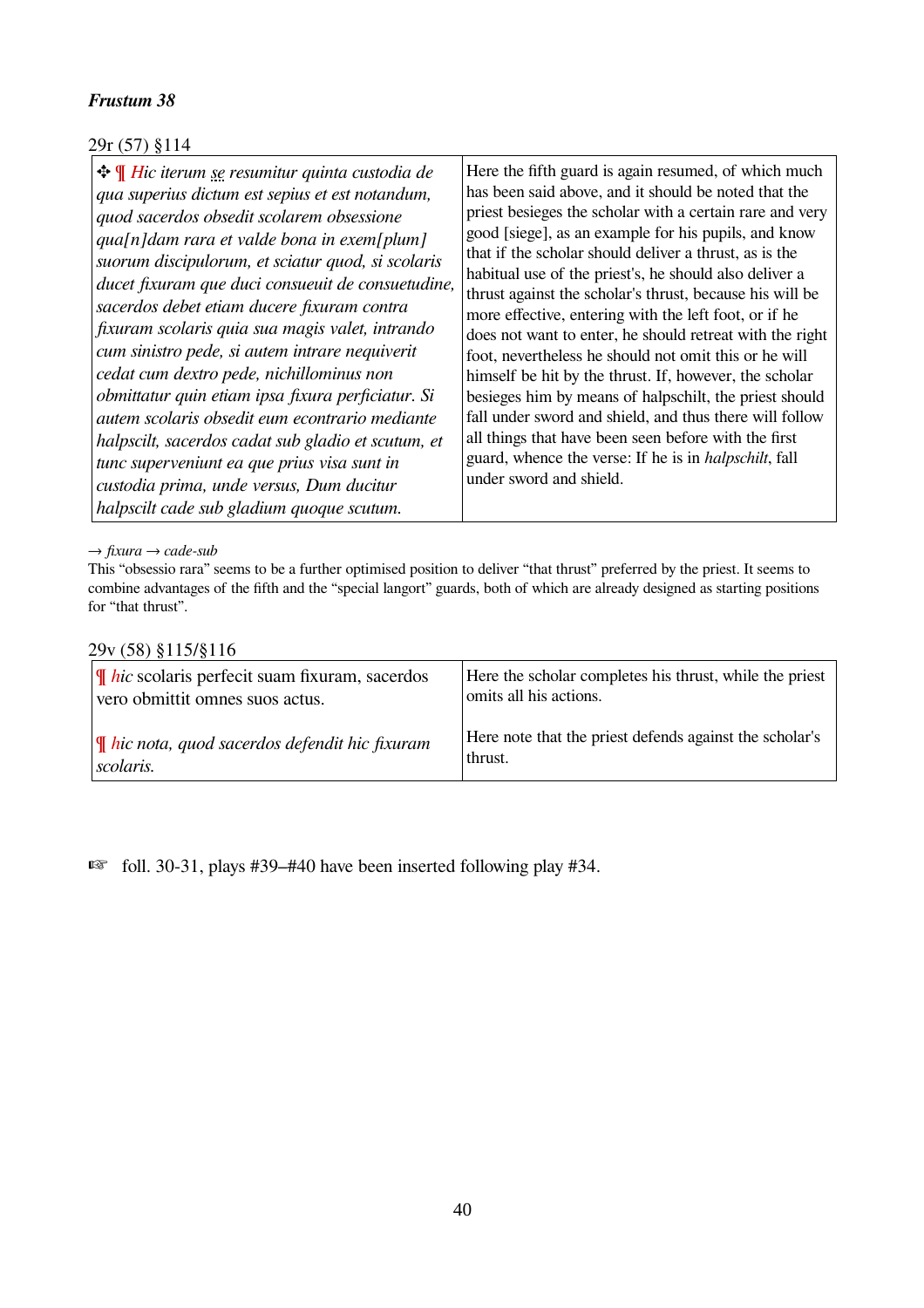***Frustum 38***

29r (57) §114

| ✣ ¶ *Hic iterum se resumitur quinta custodia de qua superius dictum est sepius et est notandum, quod sacerdos obsedit scolarem obsessione qua[n]dam rara et valde bona in exem[plum] suorum discipulorum, et sciatur quod, si scolaris ducet fixuram que duci consueuit de consuetudine, sacerdos debet etiam ducere fixuram contra fixuram scolaris quia sua magis valet, intrando cum sinistro pede, si autem intrare nequiverit cedat cum dextro pede, nichillominus non obmittatur quin etiam ipsa fixura perficiatur. Si autem scolaris obsedit eum econtrario mediante halpscilt, sacerdos cadat sub gladio et scutum, et tunc superveniunt ea que prius visa sunt in custodia prima, unde versus, Dum ducitur halpscilt cade sub gladium quoque scutum.* | Here the fifth guard is again resumed, of which much has been said above, and it should be noted that the priest besieges the scholar with a certain rare and very good [siege], as an example for his pupils, and know that if the scholar should deliver a thrust, as is the habitual use of the priest's, he should also deliver a thrust against the scholar's thrust, because his will be more effective, entering with the left foot, or if he does not want to enter, he should retreat with the right foot, nevertheless he should not omit this or he will himself be hit by the thrust. If, however, the scholar besieges him by means of halpschilt, the priest should fall under sword and shield, and thus there will follow all things that have been seen before with the first guard, whence the verse: If he is in *halpschilt*, fall under sword and shield. |
|---|---|

→ *fixura* → *cade-sub*

This "obsessio rara" seems to be a further optimised position to deliver "that thrust" preferred by the priest. It seems to combine advantages of the fifth and the "special langort" guards, both of which are already designed as starting positions for "that thrust".

29v (58) §115/§116

| ¶ *hic* scolaris perfecit suam fixuram, sacerdos vero obmittit omnes suos actus. | Here the scholar completes his thrust, while the priest omits all his actions. |
|---|---|
| ¶ *hic nota, quod sacerdos defendit hic fixuram scolaris.* | Here note that the priest defends against the scholar's thrust. |

☞ foll. 30-31, plays #39–#40 have been inserted following play #34.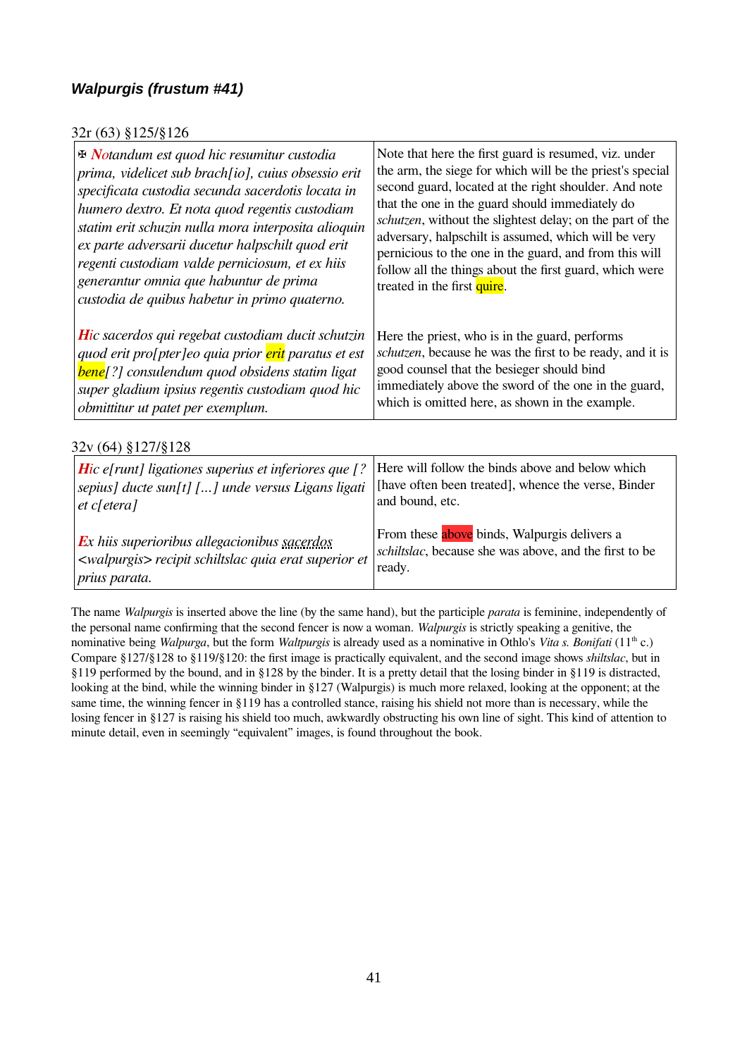### *Walpurgis (frustum #41)*

32r (63) §125/§126

| | |
|---|---|
| ✠ *Notandum est quod hic resumitur custodia prima, videlicet sub brach[io], cuius obsessio erit specificata custodia secunda sacerdotis locata in humero dextro. Et nota quod regentis custodiam statim erit schuzin nulla mora interposita alioquin ex parte adversarii ducetur halpschilt quod erit regenti custodiam valde perniciosum, et ex hiis generantur omnia que habuntur de prima custodia de quibus habetur in primo quaterno.* | Note that here the first guard is resumed, viz. under the arm, the siege for which will be the priest's special second guard, located at the right shoulder. And note that the one in the guard should immediately do *schutzen*, without the slightest delay; on the part of the adversary, halpschilt is assumed, which will be very pernicious to the one in the guard, and from this will follow all the things about the first guard, which were treated in the first quire. |
| *Hic sacerdos qui regebat custodiam ducit schutzin quod erit pro[pter]eo quia prior erit paratus et est bene[?] consulendum quod obsidens statim ligat super gladium ipsius regentis custodiam quod hic obmittitur ut patet per exemplum.* | Here the priest, who is in the guard, performs *schutzen*, because he was the first to be ready, and it is good counsel that the besieger should bind immediately above the sword of the one in the guard, which is omitted here, as shown in the example. |

32v (64) §127/§128

| | |
|---|---|
| *Hic e[runt] ligationes superius et inferiores que [? sepius] ducte sun[t] [...] unde versus Ligans ligati et c[etera]* | Here will follow the binds above and below which [have often been treated], whence the verse, Binder and bound, etc. |
| *Ex hiis superioribus allegacionibus sacerdos <walpurgis> recipit schiltslac quia erat superior et prius parata.* | From these above binds, Walpurgis delivers a *schiltslac*, because she was above, and the first to be ready. |

The name *Walpurgis* is inserted above the line (by the same hand), but the participle *parata* is feminine, independently of the personal name confirming that the second fencer is now a woman. *Walpurgis* is strictly speaking a genitive, the nominative being *Walpurga*, but the form *Waltpurgis* is already used as a nominative in Othlo's *Vita s. Bonifati* (11th c.) Compare §127/§128 to §119/§120: the first image is practically equivalent, and the second image shows *shiltslac*, but in §119 performed by the bound, and in §128 by the binder. It is a pretty detail that the losing binder in §119 is distracted, looking at the bind, while the winning binder in §127 (Walpurgis) is much more relaxed, looking at the opponent; at the same time, the winning fencer in §119 has a controlled stance, raising his shield not more than is necessary, while the losing fencer in §127 is raising his shield too much, awkwardly obstructing his own line of sight. This kind of attention to minute detail, even in seemingly “equivalent” images, is found throughout the book.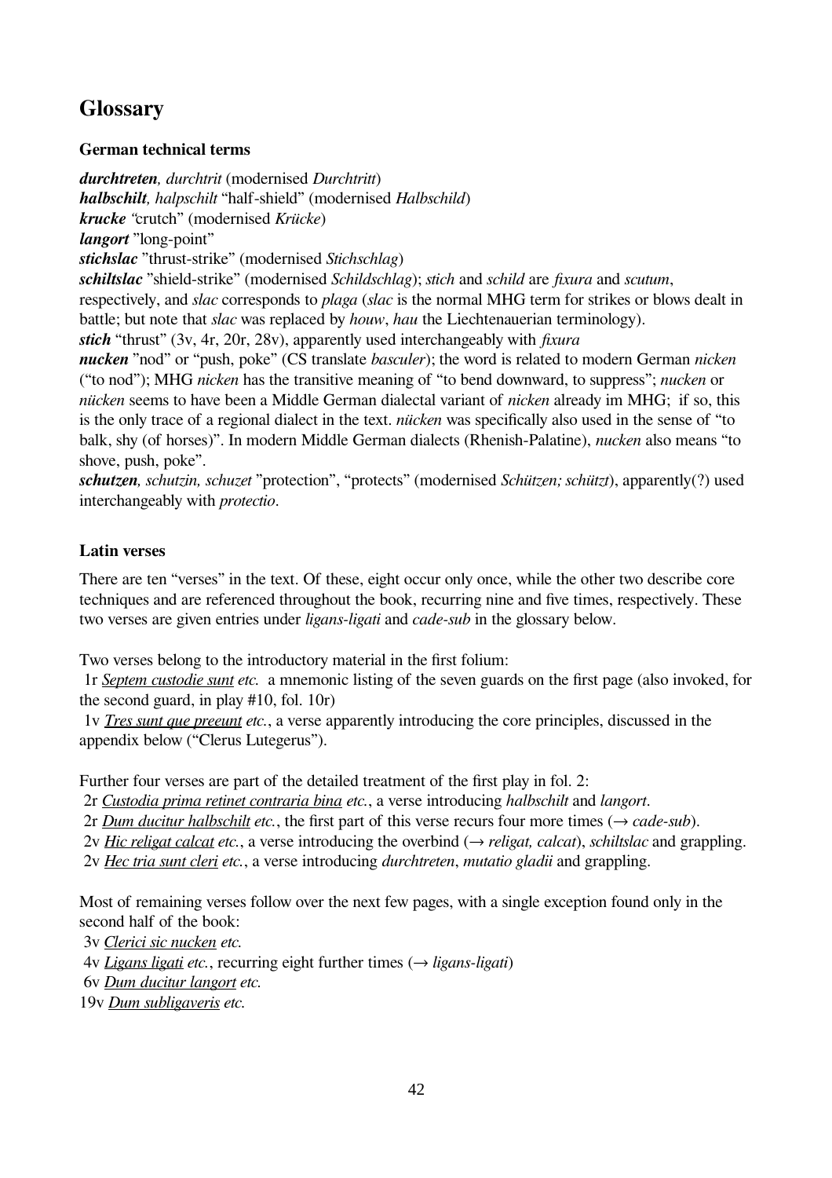## Glossary

### German technical terms

***durchtreten**, durchtrit* (modernised *Durchtritt*)
***halbschilt**, halpschilt* "half-shield" (modernised *Halbschild*)
***krucke*** "crutch" (modernised *Krücke*)
***langort*** "long-point"
***stichslac*** "thrust-strike" (modernised *Stichschlag*)
***schiltslac*** "shield-strike" (modernised *Schildschlag*); *stich* and *schild* are *fixura* and *scutum*, respectively, and *slac* corresponds to *plaga* (*slac* is the normal MHG term for strikes or blows dealt in battle; but note that *slac* was replaced by *houw*, *hau* the Liechtenauerian terminology).
***stich*** "thrust" (3v, 4r, 20r, 28v), apparently used interchangeably with *fixura*
***nucken*** "nod" or "push, poke" (CS translate *basculer*); the word is related to modern German *nicken* ("to nod"); MHG *nicken* has the transitive meaning of "to bend downward, to suppress"; *nucken* or *nücken* seems to have been a Middle German dialectal variant of *nicken* already im MHG; if so, this is the only trace of a regional dialect in the text. *nücken* was specifically also used in the sense of "to balk, shy (of horses)". In modern Middle German dialects (Rhenish-Palatine), *nucken* also means "to shove, push, poke".
***schutzen**, schutzin, schuzet* "protection", "protects" (modernised *Schützen; schützt*), apparently(?) used interchangeably with *protectio*.

### Latin verses

There are ten "verses" in the text. Of these, eight occur only once, while the other two describe core techniques and are referenced throughout the book, recurring nine and five times, respectively. These two verses are given entries under *ligans-ligati* and *cade-sub* in the glossary below.

Two verses belong to the introductory material in the first folium:
1r *Septem custodie sunt etc.* a mnemonic listing of the seven guards on the first page (also invoked, for the second guard, in play #10, fol. 10r)
1v *Tres sunt que preeunt etc.*, a verse apparently introducing the core principles, discussed in the appendix below ("Clerus Lutegerus").

Further four verses are part of the detailed treatment of the first play in fol. 2:
2r *Custodia prima retinet contraria bina etc.*, a verse introducing *halbschilt* and *langort*.
2r *Dum ducitur halbschilt etc.*, the first part of this verse recurs four more times (→ *cade-sub*).
2v *Hic religat calcat etc.*, a verse introducing the overbind (→ *religat, calcat*), *schiltslac* and grappling.
2v *Hec tria sunt cleri etc.*, a verse introducing *durchtreten*, *mutatio gladii* and grappling.

Most of remaining verses follow over the next few pages, with a single exception found only in the second half of the book:
3v *Clerici sic nucken etc.*
4v *Ligans ligati etc.*, recurring eight further times (→ *ligans-ligati*)
6v *Dum ducitur langort etc.*
19v *Dum subligaveris etc.*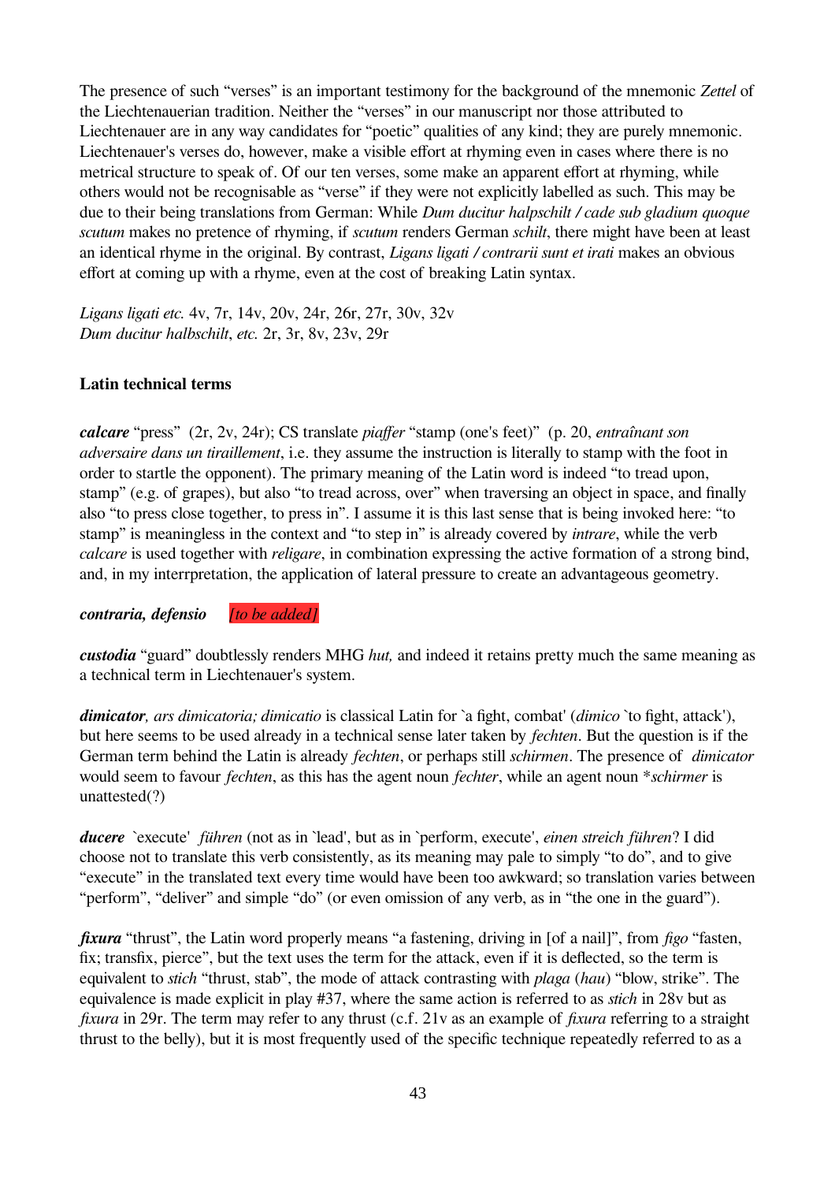The presence of such "verses" is an important testimony for the background of the mnemonic *Zettel* of the Liechtenauerian tradition. Neither the "verses" in our manuscript nor those attributed to Liechtenauer are in any way candidates for "poetic" qualities of any kind; they are purely mnemonic. Liechtenauer's verses do, however, make a visible effort at rhyming even in cases where there is no metrical structure to speak of. Of our ten verses, some make an apparent effort at rhyming, while others would not be recognisable as "verse" if they were not explicitly labelled as such. This may be due to their being translations from German: While *Dum ducitur halpschilt / cade sub gladium quoque scutum* makes no pretence of rhyming, if *scutum* renders German *schilt*, there might have been at least an identical rhyme in the original. By contrast, *Ligans ligati / contrarii sunt et irati* makes an obvious effort at coming up with a rhyme, even at the cost of breaking Latin syntax.

*Ligans ligati etc.* 4v, 7r, 14v, 20v, 24r, 26r, 27r, 30v, 32v
*Dum ducitur halbschilt, etc.* 2r, 3r, 8v, 23v, 29r

### Latin technical terms

***calcare*** "press" (2r, 2v, 24r); CS translate *piaffer* "stamp (one's feet)" (p. 20, *entraînant son adversaire dans un tiraillement*, i.e. they assume the instruction is literally to stamp with the foot in order to startle the opponent). The primary meaning of the Latin word is indeed "to tread upon, stamp" (e.g. of grapes), but also "to tread across, over" when traversing an object in space, and finally also "to press close together, to press in". I assume it is this last sense that is being invoked here: "to stamp" is meaningless in the context and "to step in" is already covered by *intrare*, while the verb *calcare* is used together with *religare*, in combination expressing the active formation of a strong bind, and, in my interrpretation, the application of lateral pressure to create an advantageous geometry.

***contraria, defensio*** *[to be added]*

***custodia*** "guard" doubtlessly renders MHG *hut,* and indeed it retains pretty much the same meaning as a technical term in Liechtenauer's system.

***dimicator****, ars dimicatoria; dimicatio* is classical Latin for `a fight, combat' (*dimico* `to fight, attack'), but here seems to be used already in a technical sense later taken by *fechten*. But the question is if the German term behind the Latin is already *fechten*, or perhaps still *schirmen*. The presence of *dimicator* would seem to favour *fechten*, as this has the agent noun *fechter*, while an agent noun **schirmer* is unattested(?)

***ducere*** `execute' *führen* (not as in `lead', but as in `perform, execute', *einen streich führen*? I did choose not to translate this verb consistently, as its meaning may pale to simply "to do", and to give "execute" in the translated text every time would have been too awkward; so translation varies between "perform", "deliver" and simple "do" (or even omission of any verb, as in "the one in the guard").

***fixura*** "thrust", the Latin word properly means "a fastening, driving in [of a nail]", from *figo* "fasten, fix; transfix, pierce", but the text uses the term for the attack, even if it is deflected, so the term is equivalent to *stich* "thrust, stab", the mode of attack contrasting with *plaga* (*hau*) "blow, strike". The equivalence is made explicit in play #37, where the same action is referred to as *stich* in 28v but as *fixura* in 29r. The term may refer to any thrust (c.f. 21v as an example of *fixura* referring to a straight thrust to the belly), but it is most frequently used of the specific technique repeatedly referred to as a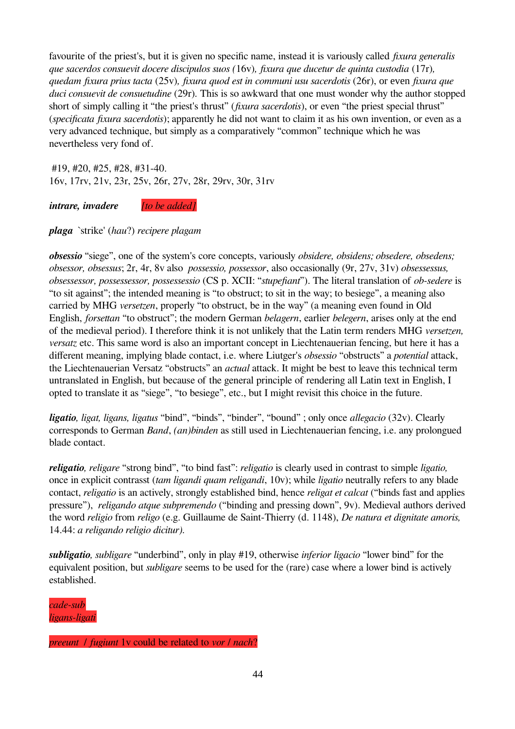favourite of the priest's, but it is given no specific name, instead it is variously called *fixura generalis que sacerdos consuevit docere discipulos suos (*16v)*, fixura que ducetur de quinta custodia* (17r)*, quedam fixura prius tacta* (25v)*, fixura quod est in communi usu sacerdotis* (26r), or even *fixura que duci consuevit de consuetudine* (29r). This is so awkward that one must wonder why the author stopped short of simply calling it "the priest's thrust" (*fixura sacerdotis*), or even "the priest special thrust" (*specificata fixura sacerdotis*); apparently he did not want to claim it as his own invention, or even as a very advanced technique, but simply as a comparatively "common" technique which he was nevertheless very fond of.

#19, #20, #25, #28, #31-40.
16v, 17rv, 21v, 23r, 25v, 26r, 27v, 28r, 29rv, 30r, 31rv

***intrare, invadere*** *[to be added]*

***plaga*** `strike' (*hau*?) *recipere plagam*

***obsessio*** "siege", one of the system's core concepts, variously *obsidere, obsidens; obsedere, obsedens; obsessor, obsessus*; 2r, 4r, 8v also *possessio, possessor*, also occasionally (9r, 27v, 31v) *obsessessus, obsessessor, possessessor, possessessio* (CS p. XCII: "*stupefiant*"). The literal translation of *ob-sedere* is "to sit against"; the intended meaning is "to obstruct; to sit in the way; to besiege", a meaning also carried by MHG *versetzen*, properly "to obstruct, be in the way" (a meaning even found in Old English, *forsettan* "to obstruct"; the modern German *belagern*, earlier *belegern*, arises only at the end of the medieval period). I therefore think it is not unlikely that the Latin term renders MHG *versetzen, versatz* etc. This same word is also an important concept in Liechtenauerian fencing, but here it has a different meaning, implying blade contact, i.e. where Liutger's *obsessio* "obstructs" a *potential* attack, the Liechtenauerian Versatz "obstructs" an *actual* attack. It might be best to leave this technical term untranslated in English, but because of the general principle of rendering all Latin text in English, I opted to translate it as "siege", "to besiege", etc., but I might revisit this choice in the future.

***ligatio****, ligat, ligans, ligatus* "bind", "binds", "binder", "bound" ; only once *allegacio* (32v). Clearly corresponds to German *Band*, *(an)binden* as still used in Liechtenauerian fencing, i.e. any prolongued blade contact.

***religatio****, religare* "strong bind", "to bind fast": *religatio* is clearly used in contrast to simple *ligatio,* once in explicit contrasst (*tam ligandi quam religandi*, 10v); while *ligatio* neutrally refers to any blade contact, *religatio* is an actively, strongly established bind, hence *religat et calcat* ("binds fast and applies pressure"), *religando atque subpremendo* ("binding and pressing down", 9v). Medieval authors derived the word *religio* from *religo* (e.g. Guillaume de Saint-Thierry (d. 1148), *De natura et dignitate amoris,* 14.44: *a religando religio dicitur).*

***subligatio****, subligare* "underbind", only in play #19, otherwise *inferior ligacio* "lower bind" for the equivalent position, but *subligare* seems to be used for the (rare) case where a lower bind is actively established.

*cade-sub*
*ligans-ligati*

*preeunt / fugiunt* 1v could be related to *vor / nach*?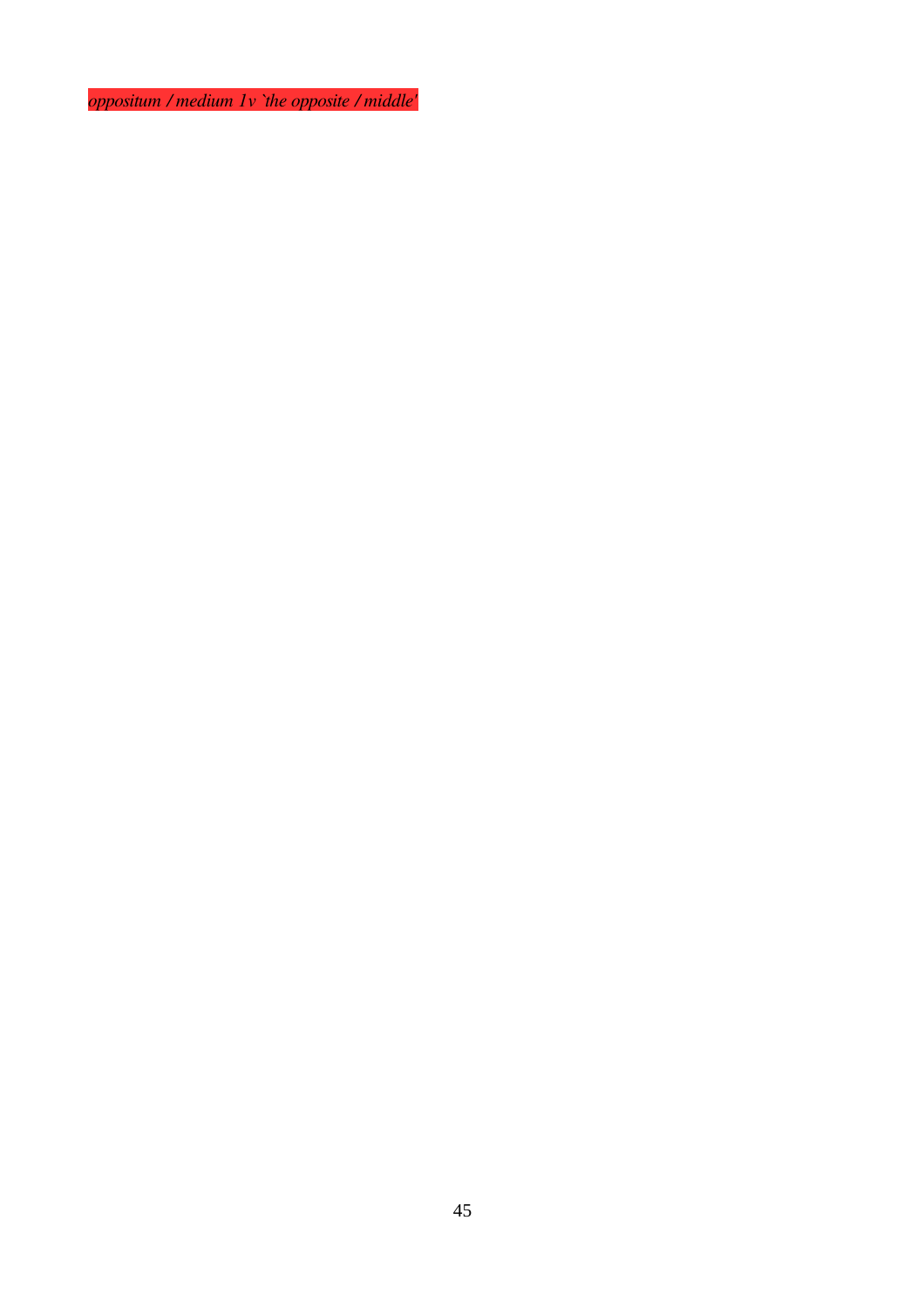*oppositum / medium 1v `the opposite / middle'*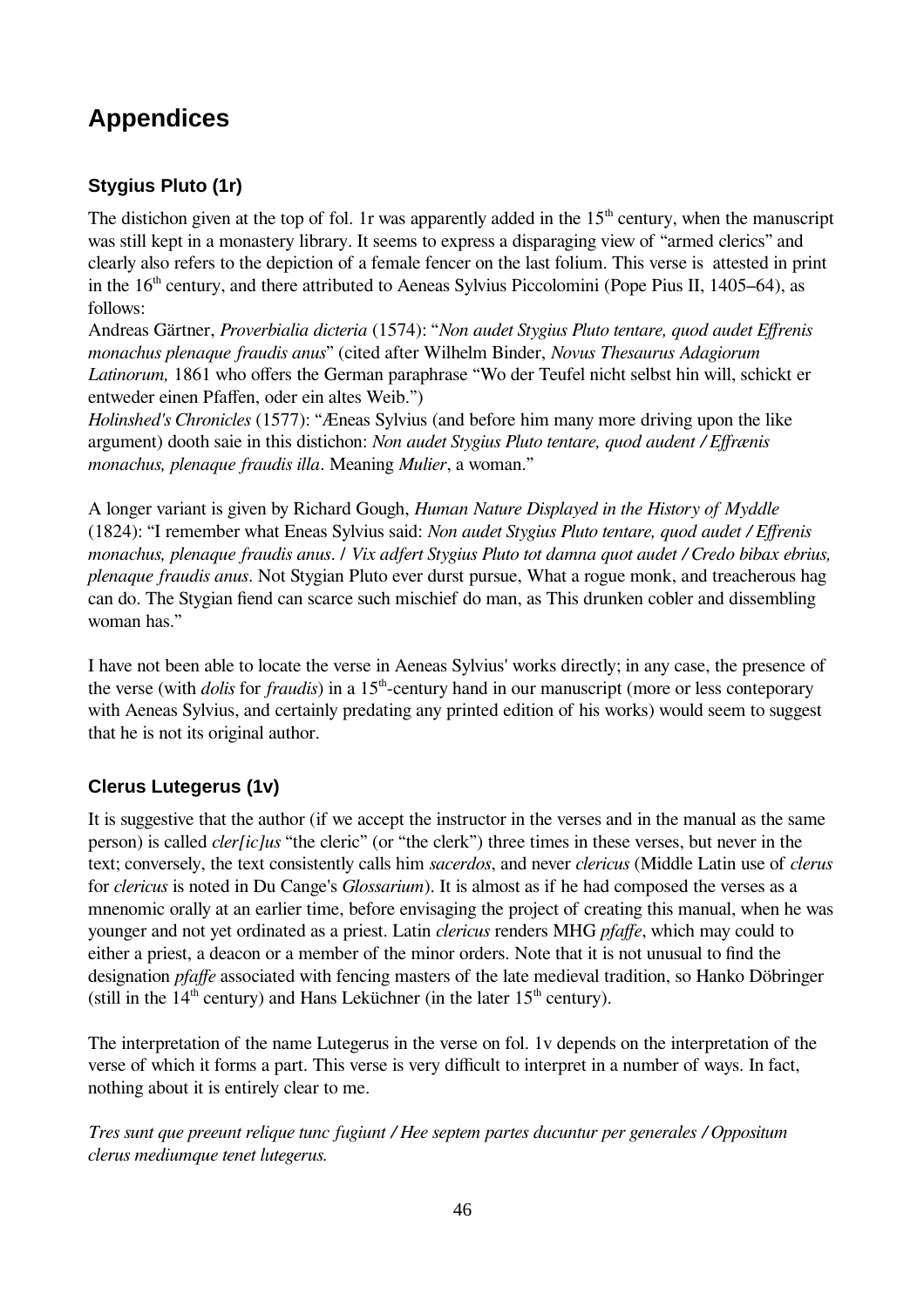# Appendices

## Stygius Pluto (1r)

The distichon given at the top of fol. 1r was apparently added in the 15th century, when the manuscript was still kept in a monastery library. It seems to express a disparaging view of "armed clerics" and clearly also refers to the depiction of a female fencer on the last folium. This verse is attested in print in the 16th century, and there attributed to Aeneas Sylvius Piccolomini (Pope Pius II, 1405–64), as follows:

Andreas Gärtner, *Proverbialia dicteria* (1574): "*Non audet Stygius Pluto tentare, quod audet Effrenis monachus plenaque fraudis anus*" (cited after Wilhelm Binder, *Novus Thesaurus Adagiorum Latinorum,* 1861 who offers the German paraphrase "Wo der Teufel nicht selbst hin will, schickt er entweder einen Pfaffen, oder ein altes Weib.")

*Holinshed's Chronicles* (1577): "Æneas Sylvius (and before him many more driving upon the like argument) dooth saie in this distichon: *Non audet Stygius Pluto tentare, quod audent / Effrænis monachus, plenaque fraudis illa*. Meaning *Mulier*, a woman."

A longer variant is given by Richard Gough, *Human Nature Displayed in the History of Myddle* (1824): "I remember what Eneas Sylvius said: *Non audet Stygius Pluto tentare, quod audet / Effrenis monachus, plenaque fraudis anus*. / *Vix adfert Stygius Pluto tot damna quot audet / Credo bibax ebrius, plenaque fraudis anus*. Not Stygian Pluto ever durst pursue, What a rogue monk, and treacherous hag can do. The Stygian fiend can scarce such mischief do man, as This drunken cobler and dissembling woman has."

I have not been able to locate the verse in Aeneas Sylvius' works directly; in any case, the presence of the verse (with *dolis* for *fraudis*) in a 15th-century hand in our manuscript (more or less conteporary with Aeneas Sylvius, and certainly predating any printed edition of his works) would seem to suggest that he is not its original author.

## Clerus Lutegerus (1v)

It is suggestive that the author (if we accept the instructor in the verses and in the manual as the same person) is called *cler[ic]us* "the cleric" (or "the clerk") three times in these verses, but never in the text; conversely, the text consistently calls him *sacerdos*, and never *clericus* (Middle Latin use of *clerus* for *clericus* is noted in Du Cange's *Glossarium*). It is almost as if he had composed the verses as a mnenomic orally at an earlier time, before envisaging the project of creating this manual, when he was younger and not yet ordinated as a priest. Latin *clericus* renders MHG *pfaffe*, which may could to either a priest, a deacon or a member of the minor orders. Note that it is not unusual to find the designation *pfaffe* associated with fencing masters of the late medieval tradition, so Hanko Döbringer (still in the 14th century) and Hans Lekückner (in the later 15th century).

The interpretation of the name Lutegerus in the verse on fol. 1v depends on the interpretation of the verse of which it forms a part. This verse is very difficult to interpret in a number of ways. In fact, nothing about it is entirely clear to me.

*Tres sunt que preeunt relique tunc fugiunt / Hee septem partes ducuntur per generales / Oppositum clerus mediumque tenet lutegerus.*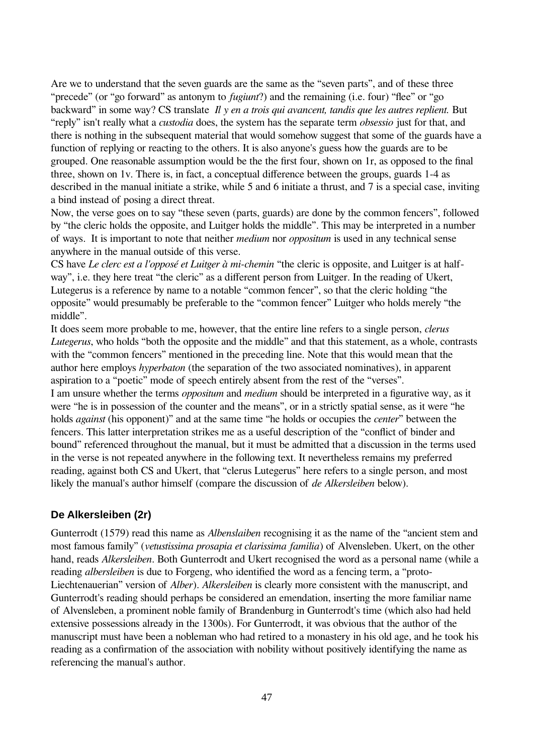Are we to understand that the seven guards are the same as the "seven parts", and of these three "precede" (or "go forward" as antonym to *fugiunt*?) and the remaining (i.e. four) "flee" or "go backward" in some way? CS translate *Il y en a trois qui avancent, tandis que les autres replient.* But "reply" isn't really what a *custodia* does, the system has the separate term *obsessio* just for that, and there is nothing in the subsequent material that would somehow suggest that some of the guards have a function of replying or reacting to the others. It is also anyone's guess how the guards are to be grouped. One reasonable assumption would be the the first four, shown on 1r, as opposed to the final three, shown on 1v. There is, in fact, a conceptual difference between the groups, guards 1-4 as described in the manual initiate a strike, while 5 and 6 initiate a thrust, and 7 is a special case, inviting a bind instead of posing a direct threat.

Now, the verse goes on to say "these seven (parts, guards) are done by the common fencers", followed by "the cleric holds the opposite, and Luitger holds the middle". This may be interpreted in a number of ways. It is important to note that neither *medium* nor *oppositum* is used in any technical sense anywhere in the manual outside of this verse.

CS have *Le clerc est a l'opposé et Luitger à mi-chemin* "the cleric is opposite, and Luitger is at half-way", i.e. they here treat "the cleric" as a different person from Luitger. In the reading of Ukert, Lutegerus is a reference by name to a notable "common fencer", so that the cleric holding "the opposite" would presumably be preferable to the "common fencer" Luitger who holds merely "the middle".

It does seem more probable to me, however, that the entire line refers to a single person, *clerus Lutegerus*, who holds "both the opposite and the middle" and that this statement, as a whole, contrasts with the "common fencers" mentioned in the preceding line. Note that this would mean that the author here employs *hyperbaton* (the separation of the two associated nominatives), in apparent aspiration to a "poetic" mode of speech entirely absent from the rest of the "verses".

I am unsure whether the terms *oppositum* and *medium* should be interpreted in a figurative way, as it were "he is in possession of the counter and the means", or in a strictly spatial sense, as it were "he holds *against* (his opponent)" and at the same time "he holds or occupies the *center*" between the fencers. This latter interpretation strikes me as a useful description of the "conflict of binder and bound" referenced throughout the manual, but it must be admitted that a discussion in the terms used in the verse is not repeated anywhere in the following text. It nevertheless remains my preferred reading, against both CS and Ukert, that "clerus Lutegerus" here refers to a single person, and most likely the manual's author himself (compare the discussion of *de Alkersleiben* below).

### De Alkersleiben (2r)

Gunterrodt (1579) read this name as *Albenslaiben* recognising it as the name of the "ancient stem and most famous family" (*vetustissima prosapia et clarissima familia*) of Alvensleben. Ukert, on the other hand, reads *Alkersleiben*. Both Gunterrodt and Ukert recognised the word as a personal name (while a reading *albersleiben* is due to Forgeng, who identified the word as a fencing term, a "proto-Liechtenauerian" version of *Alber*). *Alkersleiben* is clearly more consistent with the manuscript, and Gunterrodt's reading should perhaps be considered an emendation, inserting the more familiar name of Alvensleben, a prominent noble family of Brandenburg in Gunterrodt's time (which also had held extensive possessions already in the 1300s). For Gunterrodt, it was obvious that the author of the manuscript must have been a nobleman who had retired to a monastery in his old age, and he took his reading as a confirmation of the association with nobility without positively identifying the name as referencing the manual's author.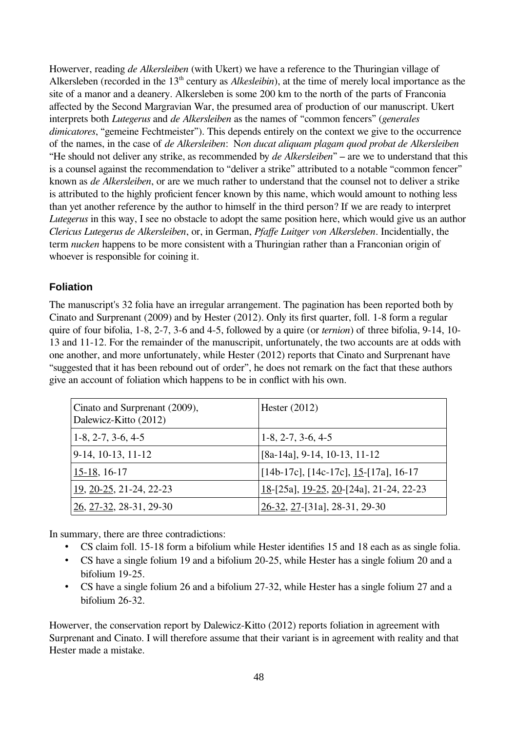However, reading *de Alkersleiben* (with Ukert) we have a reference to the Thuringian village of Alkersleben (recorded in the 13th century as *Alkesleibin*), at the time of merely local importance as the site of a manor and a deanery. Alkersleben is some 200 km to the north of the parts of Franconia affected by the Second Margravian War, the presumed area of production of our manuscript. Ukert interprets both *Lutegerus* and *de Alkersleiben* as the names of "common fencers" (*generales dimicatores*, "gemeine Fechtmeister"). This depends entirely on the context we give to the occurrence of the names, in the case of *de Alkersleiben*: N*on ducat aliquam plagam quod probat de Alkersleiben* "He should not deliver any strike, as recommended by *de Alkersleiben*" – are we to understand that this is a counsel against the recommendation to "deliver a strike" attributed to a notable "common fencer" known as *de Alkersleiben*, or are we much rather to understand that the counsel not to deliver a strike is attributed to the highly proficient fencer known by this name, which would amount to nothing less than yet another reference by the author to himself in the third person? If we are ready to interpret *Lutegerus* in this way, I see no obstacle to adopt the same position here, which would give us an author *Clericus Lutegerus de Alkersleiben*, or, in German, *Pfaffe Luitger von Alkersleben*. Incidentially, the term *nucken* happens to be more consistent with a Thuringian rather than a Franconian origin of whoever is responsible for coining it.

## Foliation

The manuscript's 32 folia have an irregular arrangement. The pagination has been reported both by Cinato and Surprenant (2009) and by Hester (2012). Only its first quarter, foll. 1-8 form a regular quire of four bifolia, 1-8, 2-7, 3-6 and 4-5, followed by a quire (or *ternion*) of three bifolia, 9-14, 10-13 and 11-12. For the remainder of the manuscripit, unfortunately, the two accounts are at odds with one another, and more unfortunately, while Hester (2012) reports that Cinato and Surprenant have "suggested that it has been rebound out of order", he does not remark on the fact that these authors give an account of foliation which happens to be in conflict with his own.

| Cinato and Surprenant (2009), Dalewicz-Kitto (2012) | Hester (2012) |
|---|---|
| 1-8, 2-7, 3-6, 4-5 | 1-8, 2-7, 3-6, 4-5 |
| 9-14, 10-13, 11-12 | [8a-14a], 9-14, 10-13, 11-12 |
| <u>15-18</u>, 16-17 | [14b-17c], [14c-17c], <u>15</u>-[17a], 16-17 |
| <u>19</u>, <u>20-25</u>, 21-24, 22-23 | <u>18</u>-[25a], <u>19-25</u>, <u>20</u>-[24a], 21-24, 22-23 |
| <u>26</u>, <u>27-32</u>, 28-31, 29-30 | <u>26-32</u>, <u>27</u>-[31a], 28-31, 29-30 |

In summary, there are three contradictions:

- CS claim foll. 15-18 form a bifolium while Hester identifies 15 and 18 each as as single folia.
- CS have a single folium 19 and a bifolium 20-25, while Hester has a single folium 20 and a bifolium 19-25.
- CS have a single folium 26 and a bifolium 27-32, while Hester has a single folium 27 and a bifolium 26-32.

However, the conservation report by Dalewicz-Kitto (2012) reports foliation in agreement with Surprenant and Cinato. I will therefore assume that their variant is in agreement with reality and that Hester made a mistake.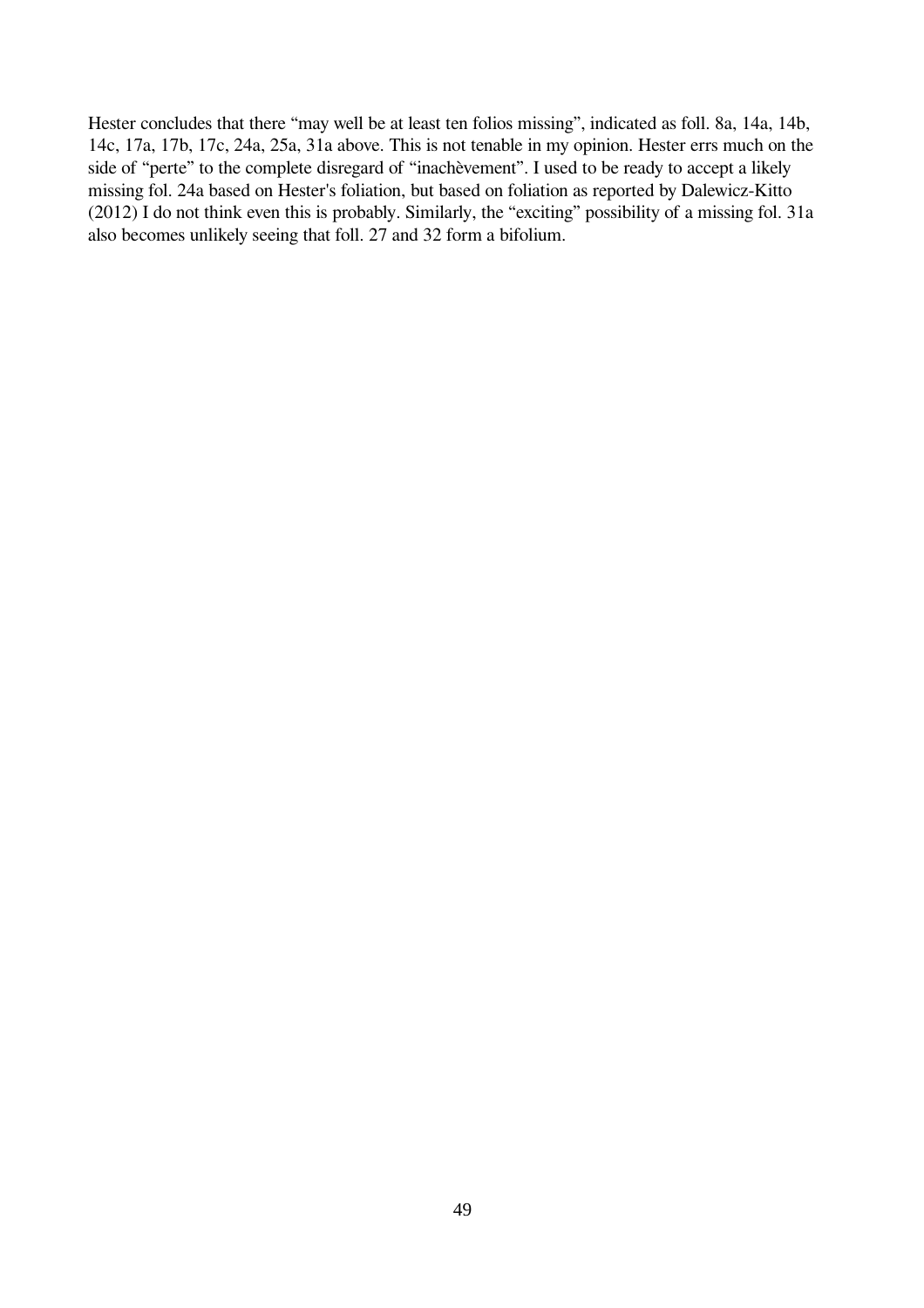Hester concludes that there “may well be at least ten folios missing”, indicated as foll. 8a, 14a, 14b, 14c, 17a, 17b, 17c, 24a, 25a, 31a above. This is not tenable in my opinion. Hester errs much on the side of “perte” to the complete disregard of “inachèvement”. I used to be ready to accept a likely missing fol. 24a based on Hester's foliation, but based on foliation as reported by Dalewicz-Kitto (2012) I do not think even this is probably. Similarly, the “exciting” possibility of a missing fol. 31a also becomes unlikely seeing that foll. 27 and 32 form a bifolium.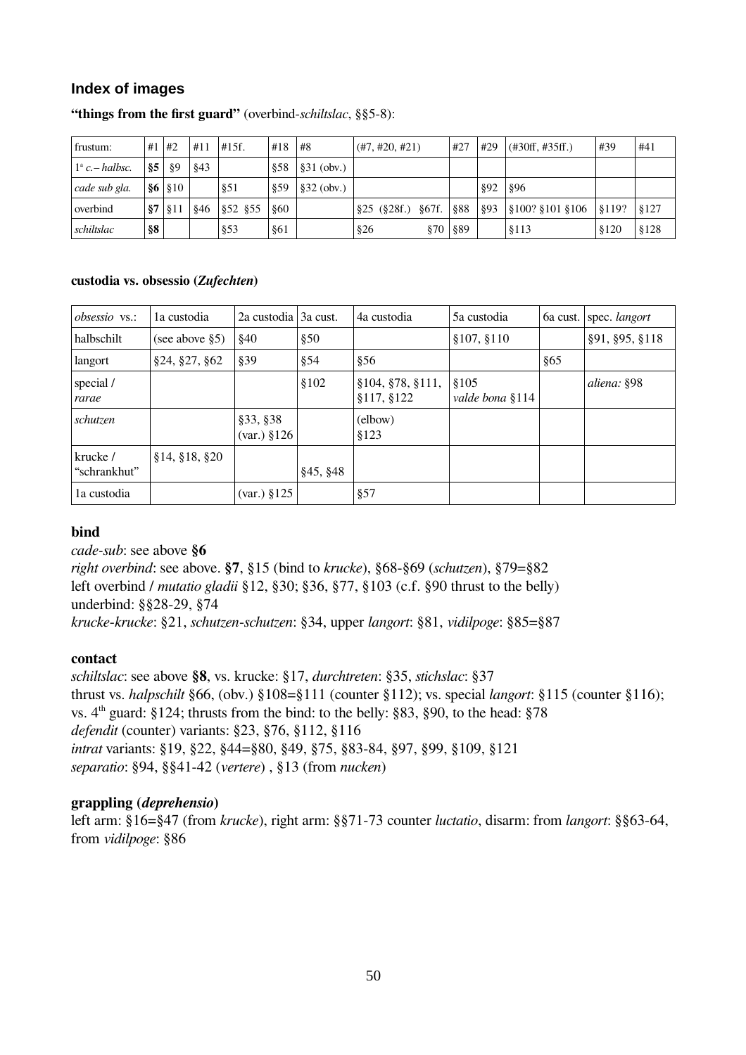## Index of images

**"things from the first guard"** (overbind-*schiltslac*, §§5-8):

| frustum: | #1 | #2 | #11 | #15f. | #18 | #8 | (#7, #20, #21) | #27 | #29 | (#30ff, #35ff.) | #39 | #41 |
|---|---|---|---|---|---|---|---|---|---|---|---|---|
| 1ª *c.– halbsc.* | **§5** | §9 | §43 | | §58 | §31 (obv.) | | | | | | |
| *cade sub gla.* | **§6** | §10 | | §51 | §59 | §32 (obv.) | | | §92 | §96 | | |
| overbind | **§7** | §11 | §46 | §52 §55 | §60 | | §25 (§28f.) §67f. | §88 | §93 | §100? §101 §106 | §119? | §127 |
| *schiltslac* | **§8** | | | §53 | §61 | | §26 §70 | §89 | | §113 | §120 | §128 |

**custodia vs. obsessio (*Zufechten*)**

| *obsessio* vs.: | 1a custodia | 2a custodia | 3a cust. | 4a custodia | 5a custodia | 6a cust. | spec. *langort* |
|---|---|---|---|---|---|---|---|
| halbschilt | (see above §5) | §40 | §50 | | §107, §110 | | §91, §95, §118 |
| langort | §24, §27, §62 | §39 | §54 | §56 | | §65 | |
| special / *rarae* | | | §102 | §104, §78, §111, §117, §122 | §105 *valde bona* §114 | | *aliena:* §98 |
| *schutzen* | | §33, §38 (var.) §126 | | (elbow) §123 | | | |
| krucke / "schrankhut" | §14, §18, §20 | | §45, §48 | | | | |
| 1a custodia | | (var.) §125 | | §57 | | | |

### bind

*cade-sub*: see above **§6**
*right overbind*: see above. **§7**, §15 (bind to *krucke*), §68-§69 (*schutzen*), §79=§82
left overbind / *mutatio gladii* §12, §30; §36, §77, §103 (c.f. §90 thrust to the belly)
underbind: §§28-29, §74
*krucke-krucke*: §21, *schutzen-schutzen*: §34, upper *langort*: §81, *vidilpoge*: §85=§87

### contact

*schiltslac*: see above **§8**, vs. krucke: §17, *durchtreten*: §35, *stichslac*: §37
thrust vs. *halpschilt* §66, (obv.) §108=§111 (counter §112); vs. special *langort*: §115 (counter §116);
vs. 4th guard: §124; thrusts from the bind: to the belly: §83, §90, to the head: §78
*defendit* (counter) variants: §23, §76, §112, §116
*intrat* variants: §19, §22, §44=§80, §49, §75, §83-84, §97, §99, §109, §121
*separatio*: §94, §§41-42 (*vertere*) , §13 (from *nucken*)

### grappling (*deprehensio*)

left arm: §16=§47 (from *krucke*), right arm: §§71-73 counter *luctatio*, disarm: from *langort*: §§63-64, from *vidilpoge*: §86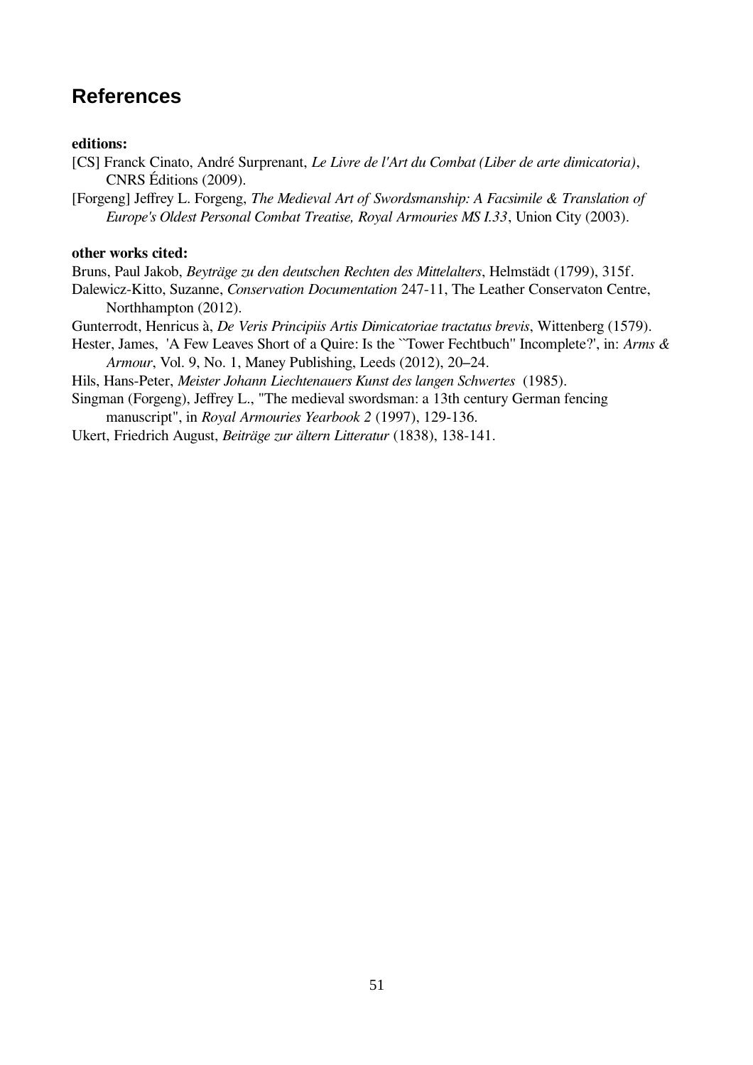## References

**editions:**

[CS] Franck Cinato, André Surprenant, *Le Livre de l'Art du Combat (Liber de arte dimicatoria)*, CNRS Éditions (2009).

[Forgeng] Jeffrey L. Forgeng, *The Medieval Art of Swordsmanship: A Facsimile & Translation of Europe's Oldest Personal Combat Treatise, Royal Armouries MS I.33*, Union City (2003).

**other works cited:**

Bruns, Paul Jakob, *Beyträge zu den deutschen Rechten des Mittelalters*, Helmstädt (1799), 315f.

Dalewicz-Kitto, Suzanne, *Conservation Documentation* 247-11, The Leather Conservaton Centre, Northhampton (2012).

Gunterrodt, Henricus à, *De Veris Principiis Artis Dimicatoriae tractatus brevis*, Wittenberg (1579).

Hester, James, 'A Few Leaves Short of a Quire: Is the ``Tower Fechtbuch'' Incomplete?', in: *Arms & Armour*, Vol. 9, No. 1, Maney Publishing, Leeds (2012), 20–24.

Hils, Hans-Peter, *Meister Johann Liechtenauers Kunst des langen Schwertes* (1985).

Singman (Forgeng), Jeffrey L., "The medieval swordsman: a 13th century German fencing manuscript", in *Royal Armouries Yearbook 2* (1997), 129-136.

Ukert, Friedrich August, *Beiträge zur ältern Litteratur* (1838), 138-141.